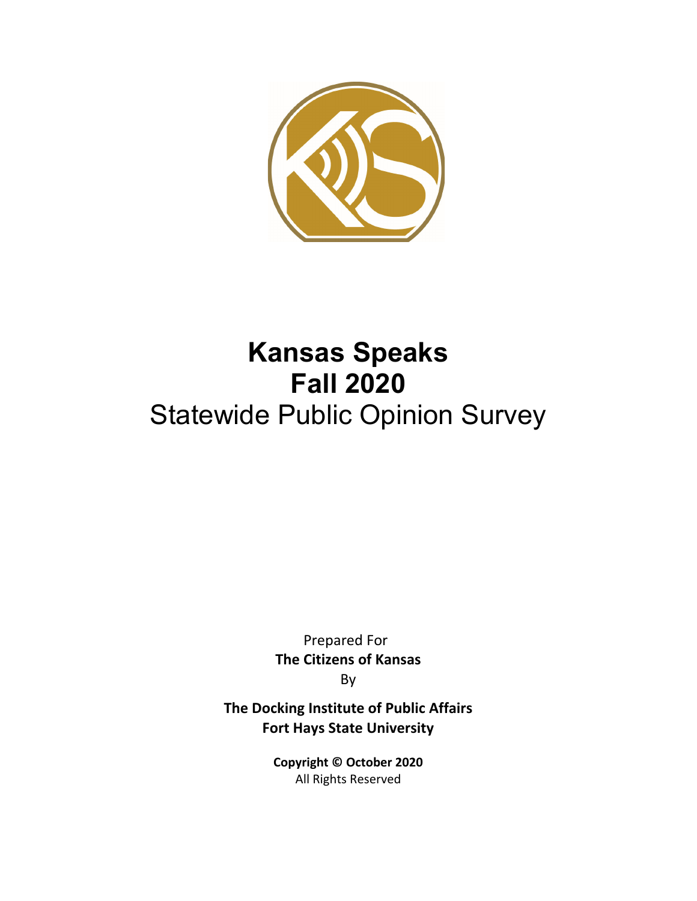# Kansas Speaks
# Fall 2020
## Statewide Public Opinion Survey

Prepared For
**The Citizens of Kansas**
By

**The Docking Institute of Public Affairs**
**Fort Hays State University**

**Copyright © October 2020**
All Rights Reserved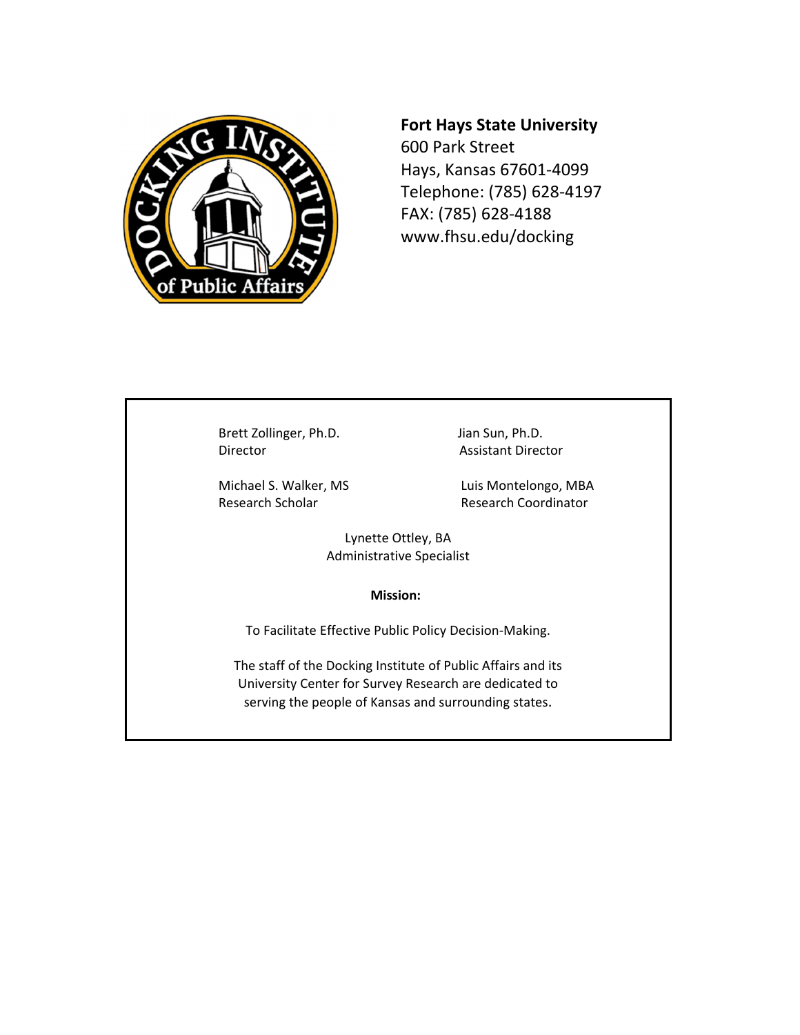**Fort Hays State University**
600 Park Street
Hays, Kansas 67601-4099
Telephone: (785) 628-4197
FAX: (785) 628-4188
www.fhsu.edu/docking

Brett Zollinger, Ph.D.
Director

Jian Sun, Ph.D.
Assistant Director

Michael S. Walker, MS
Research Scholar

Luis Montelongo, MBA
Research Coordinator

Lynette Ottley, BA
Administrative Specialist

**Mission:**

To Facilitate Effective Public Policy Decision-Making.

The staff of the Docking Institute of Public Affairs and its University Center for Survey Research are dedicated to serving the people of Kansas and surrounding states.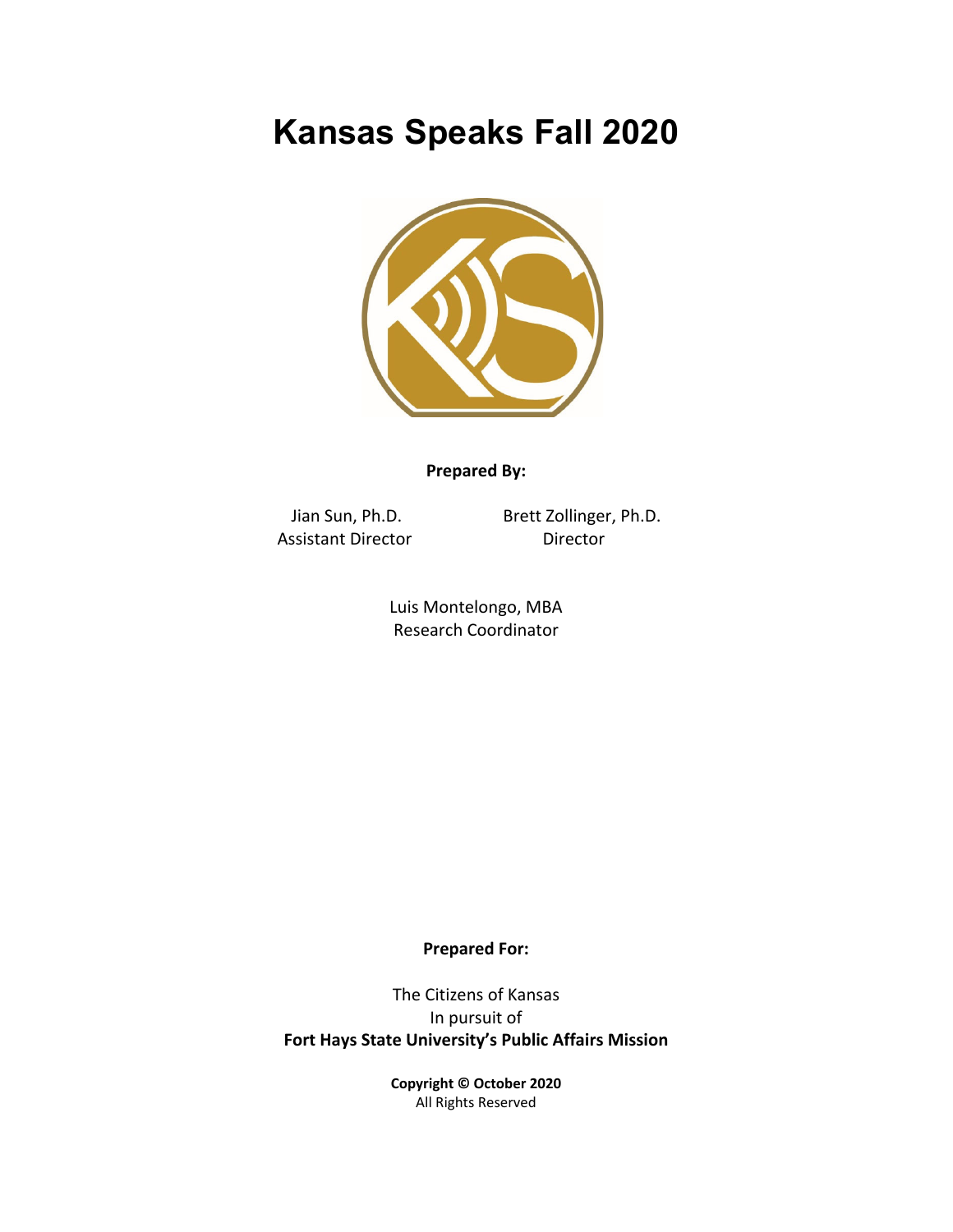# Kansas Speaks Fall 2020

**Prepared By:**

Jian Sun, Ph.D.
Assistant Director

Brett Zollinger, Ph.D.
Director

Luis Montelongo, MBA
Research Coordinator

**Prepared For:**

The Citizens of Kansas
In pursuit of
**Fort Hays State University's Public Affairs Mission**

**Copyright © October 2020**
All Rights Reserved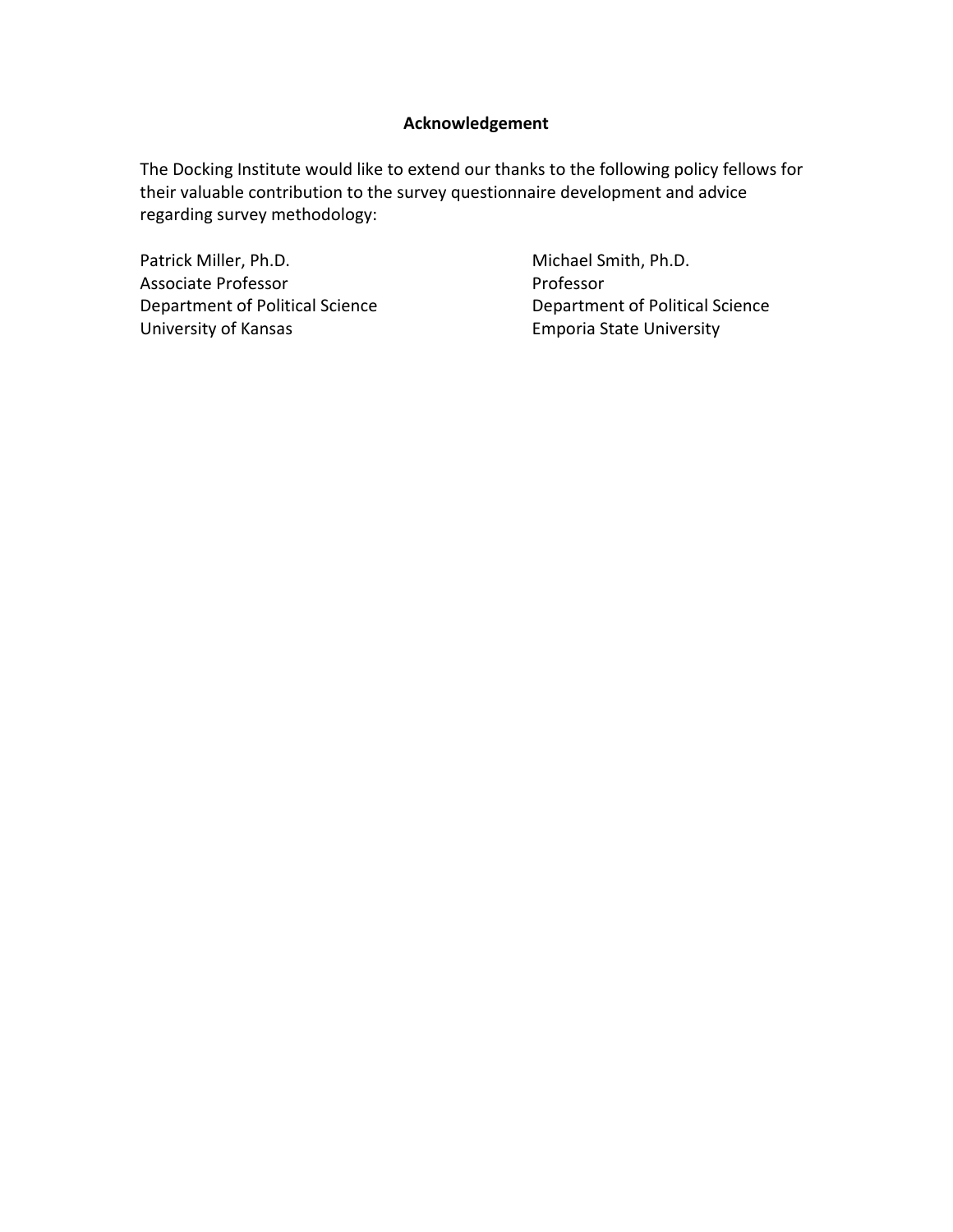**Acknowledgement**

The Docking Institute would like to extend our thanks to the following policy fellows for their valuable contribution to the survey questionnaire development and advice regarding survey methodology:

Patrick Miller, Ph.D.
Associate Professor
Department of Political Science
University of Kansas

Michael Smith, Ph.D.
Professor
Department of Political Science
Emporia State University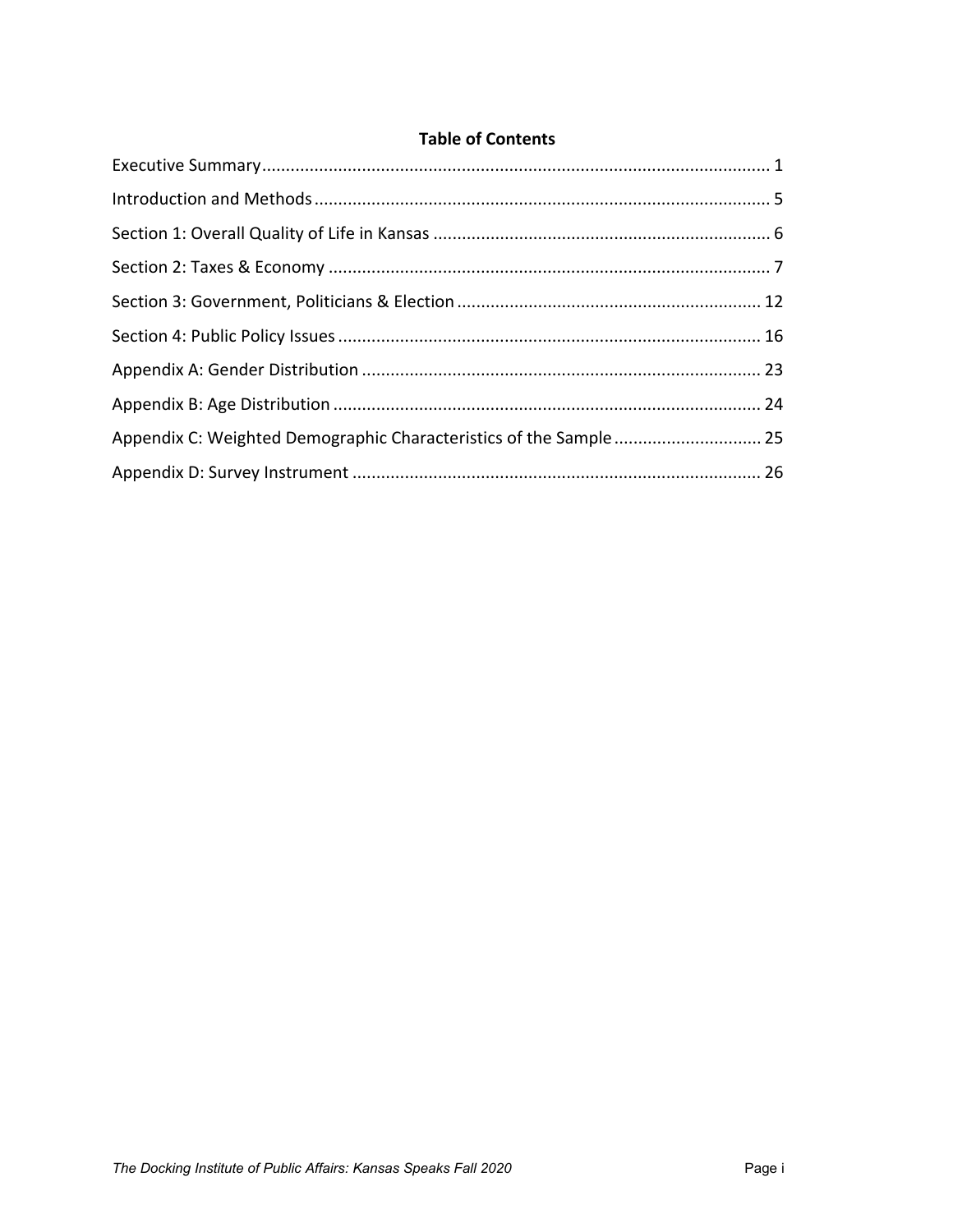## Table of Contents

Executive Summary ........................................................................................................ 1

Introduction and Methods ............................................................................................. 5

Section 1: Overall Quality of Life in Kansas ..................................................................... 6

Section 2: Taxes & Economy .......................................................................................... 7

Section 3: Government, Politicians & Election ............................................................... 12

Section 4: Public Policy Issues ....................................................................................... 16

Appendix A: Gender Distribution .................................................................................. 23

Appendix B: Age Distribution ........................................................................................ 24

Appendix C: Weighted Demographic Characteristics of the Sample .............................. 25

Appendix D: Survey Instrument .................................................................................... 26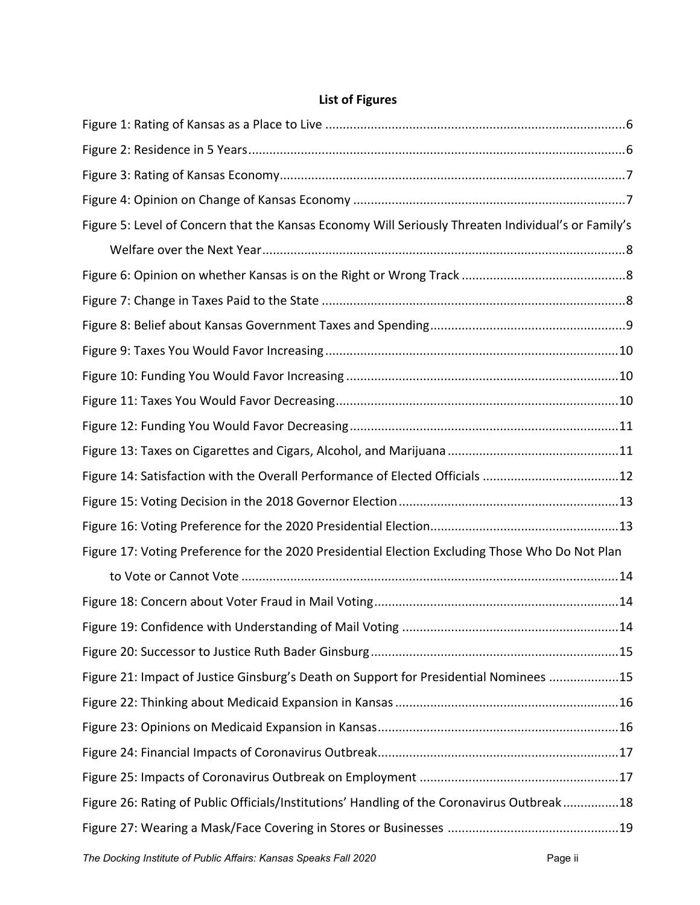## List of Figures

Figure 1: Rating of Kansas as a Place to Live ....................................................................................6

Figure 2: Residence in 5 Years.........................................................................................................6

Figure 3: Rating of Kansas Economy................................................................................................7

Figure 4: Opinion on Change of Kansas Economy ...........................................................................7

Figure 5: Level of Concern that the Kansas Economy Will Seriously Threaten Individual's or Family's Welfare over the Next Year......................................................................................................8

Figure 6: Opinion on whether Kansas is on the Right or Wrong Track .............................................8

Figure 7: Change in Taxes Paid to the State .....................................................................................8

Figure 8: Belief about Kansas Government Taxes and Spending......................................................9

Figure 9: Taxes You Would Favor Increasing ..................................................................................10

Figure 10: Funding You Would Favor Increasing ............................................................................10

Figure 11: Taxes You Would Favor Decreasing...............................................................................10

Figure 12: Funding You Would Favor Decreasing...........................................................................11

Figure 13: Taxes on Cigarettes and Cigars, Alcohol, and Marijuana ...............................................11

Figure 14: Satisfaction with the Overall Performance of Elected Officials ......................................12

Figure 15: Voting Decision in the 2018 Governor Election.............................................................13

Figure 16: Voting Preference for the 2020 Presidential Election....................................................13

Figure 17: Voting Preference for the 2020 Presidential Election Excluding Those Who Do Not Plan to Vote or Cannot Vote ..........................................................................................................14

Figure 18: Concern about Voter Fraud in Mail Voting....................................................................14

Figure 19: Confidence with Understanding of Mail Voting ............................................................14

Figure 20: Successor to Justice Ruth Bader Ginsburg.....................................................................15

Figure 21: Impact of Justice Ginsburg's Death on Support for Presidential Nominees ...................15

Figure 22: Thinking about Medicaid Expansion in Kansas ..............................................................16

Figure 23: Opinions on Medicaid Expansion in Kansas...................................................................16

Figure 24: Financial Impacts of Coronavirus Outbreak...................................................................17

Figure 25: Impacts of Coronavirus Outbreak on Employment .......................................................17

Figure 26: Rating of Public Officials/Institutions' Handling of the Coronavirus Outbreak...............18

Figure 27: Wearing a Mask/Face Covering in Stores or Businesses ...............................................19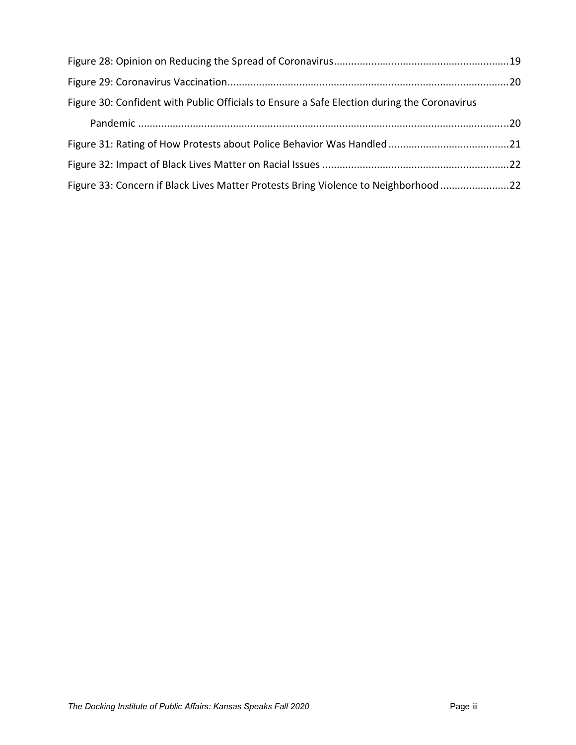Figure 28: Opinion on Reducing the Spread of Coronavirus............................................................19

Figure 29: Coronavirus Vaccination..................................................................................................20

Figure 30: Confident with Public Officials to Ensure a Safe Election during the Coronavirus Pandemic ..............................................................................................................................20

Figure 31: Rating of How Protests about Police Behavior Was Handled ..........................................21

Figure 32: Impact of Black Lives Matter on Racial Issues ................................................................22

Figure 33: Concern if Black Lives Matter Protests Bring Violence to Neighborhood ........................22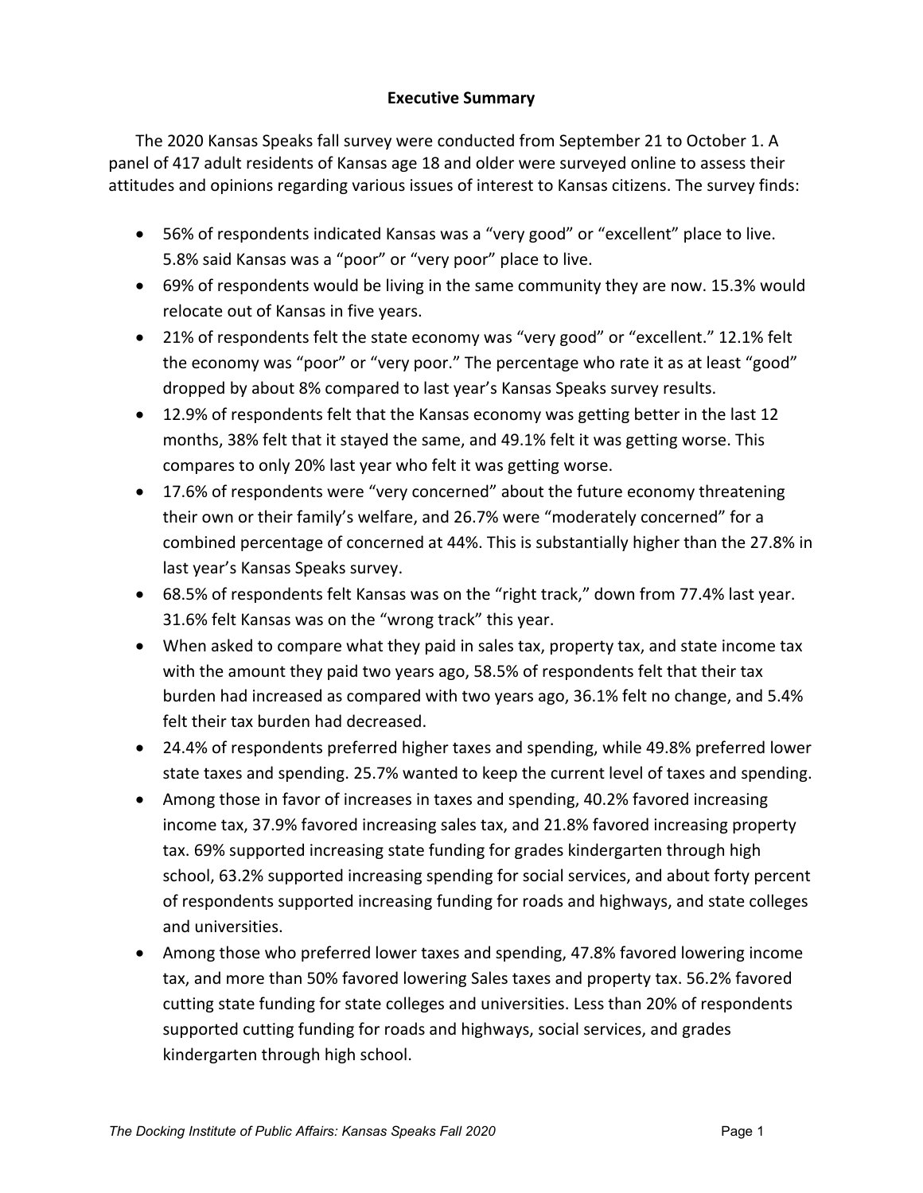## Executive Summary

The 2020 Kansas Speaks fall survey were conducted from September 21 to October 1. A panel of 417 adult residents of Kansas age 18 and older were surveyed online to assess their attitudes and opinions regarding various issues of interest to Kansas citizens. The survey finds:

- 56% of respondents indicated Kansas was a "very good" or "excellent" place to live. 5.8% said Kansas was a "poor" or "very poor" place to live.
- 69% of respondents would be living in the same community they are now. 15.3% would relocate out of Kansas in five years.
- 21% of respondents felt the state economy was "very good" or "excellent." 12.1% felt the economy was "poor" or "very poor." The percentage who rate it as at least "good" dropped by about 8% compared to last year's Kansas Speaks survey results.
- 12.9% of respondents felt that the Kansas economy was getting better in the last 12 months, 38% felt that it stayed the same, and 49.1% felt it was getting worse. This compares to only 20% last year who felt it was getting worse.
- 17.6% of respondents were "very concerned" about the future economy threatening their own or their family's welfare, and 26.7% were "moderately concerned" for a combined percentage of concerned at 44%. This is substantially higher than the 27.8% in last year's Kansas Speaks survey.
- 68.5% of respondents felt Kansas was on the "right track," down from 77.4% last year. 31.6% felt Kansas was on the "wrong track" this year.
- When asked to compare what they paid in sales tax, property tax, and state income tax with the amount they paid two years ago, 58.5% of respondents felt that their tax burden had increased as compared with two years ago, 36.1% felt no change, and 5.4% felt their tax burden had decreased.
- 24.4% of respondents preferred higher taxes and spending, while 49.8% preferred lower state taxes and spending. 25.7% wanted to keep the current level of taxes and spending.
- Among those in favor of increases in taxes and spending, 40.2% favored increasing income tax, 37.9% favored increasing sales tax, and 21.8% favored increasing property tax. 69% supported increasing state funding for grades kindergarten through high school, 63.2% supported increasing spending for social services, and about forty percent of respondents supported increasing funding for roads and highways, and state colleges and universities.
- Among those who preferred lower taxes and spending, 47.8% favored lowering income tax, and more than 50% favored lowering Sales taxes and property tax. 56.2% favored cutting state funding for state colleges and universities. Less than 20% of respondents supported cutting funding for roads and highways, social services, and grades kindergarten through high school.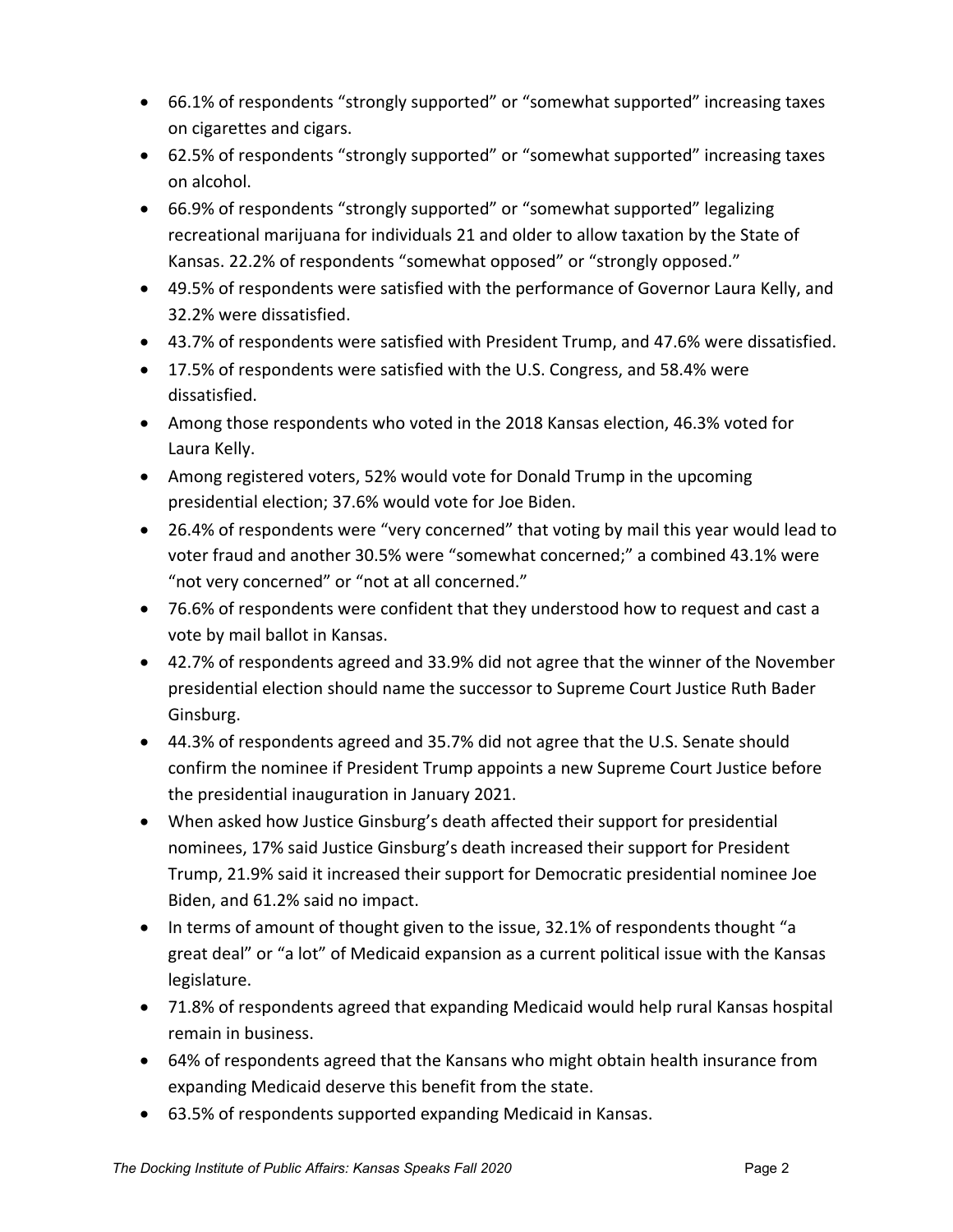- 66.1% of respondents “strongly supported” or “somewhat supported” increasing taxes on cigarettes and cigars.
- 62.5% of respondents “strongly supported” or “somewhat supported” increasing taxes on alcohol.
- 66.9% of respondents “strongly supported” or “somewhat supported” legalizing recreational marijuana for individuals 21 and older to allow taxation by the State of Kansas. 22.2% of respondents “somewhat opposed” or “strongly opposed.”
- 49.5% of respondents were satisfied with the performance of Governor Laura Kelly, and 32.2% were dissatisfied.
- 43.7% of respondents were satisfied with President Trump, and 47.6% were dissatisfied.
- 17.5% of respondents were satisfied with the U.S. Congress, and 58.4% were dissatisfied.
- Among those respondents who voted in the 2018 Kansas election, 46.3% voted for Laura Kelly.
- Among registered voters, 52% would vote for Donald Trump in the upcoming presidential election; 37.6% would vote for Joe Biden.
- 26.4% of respondents were “very concerned” that voting by mail this year would lead to voter fraud and another 30.5% were “somewhat concerned;” a combined 43.1% were “not very concerned” or “not at all concerned.”
- 76.6% of respondents were confident that they understood how to request and cast a vote by mail ballot in Kansas.
- 42.7% of respondents agreed and 33.9% did not agree that the winner of the November presidential election should name the successor to Supreme Court Justice Ruth Bader Ginsburg.
- 44.3% of respondents agreed and 35.7% did not agree that the U.S. Senate should confirm the nominee if President Trump appoints a new Supreme Court Justice before the presidential inauguration in January 2021.
- When asked how Justice Ginsburg’s death affected their support for presidential nominees, 17% said Justice Ginsburg’s death increased their support for President Trump, 21.9% said it increased their support for Democratic presidential nominee Joe Biden, and 61.2% said no impact.
- In terms of amount of thought given to the issue, 32.1% of respondents thought “a great deal” or “a lot” of Medicaid expansion as a current political issue with the Kansas legislature.
- 71.8% of respondents agreed that expanding Medicaid would help rural Kansas hospital remain in business.
- 64% of respondents agreed that the Kansans who might obtain health insurance from expanding Medicaid deserve this benefit from the state.
- 63.5% of respondents supported expanding Medicaid in Kansas.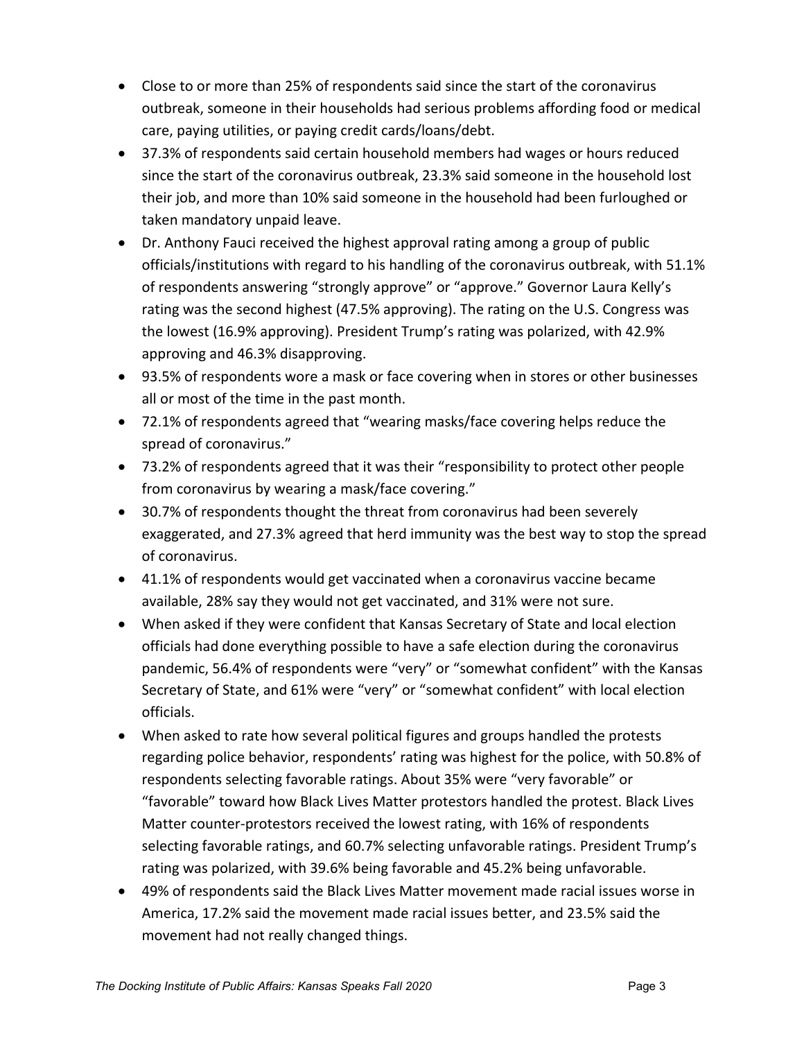- Close to or more than 25% of respondents said since the start of the coronavirus outbreak, someone in their households had serious problems affording food or medical care, paying utilities, or paying credit cards/loans/debt.
- 37.3% of respondents said certain household members had wages or hours reduced since the start of the coronavirus outbreak, 23.3% said someone in the household lost their job, and more than 10% said someone in the household had been furloughed or taken mandatory unpaid leave.
- Dr. Anthony Fauci received the highest approval rating among a group of public officials/institutions with regard to his handling of the coronavirus outbreak, with 51.1% of respondents answering "strongly approve" or "approve." Governor Laura Kelly's rating was the second highest (47.5% approving). The rating on the U.S. Congress was the lowest (16.9% approving). President Trump's rating was polarized, with 42.9% approving and 46.3% disapproving.
- 93.5% of respondents wore a mask or face covering when in stores or other businesses all or most of the time in the past month.
- 72.1% of respondents agreed that "wearing masks/face covering helps reduce the spread of coronavirus."
- 73.2% of respondents agreed that it was their "responsibility to protect other people from coronavirus by wearing a mask/face covering."
- 30.7% of respondents thought the threat from coronavirus had been severely exaggerated, and 27.3% agreed that herd immunity was the best way to stop the spread of coronavirus.
- 41.1% of respondents would get vaccinated when a coronavirus vaccine became available, 28% say they would not get vaccinated, and 31% were not sure.
- When asked if they were confident that Kansas Secretary of State and local election officials had done everything possible to have a safe election during the coronavirus pandemic, 56.4% of respondents were "very" or "somewhat confident" with the Kansas Secretary of State, and 61% were "very" or "somewhat confident" with local election officials.
- When asked to rate how several political figures and groups handled the protests regarding police behavior, respondents' rating was highest for the police, with 50.8% of respondents selecting favorable ratings. About 35% were "very favorable" or "favorable" toward how Black Lives Matter protestors handled the protest. Black Lives Matter counter-protestors received the lowest rating, with 16% of respondents selecting favorable ratings, and 60.7% selecting unfavorable ratings. President Trump's rating was polarized, with 39.6% being favorable and 45.2% being unfavorable.
- 49% of respondents said the Black Lives Matter movement made racial issues worse in America, 17.2% said the movement made racial issues better, and 23.5% said the movement had not really changed things.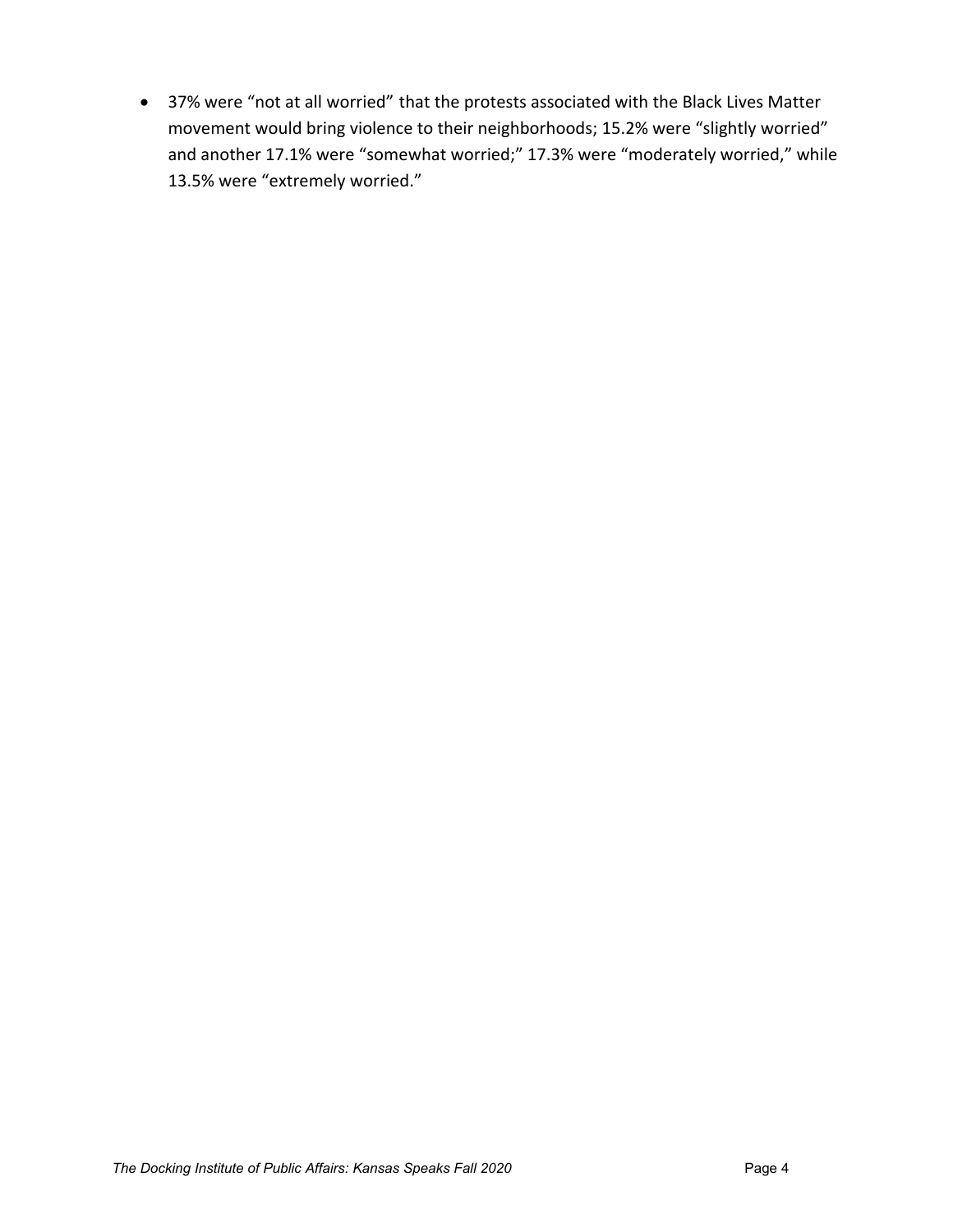- 37% were "not at all worried" that the protests associated with the Black Lives Matter movement would bring violence to their neighborhoods; 15.2% were "slightly worried" and another 17.1% were "somewhat worried;" 17.3% were "moderately worried," while 13.5% were "extremely worried."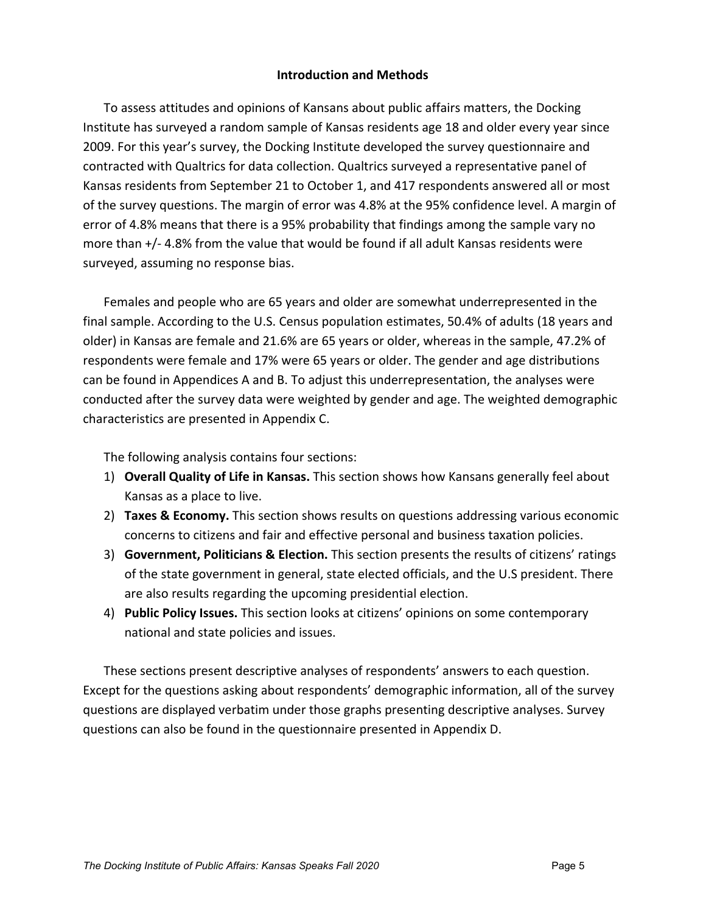## Introduction and Methods

To assess attitudes and opinions of Kansans about public affairs matters, the Docking Institute has surveyed a random sample of Kansas residents age 18 and older every year since 2009. For this year's survey, the Docking Institute developed the survey questionnaire and contracted with Qualtrics for data collection. Qualtrics surveyed a representative panel of Kansas residents from September 21 to October 1, and 417 respondents answered all or most of the survey questions. The margin of error was 4.8% at the 95% confidence level. A margin of error of 4.8% means that there is a 95% probability that findings among the sample vary no more than +/- 4.8% from the value that would be found if all adult Kansas residents were surveyed, assuming no response bias.

Females and people who are 65 years and older are somewhat underrepresented in the final sample. According to the U.S. Census population estimates, 50.4% of adults (18 years and older) in Kansas are female and 21.6% are 65 years or older, whereas in the sample, 47.2% of respondents were female and 17% were 65 years or older. The gender and age distributions can be found in Appendices A and B. To adjust this underrepresentation, the analyses were conducted after the survey data were weighted by gender and age. The weighted demographic characteristics are presented in Appendix C.

The following analysis contains four sections:

1) **Overall Quality of Life in Kansas.** This section shows how Kansans generally feel about Kansas as a place to live.
2) **Taxes & Economy.** This section shows results on questions addressing various economic concerns to citizens and fair and effective personal and business taxation policies.
3) **Government, Politicians & Election.** This section presents the results of citizens' ratings of the state government in general, state elected officials, and the U.S president. There are also results regarding the upcoming presidential election.
4) **Public Policy Issues.** This section looks at citizens' opinions on some contemporary national and state policies and issues.

These sections present descriptive analyses of respondents' answers to each question. Except for the questions asking about respondents' demographic information, all of the survey questions are displayed verbatim under those graphs presenting descriptive analyses. Survey questions can also be found in the questionnaire presented in Appendix D.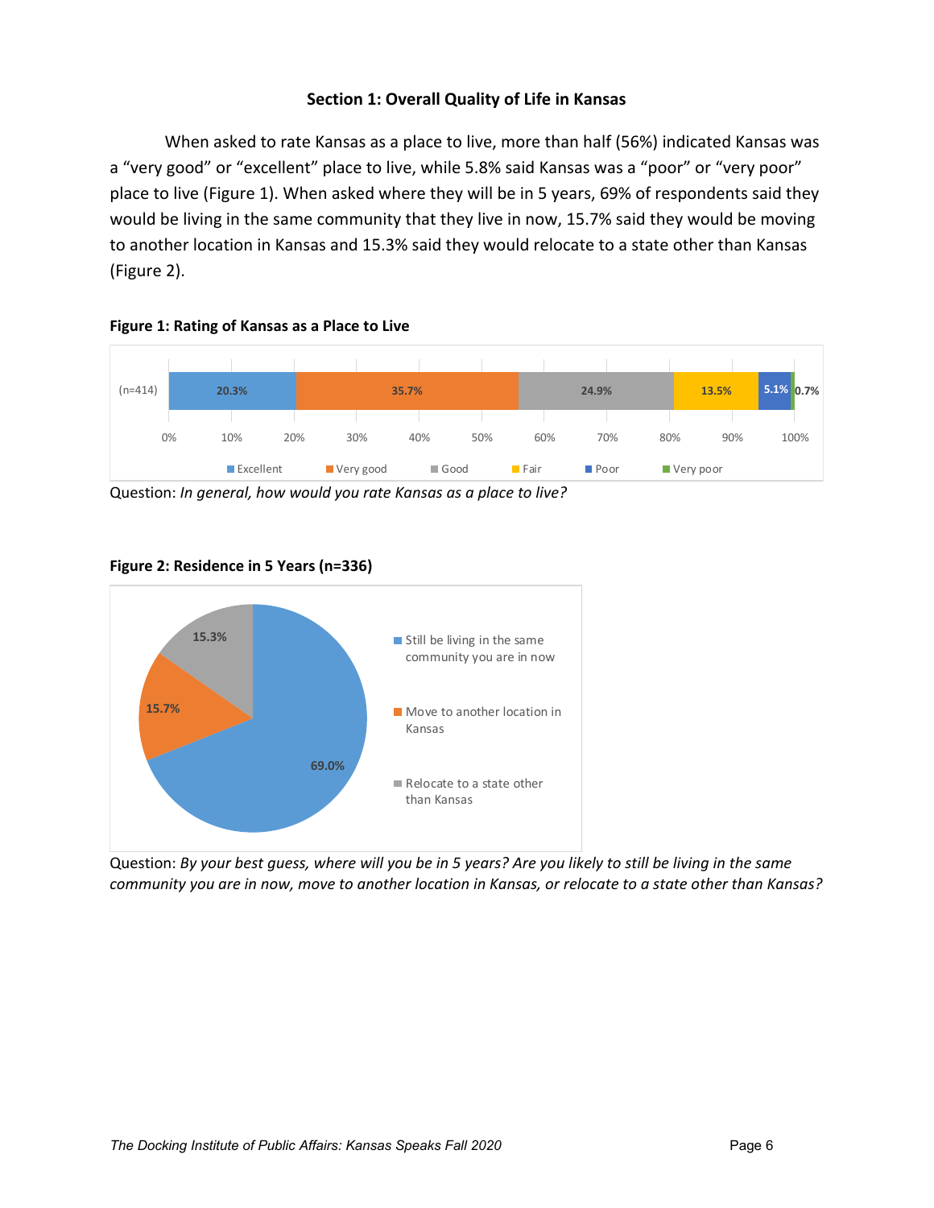## Section 1: Overall Quality of Life in Kansas

When asked to rate Kansas as a place to live, more than half (56%) indicated Kansas was a "very good" or "excellent" place to live, while 5.8% said Kansas was a "poor" or "very poor" place to live (Figure 1). When asked where they will be in 5 years, 69% of respondents said they would be living in the same community that they live in now, 15.7% said they would be moving to another location in Kansas and 15.3% said they would relocate to a state other than Kansas (Figure 2).

**Figure 1: Rating of Kansas as a Place to Live**

| (n=414) | Excellent | Very good | Good | Fair | Poor | Very poor |
|---|---|---|---|---|---|---|
| % | 20.3% | 35.7% | 24.9% | 13.5% | 5.1% | 0.7% |

Question: *In general, how would you rate Kansas as a place to live?*

**Figure 2: Residence in 5 Years (n=336)**

| Response | % |
|---|---|
| Still be living in the same community you are in now | 69.0% |
| Move to another location in Kansas | 15.7% |
| Relocate to a state other than Kansas | 15.3% |

Question: *By your best guess, where will you be in 5 years? Are you likely to still be living in the same community you are in now, move to another location in Kansas, or relocate to a state other than Kansas?*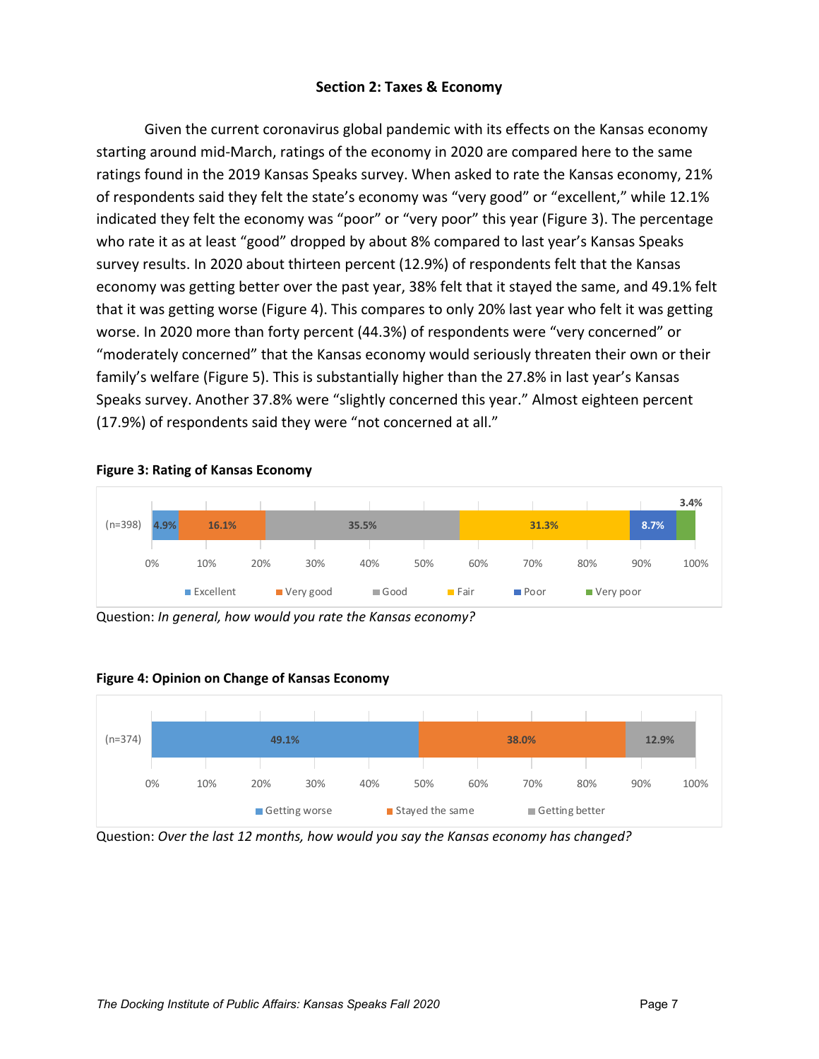## Section 2: Taxes & Economy

Given the current coronavirus global pandemic with its effects on the Kansas economy starting around mid-March, ratings of the economy in 2020 are compared here to the same ratings found in the 2019 Kansas Speaks survey. When asked to rate the Kansas economy, 21% of respondents said they felt the state's economy was "very good" or "excellent," while 12.1% indicated they felt the economy was "poor" or "very poor" this year (Figure 3). The percentage who rate it as at least "good" dropped by about 8% compared to last year's Kansas Speaks survey results. In 2020 about thirteen percent (12.9%) of respondents felt that the Kansas economy was getting better over the past year, 38% felt that it stayed the same, and 49.1% felt that it was getting worse (Figure 4). This compares to only 20% last year who felt it was getting worse. In 2020 more than forty percent (44.3%) of respondents were "very concerned" or "moderately concerned" that the Kansas economy would seriously threaten their own or their family's welfare (Figure 5). This is substantially higher than the 27.8% in last year's Kansas Speaks survey. Another 37.8% were "slightly concerned this year." Almost eighteen percent (17.9%) of respondents said they were "not concerned at all."

**Figure 3: Rating of Kansas Economy**

| (n=398) | Excellent | Very good | Good | Fair | Poor | Very poor |
|---|---|---|---|---|---|---|
| | 4.9% | 16.1% | 35.5% | 31.3% | 8.7% | 3.4% |

Question: *In general, how would you rate the Kansas economy?*

**Figure 4: Opinion on Change of Kansas Economy**

| (n=374) | Getting worse | Stayed the same | Getting better |
|---|---|---|---|
| | 49.1% | 38.0% | 12.9% |

Question: *Over the last 12 months, how would you say the Kansas economy has changed?*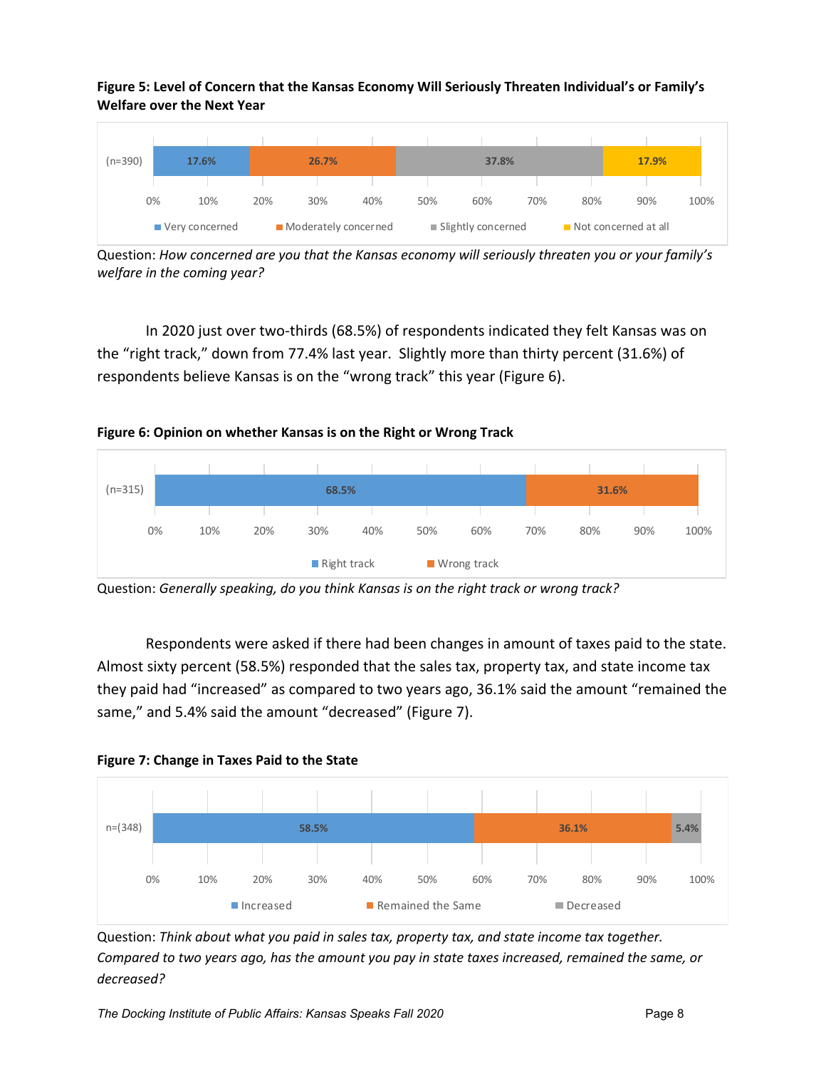**Figure 5: Level of Concern that the Kansas Economy Will Seriously Threaten Individual's or Family's Welfare over the Next Year**

| | Very concerned | Moderately concerned | Slightly concerned | Not concerned at all |
|---|---|---|---|---|
| (n=390) | 17.6% | 26.7% | 37.8% | 17.9% |

Question: *How concerned are you that the Kansas economy will seriously threaten you or your family's welfare in the coming year?*

In 2020 just over two-thirds (68.5%) of respondents indicated they felt Kansas was on the "right track," down from 77.4% last year. Slightly more than thirty percent (31.6%) of respondents believe Kansas is on the "wrong track" this year (Figure 6).

**Figure 6: Opinion on whether Kansas is on the Right or Wrong Track**

| | Right track | Wrong track |
|---|---|---|
| (n=315) | 68.5% | 31.6% |

Question: *Generally speaking, do you think Kansas is on the right track or wrong track?*

Respondents were asked if there had been changes in amount of taxes paid to the state. Almost sixty percent (58.5%) responded that the sales tax, property tax, and state income tax they paid had "increased" as compared to two years ago, 36.1% said the amount "remained the same," and 5.4% said the amount "decreased" (Figure 7).

**Figure 7: Change in Taxes Paid to the State**

| | Increased | Remained the Same | Decreased |
|---|---|---|---|
| n=(348) | 58.5% | 36.1% | 5.4% |

Question: *Think about what you paid in sales tax, property tax, and state income tax together. Compared to two years ago, has the amount you pay in state taxes increased, remained the same, or decreased?*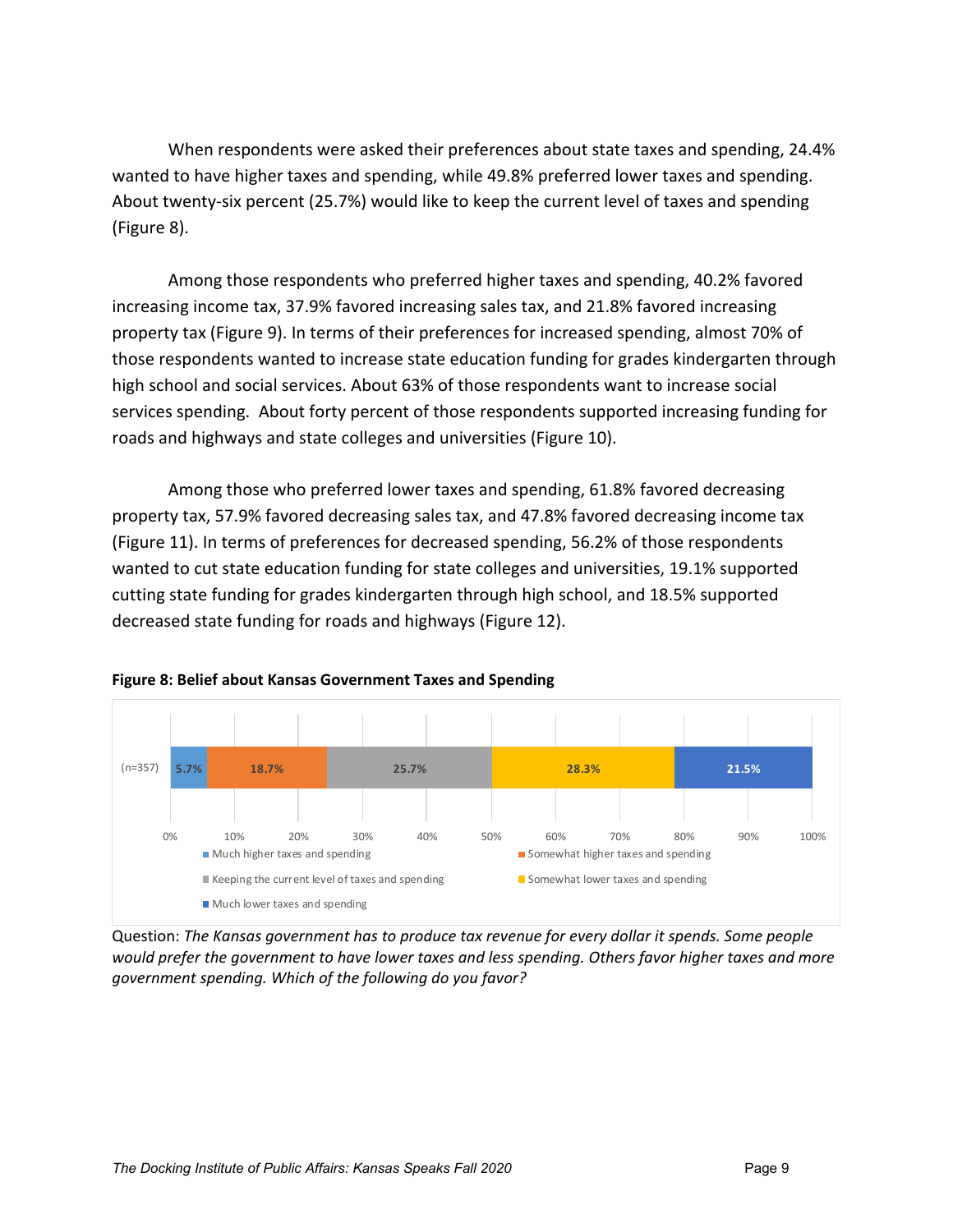When respondents were asked their preferences about state taxes and spending, 24.4% wanted to have higher taxes and spending, while 49.8% preferred lower taxes and spending. About twenty-six percent (25.7%) would like to keep the current level of taxes and spending (Figure 8).

Among those respondents who preferred higher taxes and spending, 40.2% favored increasing income tax, 37.9% favored increasing sales tax, and 21.8% favored increasing property tax (Figure 9). In terms of their preferences for increased spending, almost 70% of those respondents wanted to increase state education funding for grades kindergarten through high school and social services. About 63% of those respondents want to increase social services spending. About forty percent of those respondents supported increasing funding for roads and highways and state colleges and universities (Figure 10).

Among those who preferred lower taxes and spending, 61.8% favored decreasing property tax, 57.9% favored decreasing sales tax, and 47.8% favored decreasing income tax (Figure 11). In terms of preferences for decreased spending, 56.2% of those respondents wanted to cut state education funding for state colleges and universities, 19.1% supported cutting state funding for grades kindergarten through high school, and 18.5% supported decreased state funding for roads and highways (Figure 12).

**Figure 8: Belief about Kansas Government Taxes and Spending**

| | Much higher taxes and spending | Somewhat higher taxes and spending | Keeping the current level of taxes and spending | Somewhat lower taxes and spending | Much lower taxes and spending |
|---|---|---|---|---|---|
| (n=357) | 5.7% | 18.7% | 25.7% | 28.3% | 21.5% |

Question: *The Kansas government has to produce tax revenue for every dollar it spends. Some people would prefer the government to have lower taxes and less spending. Others favor higher taxes and more government spending. Which of the following do you favor?*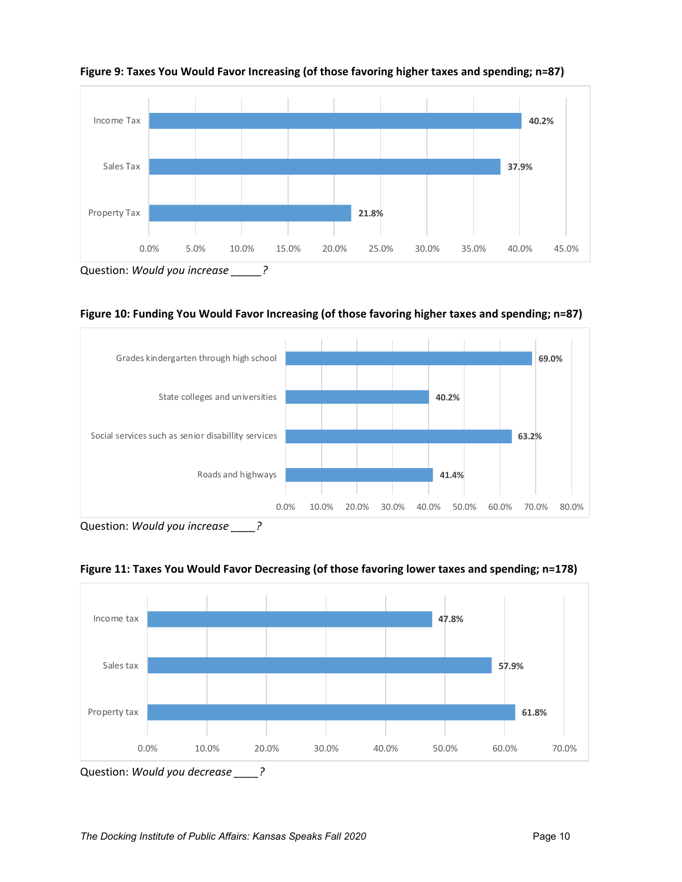**Figure 9: Taxes You Would Favor Increasing (of those favoring higher taxes and spending; n=87)**

| Tax | Percent |
|---|---|
| Income Tax | 40.2% |
| Sales Tax | 37.9% |
| Property Tax | 21.8% |

Question: *Would you increase _____?*

**Figure 10: Funding You Would Favor Increasing (of those favoring higher taxes and spending; n=87)**

| Funding | Percent |
|---|---|
| Grades kindergarten through high school | 69.0% |
| State colleges and universities | 40.2% |
| Social services such as senior disabillity services | 63.2% |
| Roads and highways | 41.4% |

Question: *Would you increase ____?*

**Figure 11: Taxes You Would Favor Decreasing (of those favoring lower taxes and spending; n=178)**

| Tax | Percent |
|---|---|
| Income tax | 47.8% |
| Sales tax | 57.9% |
| Property tax | 61.8% |

Question: *Would you decrease ____?*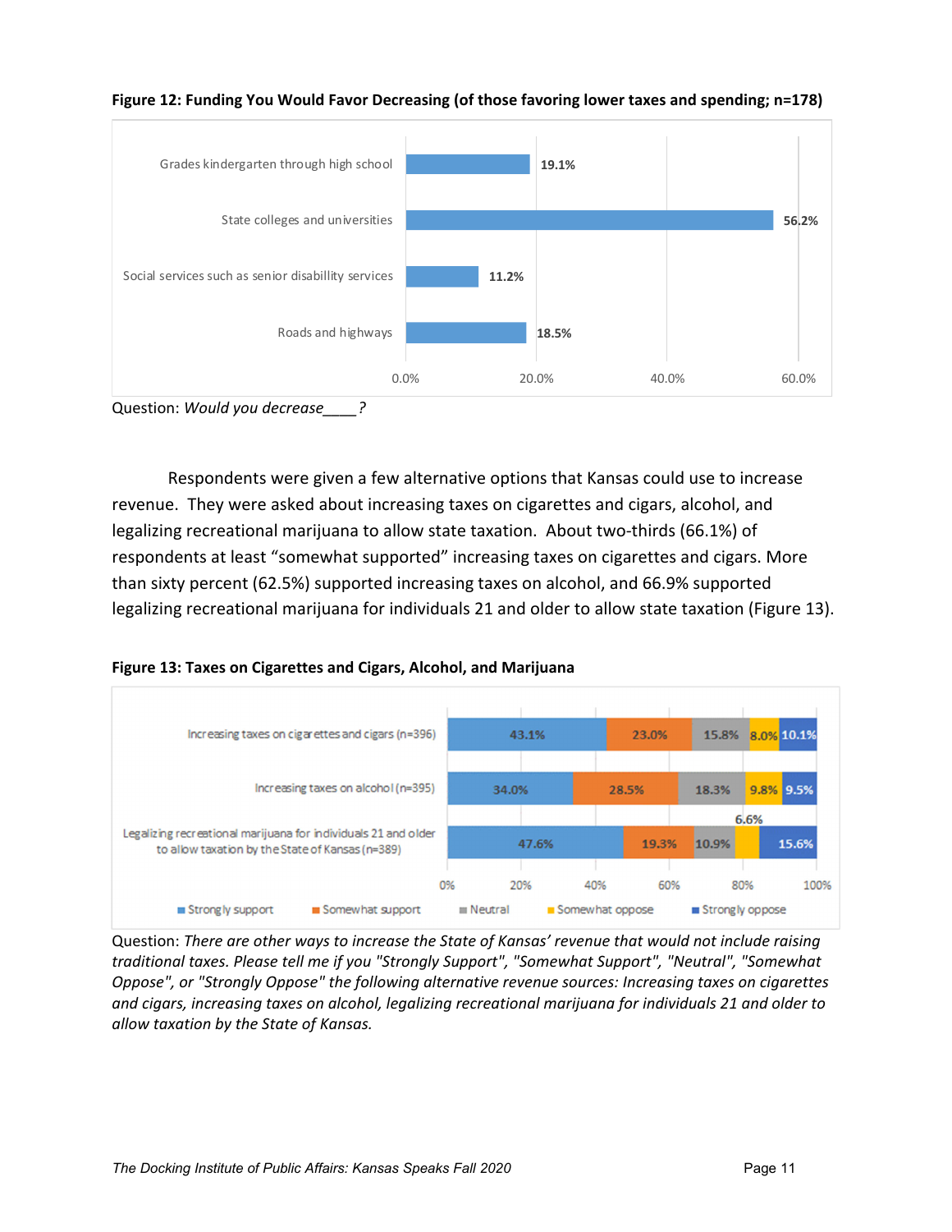**Figure 12: Funding You Would Favor Decreasing (of those favoring lower taxes and spending; n=178)**

| Funding area | Percent |
|---|---|
| Grades kindergarten through high school | 19.1% |
| State colleges and universities | 56.2% |
| Social services such as senior disabillity services | 11.2% |
| Roads and highways | 18.5% |

Question: *Would you decrease____?*

Respondents were given a few alternative options that Kansas could use to increase revenue. They were asked about increasing taxes on cigarettes and cigars, alcohol, and legalizing recreational marijuana to allow state taxation. About two-thirds (66.1%) of respondents at least "somewhat supported" increasing taxes on cigarettes and cigars. More than sixty percent (62.5%) supported increasing taxes on alcohol, and 66.9% supported legalizing recreational marijuana for individuals 21 and older to allow state taxation (Figure 13).

**Figure 13: Taxes on Cigarettes and Cigars, Alcohol, and Marijuana**

| | Strongly support | Somewhat support | Neutral | Somewhat oppose | Strongly oppose |
|---|---|---|---|---|---|
| Increasing taxes on cigarettes and cigars (n=396) | 43.1% | 23.0% | 15.8% | 8.0% | 10.1% |
| Increasing taxes on alcohol (n=395) | 34.0% | 28.5% | 18.3% | 9.8% | 9.5% |
| Legalizing recreational marijuana for individuals 21 and older to allow taxation by the State of Kansas (n=389) | 47.6% | 19.3% | 10.9% | 6.6% | 15.6% |

Question: *There are other ways to increase the State of Kansas' revenue that would not include raising traditional taxes. Please tell me if you "Strongly Support", "Somewhat Support", "Neutral", "Somewhat Oppose", or "Strongly Oppose" the following alternative revenue sources: Increasing taxes on cigarettes and cigars, increasing taxes on alcohol, legalizing recreational marijuana for individuals 21 and older to allow taxation by the State of Kansas.*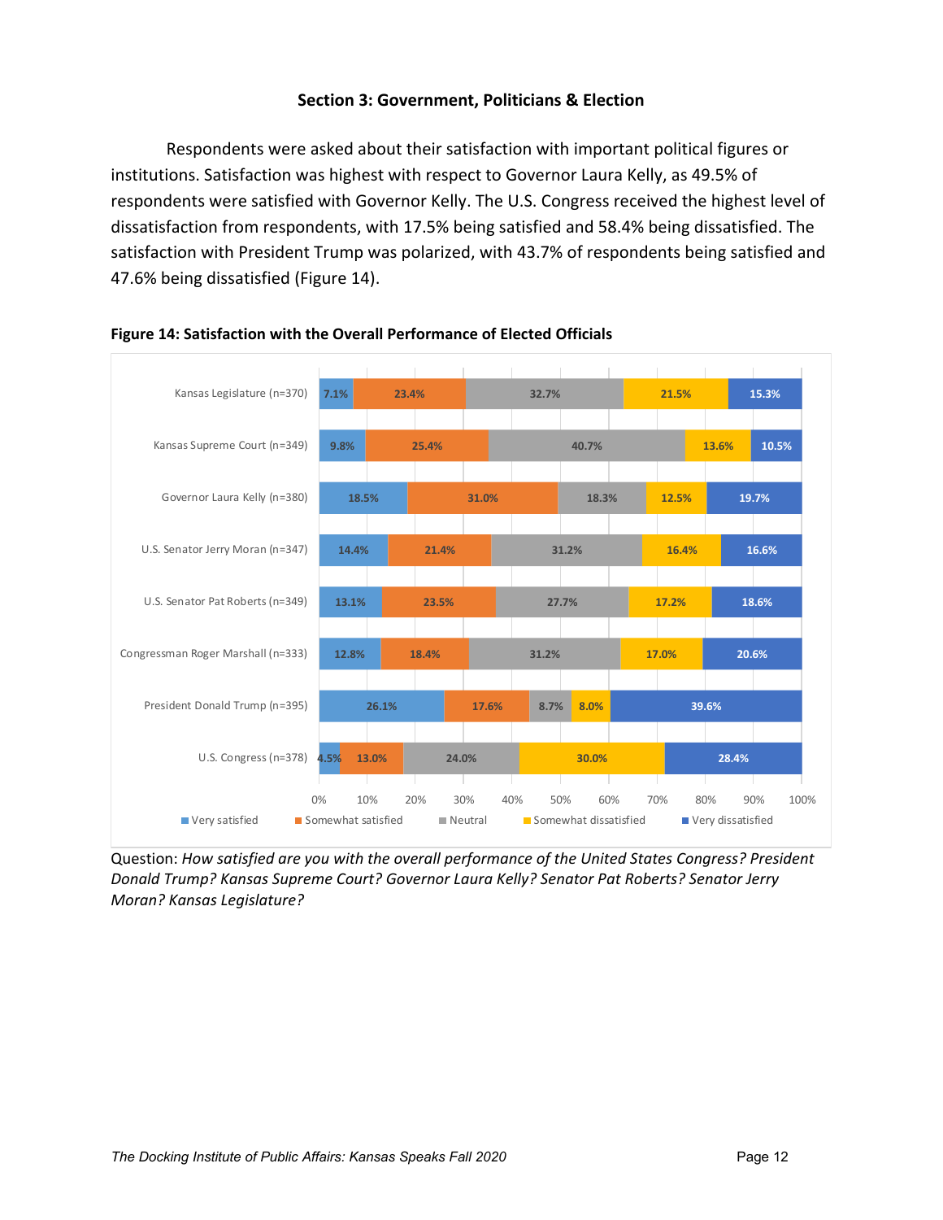### Section 3: Government, Politicians & Election

Respondents were asked about their satisfaction with important political figures or institutions. Satisfaction was highest with respect to Governor Laura Kelly, as 49.5% of respondents were satisfied with Governor Kelly. The U.S. Congress received the highest level of dissatisfaction from respondents, with 17.5% being satisfied and 58.4% being dissatisfied. The satisfaction with President Trump was polarized, with 43.7% of respondents being satisfied and 47.6% being dissatisfied (Figure 14).

**Figure 14: Satisfaction with the Overall Performance of Elected Officials**

| | Very satisfied | Somewhat satisfied | Neutral | Somewhat dissatisfied | Very dissatisfied |
|---|---|---|---|---|---|
| Kansas Legislature (n=370) | 7.1% | 23.4% | 32.7% | 21.5% | 15.3% |
| Kansas Supreme Court (n=349) | 9.8% | 25.4% | 40.7% | 13.6% | 10.5% |
| Governor Laura Kelly (n=380) | 18.5% | 31.0% | 18.3% | 12.5% | 19.7% |
| U.S. Senator Jerry Moran (n=347) | 14.4% | 21.4% | 31.2% | 16.4% | 16.6% |
| U.S. Senator Pat Roberts (n=349) | 13.1% | 23.5% | 27.7% | 17.2% | 18.6% |
| Congressman Roger Marshall (n=333) | 12.8% | 18.4% | 31.2% | 17.0% | 20.6% |
| President Donald Trump (n=395) | 26.1% | 17.6% | 8.7% | 8.0% | 39.6% |
| U.S. Congress (n=378) | 4.5% | 13.0% | 24.0% | 30.0% | 28.4% |

Question: *How satisfied are you with the overall performance of the United States Congress? President Donald Trump? Kansas Supreme Court? Governor Laura Kelly? Senator Pat Roberts? Senator Jerry Moran? Kansas Legislature?*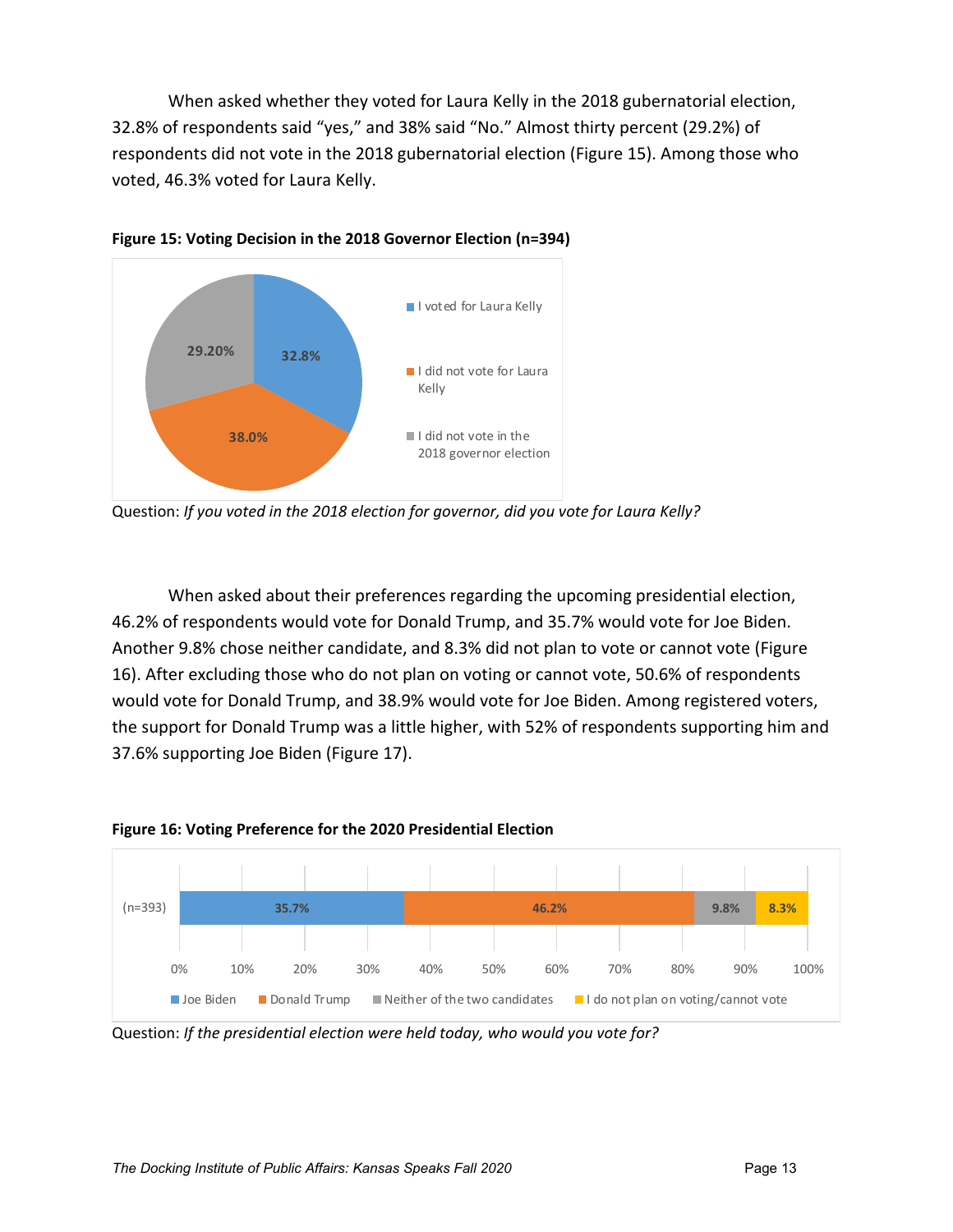When asked whether they voted for Laura Kelly in the 2018 gubernatorial election, 32.8% of respondents said "yes," and 38% said "No." Almost thirty percent (29.2%) of respondents did not vote in the 2018 gubernatorial election (Figure 15). Among those who voted, 46.3% voted for Laura Kelly.

**Figure 15: Voting Decision in the 2018 Governor Election (n=394)**

| Response | Percent |
|---|---|
| I voted for Laura Kelly | 32.8% |
| I did not vote for Laura Kelly | 38.0% |
| I did not vote in the 2018 governor election | 29.20% |

Question: *If you voted in the 2018 election for governor, did you vote for Laura Kelly?*

When asked about their preferences regarding the upcoming presidential election, 46.2% of respondents would vote for Donald Trump, and 35.7% would vote for Joe Biden. Another 9.8% chose neither candidate, and 8.3% did not plan to vote or cannot vote (Figure 16). After excluding those who do not plan on voting or cannot vote, 50.6% of respondents would vote for Donald Trump, and 38.9% would vote for Joe Biden. Among registered voters, the support for Donald Trump was a little higher, with 52% of respondents supporting him and 37.6% supporting Joe Biden (Figure 17).

**Figure 16: Voting Preference for the 2020 Presidential Election**

| | Joe Biden | Donald Trump | Neither of the two candidates | I do not plan on voting/cannot vote |
|---|---|---|---|---|
| (n=393) | 35.7% | 46.2% | 9.8% | 8.3% |

Question: *If the presidential election were held today, who would you vote for?*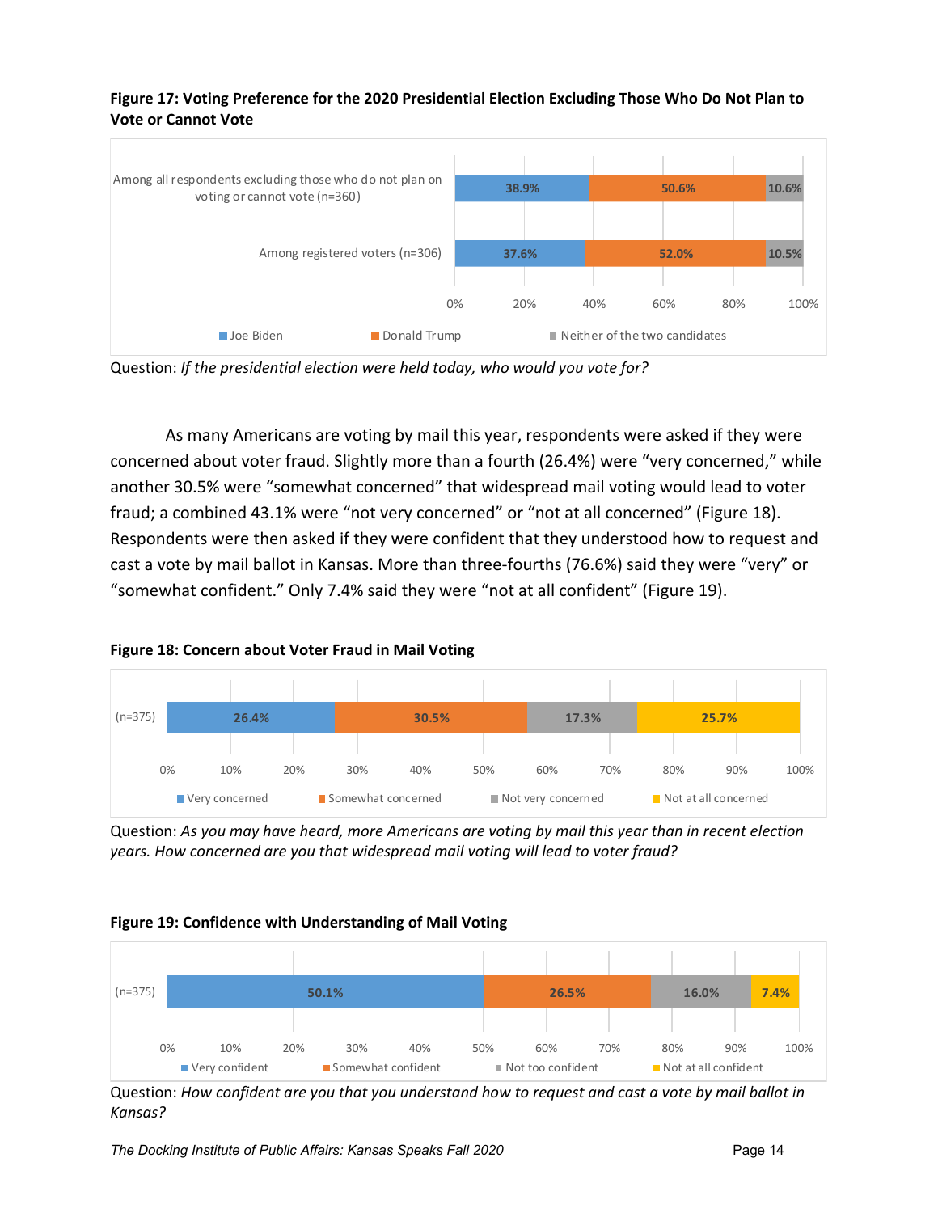**Figure 17: Voting Preference for the 2020 Presidential Election Excluding Those Who Do Not Plan to Vote or Cannot Vote**

| | Joe Biden | Donald Trump | Neither of the two candidates |
|---|---|---|---|
| Among all respondents excluding those who do not plan on voting or cannot vote (n=360) | 38.9% | 50.6% | 10.6% |
| Among registered voters (n=306) | 37.6% | 52.0% | 10.5% |

Question: *If the presidential election were held today, who would you vote for?*

As many Americans are voting by mail this year, respondents were asked if they were concerned about voter fraud. Slightly more than a fourth (26.4%) were "very concerned," while another 30.5% were "somewhat concerned" that widespread mail voting would lead to voter fraud; a combined 43.1% were "not very concerned" or "not at all concerned" (Figure 18). Respondents were then asked if they were confident that they understood how to request and cast a vote by mail ballot in Kansas. More than three-fourths (76.6%) said they were "very" or "somewhat confident." Only 7.4% said they were "not at all confident" (Figure 19).

**Figure 18: Concern about Voter Fraud in Mail Voting**

| | Very concerned | Somewhat concerned | Not very concerned | Not at all concerned |
|---|---|---|---|---|
| (n=375) | 26.4% | 30.5% | 17.3% | 25.7% |

Question: *As you may have heard, more Americans are voting by mail this year than in recent election years. How concerned are you that widespread mail voting will lead to voter fraud?*

**Figure 19: Confidence with Understanding of Mail Voting**

| | Very confident | Somewhat confident | Not too confident | Not at all confident |
|---|---|---|---|---|
| (n=375) | 50.1% | 26.5% | 16.0% | 7.4% |

Question: *How confident are you that you understand how to request and cast a vote by mail ballot in Kansas?*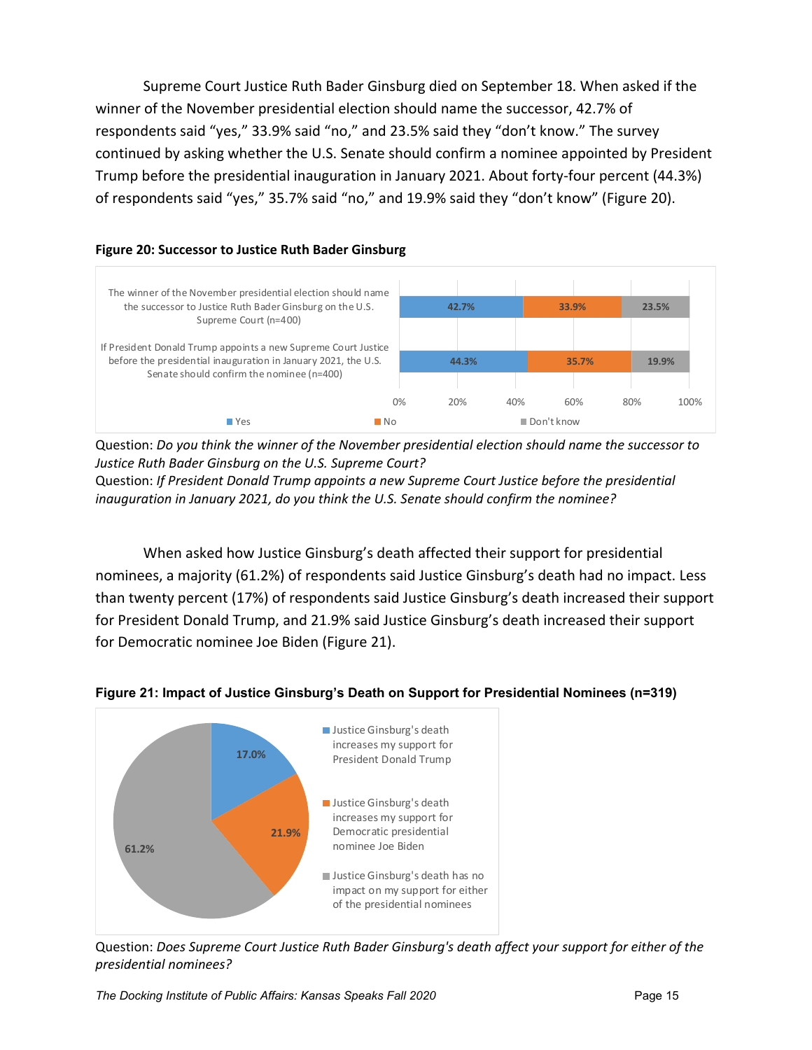Supreme Court Justice Ruth Bader Ginsburg died on September 18. When asked if the winner of the November presidential election should name the successor, 42.7% of respondents said "yes," 33.9% said "no," and 23.5% said they "don't know." The survey continued by asking whether the U.S. Senate should confirm a nominee appointed by President Trump before the presidential inauguration in January 2021. About forty-four percent (44.3%) of respondents said "yes," 35.7% said "no," and 19.9% said they "don't know" (Figure 20).

**Figure 20: Successor to Justice Ruth Bader Ginsburg**

| | Yes | No | Don't know |
|---|---|---|---|
| The winner of the November presidential election should name the successor to Justice Ruth Bader Ginsburg on the U.S. Supreme Court (n=400) | 42.7% | 33.9% | 23.5% |
| If President Donald Trump appoints a new Supreme Court Justice before the presidential inauguration in January 2021, the U.S. Senate should confirm the nominee (n=400) | 44.3% | 35.7% | 19.9% |

Question: *Do you think the winner of the November presidential election should name the successor to Justice Ruth Bader Ginsburg on the U.S. Supreme Court?*
Question: *If President Donald Trump appoints a new Supreme Court Justice before the presidential inauguration in January 2021, do you think the U.S. Senate should confirm the nominee?*

When asked how Justice Ginsburg's death affected their support for presidential nominees, a majority (61.2%) of respondents said Justice Ginsburg's death had no impact. Less than twenty percent (17%) of respondents said Justice Ginsburg's death increased their support for President Donald Trump, and 21.9% said Justice Ginsburg's death increased their support for Democratic nominee Joe Biden (Figure 21).

**Figure 21: Impact of Justice Ginsburg's Death on Support for Presidential Nominees (n=319)**

| Response | Percent |
|---|---|
| Justice Ginsburg's death increases my support for President Donald Trump | 17.0% |
| Justice Ginsburg's death increases my support for Democratic presidential nominee Joe Biden | 21.9% |
| Justice Ginsburg's death has no impact on my support for either of the presidential nominees | 61.2% |

Question: *Does Supreme Court Justice Ruth Bader Ginsburg's death affect your support for either of the presidential nominees?*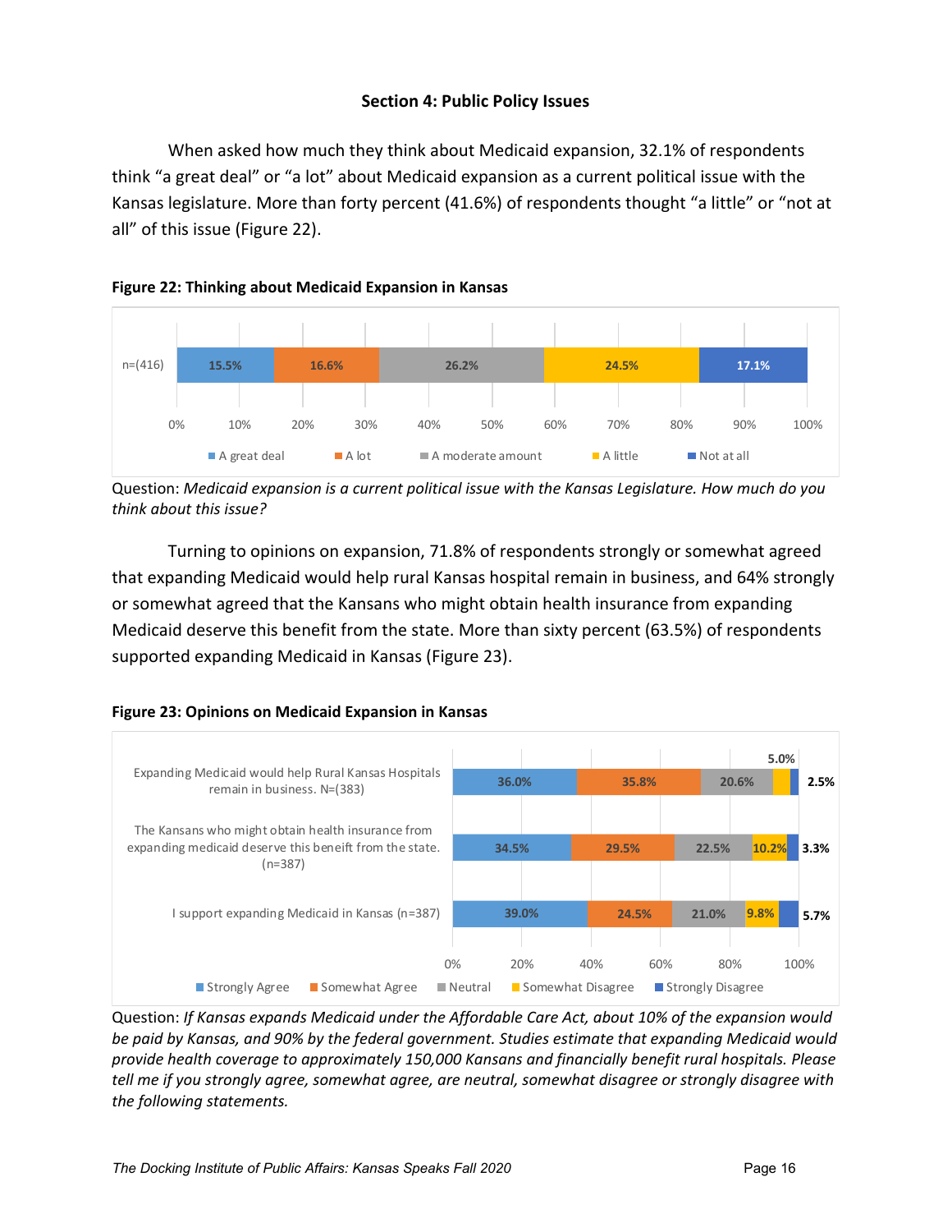## Section 4: Public Policy Issues

When asked how much they think about Medicaid expansion, 32.1% of respondents think "a great deal" or "a lot" about Medicaid expansion as a current political issue with the Kansas legislature. More than forty percent (41.6%) of respondents thought "a little" or "not at all" of this issue (Figure 22).

**Figure 22: Thinking about Medicaid Expansion in Kansas**

| | A great deal | A lot | A moderate amount | A little | Not at all |
|---|---|---|---|---|---|
| n=(416) | 15.5% | 16.6% | 26.2% | 24.5% | 17.1% |

Question: *Medicaid expansion is a current political issue with the Kansas Legislature. How much do you think about this issue?*

Turning to opinions on expansion, 71.8% of respondents strongly or somewhat agreed that expanding Medicaid would help rural Kansas hospital remain in business, and 64% strongly or somewhat agreed that the Kansans who might obtain health insurance from expanding Medicaid deserve this benefit from the state. More than sixty percent (63.5%) of respondents supported expanding Medicaid in Kansas (Figure 23).

**Figure 23: Opinions on Medicaid Expansion in Kansas**

| | Strongly Agree | Somewhat Agree | Neutral | Somewhat Disagree | Strongly Disagree |
|---|---|---|---|---|---|
| Expanding Medicaid would help Rural Kansas Hospitals remain in business. N=(383) | 36.0% | 35.8% | 20.6% | 5.0% | 2.5% |
| The Kansans who might obtain health insurance from expanding medicaid deserve this beneift from the state. (n=387) | 34.5% | 29.5% | 22.5% | 10.2% | 3.3% |
| I support expanding Medicaid in Kansas (n=387) | 39.0% | 24.5% | 21.0% | 9.8% | 5.7% |

Question: *If Kansas expands Medicaid under the Affordable Care Act, about 10% of the expansion would be paid by Kansas, and 90% by the federal government. Studies estimate that expanding Medicaid would provide health coverage to approximately 150,000 Kansans and financially benefit rural hospitals. Please tell me if you strongly agree, somewhat agree, are neutral, somewhat disagree or strongly disagree with the following statements.*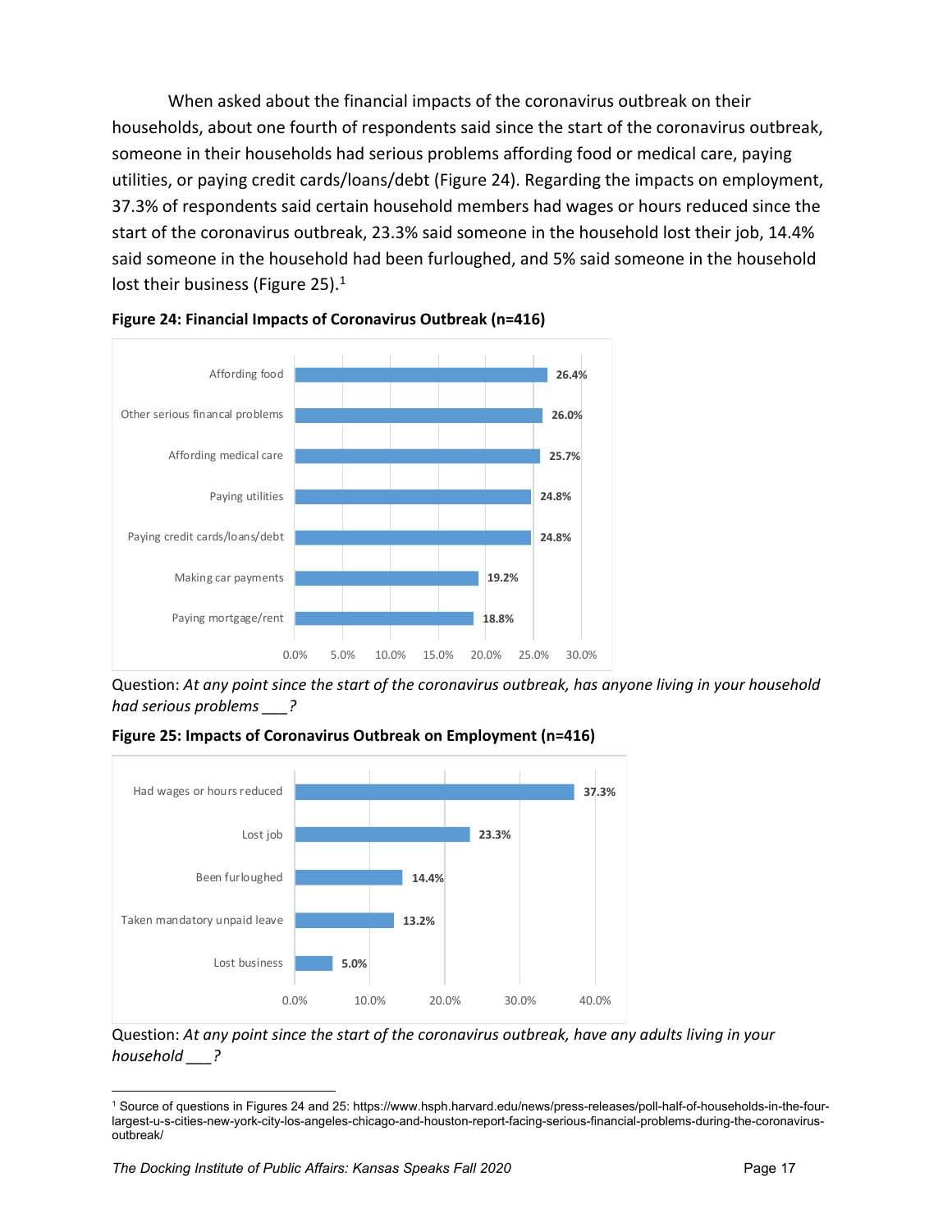When asked about the financial impacts of the coronavirus outbreak on their households, about one fourth of respondents said since the start of the coronavirus outbreak, someone in their households had serious problems affording food or medical care, paying utilities, or paying credit cards/loans/debt (Figure 24). Regarding the impacts on employment, 37.3% of respondents said certain household members had wages or hours reduced since the start of the coronavirus outbreak, 23.3% said someone in the household lost their job, 14.4% said someone in the household had been furloughed, and 5% said someone in the household lost their business (Figure 25).[1]

**Figure 24: Financial Impacts of Coronavirus Outbreak (n=416)**

| Item | Percent |
|---|---|
| Affording food | 26.4% |
| Other serious financal problems | 26.0% |
| Affording medical care | 25.7% |
| Paying utilities | 24.8% |
| Paying credit cards/loans/debt | 24.8% |
| Making car payments | 19.2% |
| Paying mortgage/rent | 18.8% |

Question: *At any point since the start of the coronavirus outbreak, has anyone living in your household had serious problems ___?*

**Figure 25: Impacts of Coronavirus Outbreak on Employment (n=416)**

| Item | Percent |
|---|---|
| Had wages or hours reduced | 37.3% |
| Lost job | 23.3% |
| Been furloughed | 14.4% |
| Taken mandatory unpaid leave | 13.2% |
| Lost business | 5.0% |

Question: *At any point since the start of the coronavirus outbreak, have any adults living in your household ___?*

---

[1] Source of questions in Figures 24 and 25: https://www.hsph.harvard.edu/news/press-releases/poll-half-of-households-in-the-four-largest-u-s-cities-new-york-city-los-angeles-chicago-and-houston-report-facing-serious-financial-problems-during-the-coronavirus-outbreak/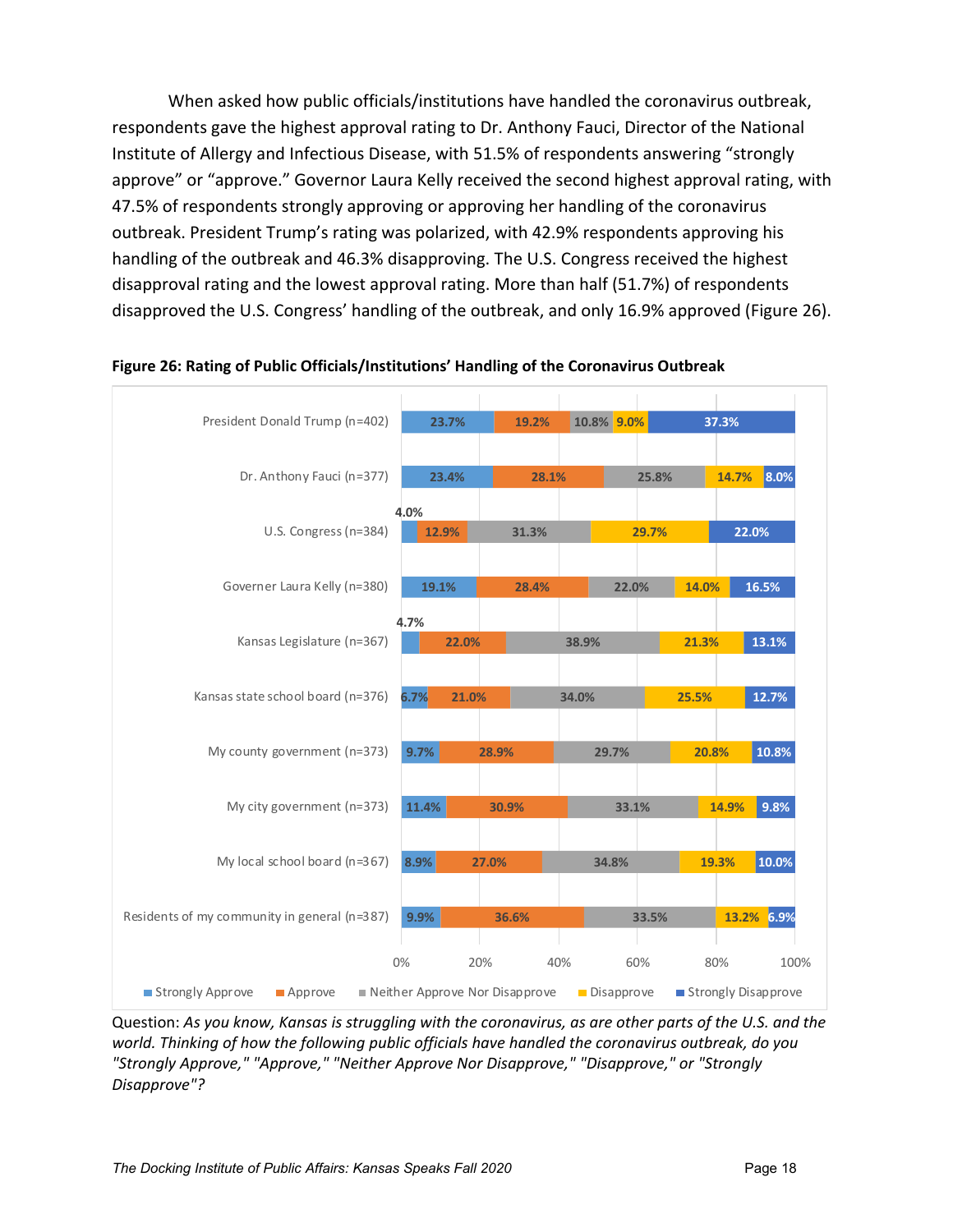When asked how public officials/institutions have handled the coronavirus outbreak, respondents gave the highest approval rating to Dr. Anthony Fauci, Director of the National Institute of Allergy and Infectious Disease, with 51.5% of respondents answering "strongly approve" or "approve." Governor Laura Kelly received the second highest approval rating, with 47.5% of respondents strongly approving or approving her handling of the coronavirus outbreak. President Trump's rating was polarized, with 42.9% respondents approving his handling of the outbreak and 46.3% disapproving. The U.S. Congress received the highest disapproval rating and the lowest approval rating. More than half (51.7%) of respondents disapproved the U.S. Congress' handling of the outbreak, and only 16.9% approved (Figure 26).

**Figure 26: Rating of Public Officials/Institutions' Handling of the Coronavirus Outbreak**

| | Strongly Approve | Approve | Neither Approve Nor Disapprove | Disapprove | Strongly Disapprove |
|---|---|---|---|---|---|
| President Donald Trump (n=402) | 23.7% | 19.2% | 10.8% | 9.0% | 37.3% |
| Dr. Anthony Fauci (n=377) | 23.4% | 28.1% | 25.8% | 14.7% | 8.0% |
| U.S. Congress (n=384) | 4.0% | 12.9% | 31.3% | 29.7% | 22.0% |
| Governer Laura Kelly (n=380) | 19.1% | 28.4% | 22.0% | 14.0% | 16.5% |
| Kansas Legislature (n=367) | 4.7% | 22.0% | 38.9% | 21.3% | 13.1% |
| Kansas state school board (n=376) | 6.7% | 21.0% | 34.0% | 25.5% | 12.7% |
| My county government (n=373) | 9.7% | 28.9% | 29.7% | 20.8% | 10.8% |
| My city government (n=373) | 11.4% | 30.9% | 33.1% | 14.9% | 9.8% |
| My local school board (n=367) | 8.9% | 27.0% | 34.8% | 19.3% | 10.0% |
| Residents of my community in general (n=387) | 9.9% | 36.6% | 33.5% | 13.2% | 6.9% |

Question: *As you know, Kansas is struggling with the coronavirus, as are other parts of the U.S. and the world. Thinking of how the following public officials have handled the coronavirus outbreak, do you "Strongly Approve," "Approve," "Neither Approve Nor Disapprove," "Disapprove," or "Strongly Disapprove"?*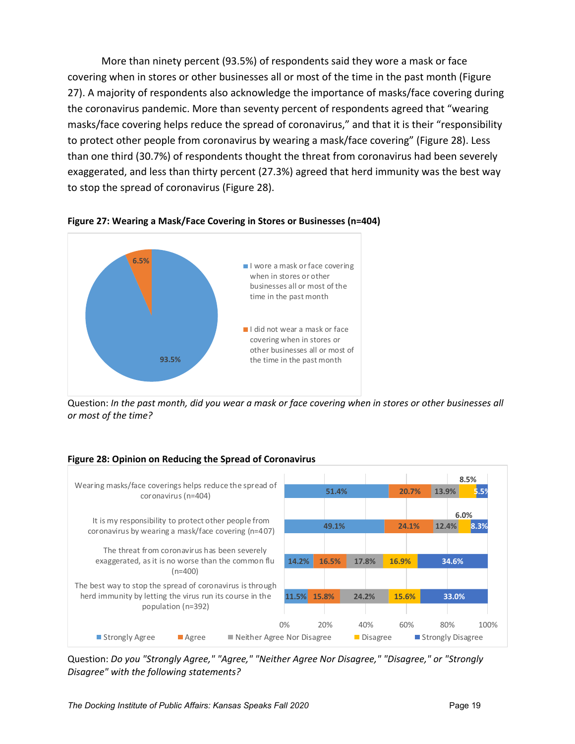More than ninety percent (93.5%) of respondents said they wore a mask or face covering when in stores or other businesses all or most of the time in the past month (Figure 27). A majority of respondents also acknowledge the importance of masks/face covering during the coronavirus pandemic. More than seventy percent of respondents agreed that "wearing masks/face covering helps reduce the spread of coronavirus," and that it is their "responsibility to protect other people from coronavirus by wearing a mask/face covering" (Figure 28). Less than one third (30.7%) of respondents thought the threat from coronavirus had been severely exaggerated, and less than thirty percent (27.3%) agreed that herd immunity was the best way to stop the spread of coronavirus (Figure 28).

**Figure 27: Wearing a Mask/Face Covering in Stores or Businesses (n=404)**

| Response | Percent |
|---|---|
| I wore a mask or face covering when in stores or other businesses all or most of the time in the past month | 93.5% |
| I did not wear a mask or face covering when in stores or other businesses all or most of the time in the past month | 6.5% |

Question: *In the past month, did you wear a mask or face covering when in stores or other businesses all or most of the time?*

**Figure 28: Opinion on Reducing the Spread of Coronavirus**

| Statement | Strongly Agree | Agree | Neither Agree Nor Disagree | Disagree | Strongly Disagree |
|---|---|---|---|---|---|
| Wearing masks/face coverings helps reduce the spread of coronavirus (n=404) | 51.4% | 20.7% | 13.9% | 8.5% | 5.5% |
| It is my responsibility to protect other people from coronavirus by wearing a mask/face covering (n=407) | 49.1% | 24.1% | 12.4% | 6.0% | 8.3% |
| The threat from coronavirus has been severely exaggerated, as it is no worse than the common flu (n=400) | 14.2% | 16.5% | 17.8% | 16.9% | 34.6% |
| The best way to stop the spread of coronavirus is through herd immunity by letting the virus run its course in the population (n=392) | 11.5% | 15.8% | 24.2% | 15.6% | 33.0% |

Question: *Do you "Strongly Agree," "Agree," "Neither Agree Nor Disagree," "Disagree," or "Strongly Disagree" with the following statements?*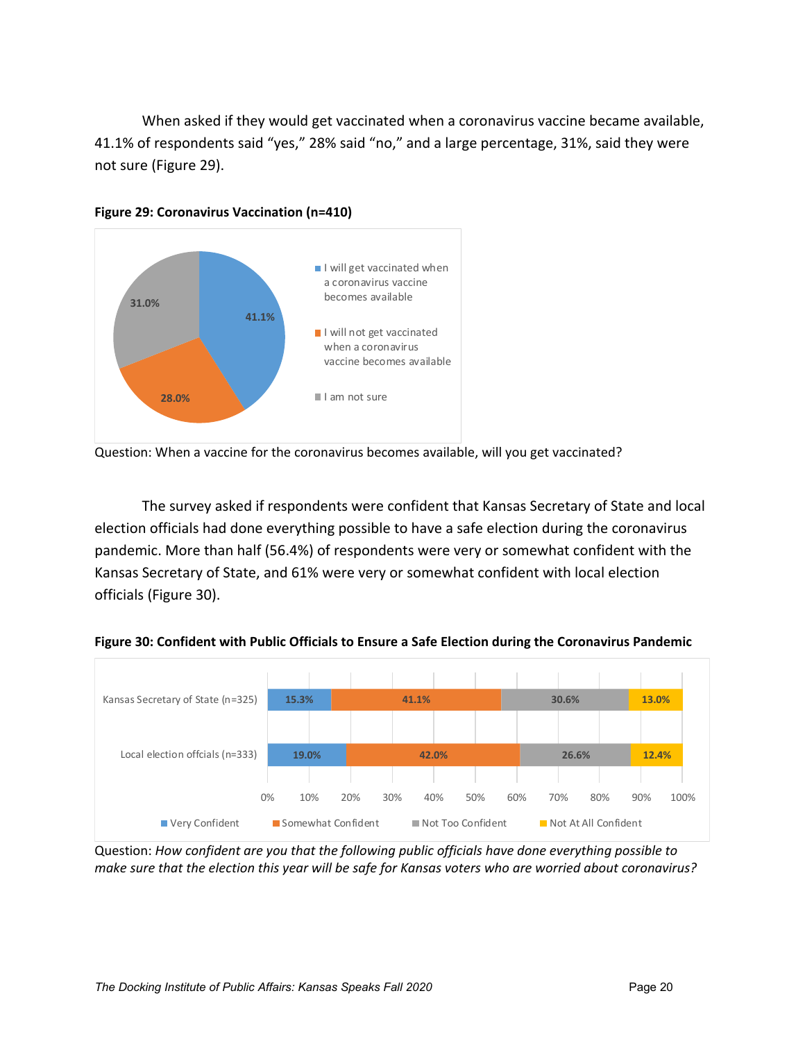When asked if they would get vaccinated when a coronavirus vaccine became available, 41.1% of respondents said "yes," 28% said "no," and a large percentage, 31%, said they were not sure (Figure 29).

**Figure 29: Coronavirus Vaccination (n=410)**

| Response | Percent |
|---|---|
| I will get vaccinated when a coronavirus vaccine becomes available | 41.1% |
| I will not get vaccinated when a coronavirus vaccine becomes available | 28.0% |
| I am not sure | 31.0% |

Question: When a vaccine for the coronavirus becomes available, will you get vaccinated?

The survey asked if respondents were confident that Kansas Secretary of State and local election officials had done everything possible to have a safe election during the coronavirus pandemic. More than half (56.4%) of respondents were very or somewhat confident with the Kansas Secretary of State, and 61% were very or somewhat confident with local election officials (Figure 30).

**Figure 30: Confident with Public Officials to Ensure a Safe Election during the Coronavirus Pandemic**

| | Very Confident | Somewhat Confident | Not Too Confident | Not At All Confident |
|---|---|---|---|---|
| Kansas Secretary of State (n=325) | 15.3% | 41.1% | 30.6% | 13.0% |
| Local election offcials (n=333) | 19.0% | 42.0% | 26.6% | 12.4% |

Question: *How confident are you that the following public officials have done everything possible to make sure that the election this year will be safe for Kansas voters who are worried about coronavirus?*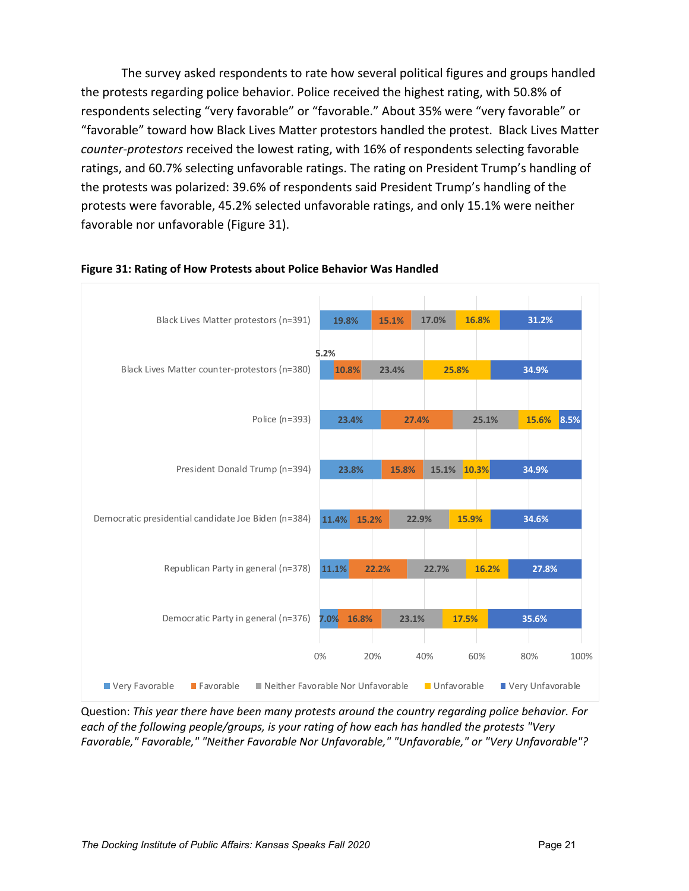The survey asked respondents to rate how several political figures and groups handled the protests regarding police behavior. Police received the highest rating, with 50.8% of respondents selecting "very favorable" or "favorable." About 35% were "very favorable" or "favorable" toward how Black Lives Matter protestors handled the protest. Black Lives Matter *counter-protestors* received the lowest rating, with 16% of respondents selecting favorable ratings, and 60.7% selecting unfavorable ratings. The rating on President Trump's handling of the protests was polarized: 39.6% of respondents said President Trump's handling of the protests were favorable, 45.2% selected unfavorable ratings, and only 15.1% were neither favorable nor unfavorable (Figure 31).

**Figure 31: Rating of How Protests about Police Behavior Was Handled**

| | Very Favorable | Favorable | Neither Favorable Nor Unfavorable | Unfavorable | Very Unfavorable |
|---|---|---|---|---|---|
| Black Lives Matter protestors (n=391) | 19.8% | 15.1% | 17.0% | 16.8% | 31.2% |
| Black Lives Matter counter-protestors (n=380) | 5.2% | 10.8% | 23.4% | 25.8% | 34.9% |
| Police (n=393) | 23.4% | 27.4% | 25.1% | 15.6% | 8.5% |
| President Donald Trump (n=394) | 23.8% | 15.8% | 15.1% | 10.3% | 34.9% |
| Democratic presidential candidate Joe Biden (n=384) | 11.4% | 15.2% | 22.9% | 15.9% | 34.6% |
| Republican Party in general (n=378) | 11.1% | 22.2% | 22.7% | 16.2% | 27.8% |
| Democratic Party in general (n=376) | 7.0% | 16.8% | 23.1% | 17.5% | 35.6% |

Question: *This year there have been many protests around the country regarding police behavior. For each of the following people/groups, is your rating of how each has handled the protests "Very Favorable," Favorable," "Neither Favorable Nor Unfavorable," "Unfavorable," or "Very Unfavorable"?*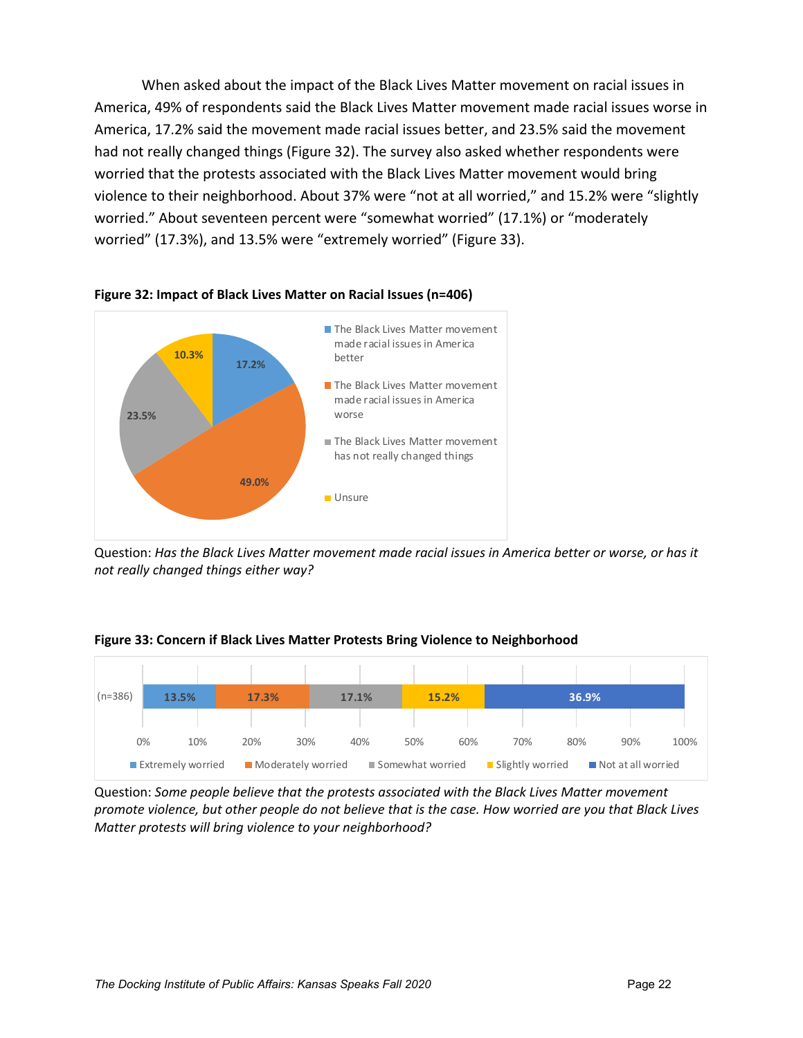When asked about the impact of the Black Lives Matter movement on racial issues in America, 49% of respondents said the Black Lives Matter movement made racial issues worse in America, 17.2% said the movement made racial issues better, and 23.5% said the movement had not really changed things (Figure 32). The survey also asked whether respondents were worried that the protests associated with the Black Lives Matter movement would bring violence to their neighborhood. About 37% were "not at all worried," and 15.2% were "slightly worried." About seventeen percent were "somewhat worried" (17.1%) or "moderately worried" (17.3%), and 13.5% were "extremely worried" (Figure 33).

**Figure 32: Impact of Black Lives Matter on Racial Issues (n=406)**

| Response | Percent |
|---|---|
| The Black Lives Matter movement made racial issues in America better | 17.2% |
| The Black Lives Matter movement made racial issues in America worse | 49.0% |
| The Black Lives Matter movement has not really changed things | 23.5% |
| Unsure | 10.3% |

Question: *Has the Black Lives Matter movement made racial issues in America better or worse, or has it not really changed things either way?*

**Figure 33: Concern if Black Lives Matter Protests Bring Violence to Neighborhood**

| | Extremely worried | Moderately worried | Somewhat worried | Slightly worried | Not at all worried |
|---|---|---|---|---|---|
| (n=386) | 13.5% | 17.3% | 17.1% | 15.2% | 36.9% |

Question: *Some people believe that the protests associated with the Black Lives Matter movement promote violence, but other people do not believe that is the case. How worried are you that Black Lives Matter protests will bring violence to your neighborhood?*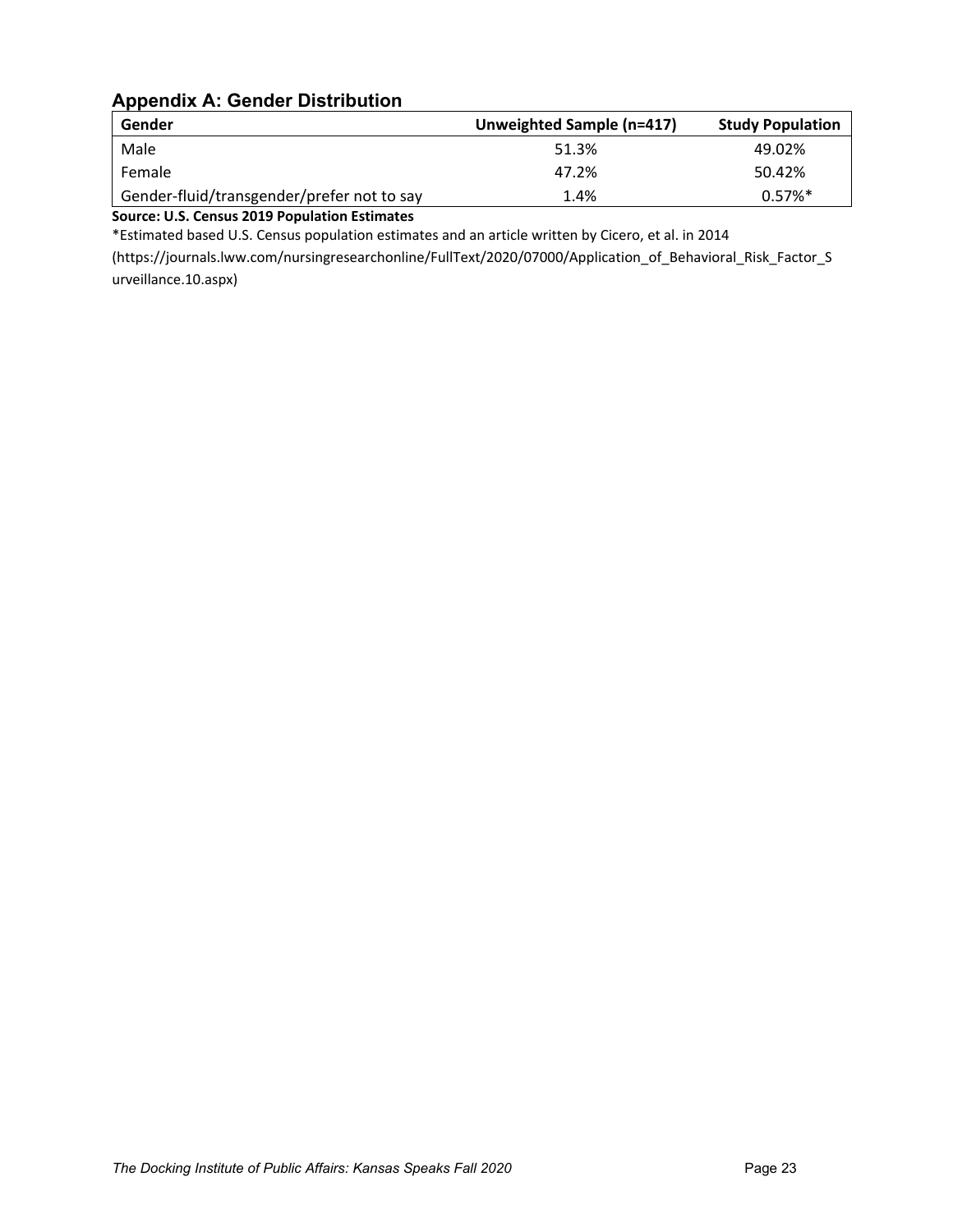## Appendix A: Gender Distribution

| Gender | Unweighted Sample (n=417) | Study Population |
|---|---|---|
| Male | 51.3% | 49.02% |
| Female | 47.2% | 50.42% |
| Gender-fluid/transgender/prefer not to say | 1.4% | 0.57%* |

**Source: U.S. Census 2019 Population Estimates**

*Estimated based U.S. Census population estimates and an article written by Cicero, et al. in 2014 (https://journals.lww.com/nursingresearchonline/FullText/2020/07000/Application_of_Behavioral_Risk_Factor_Surveillance.10.aspx)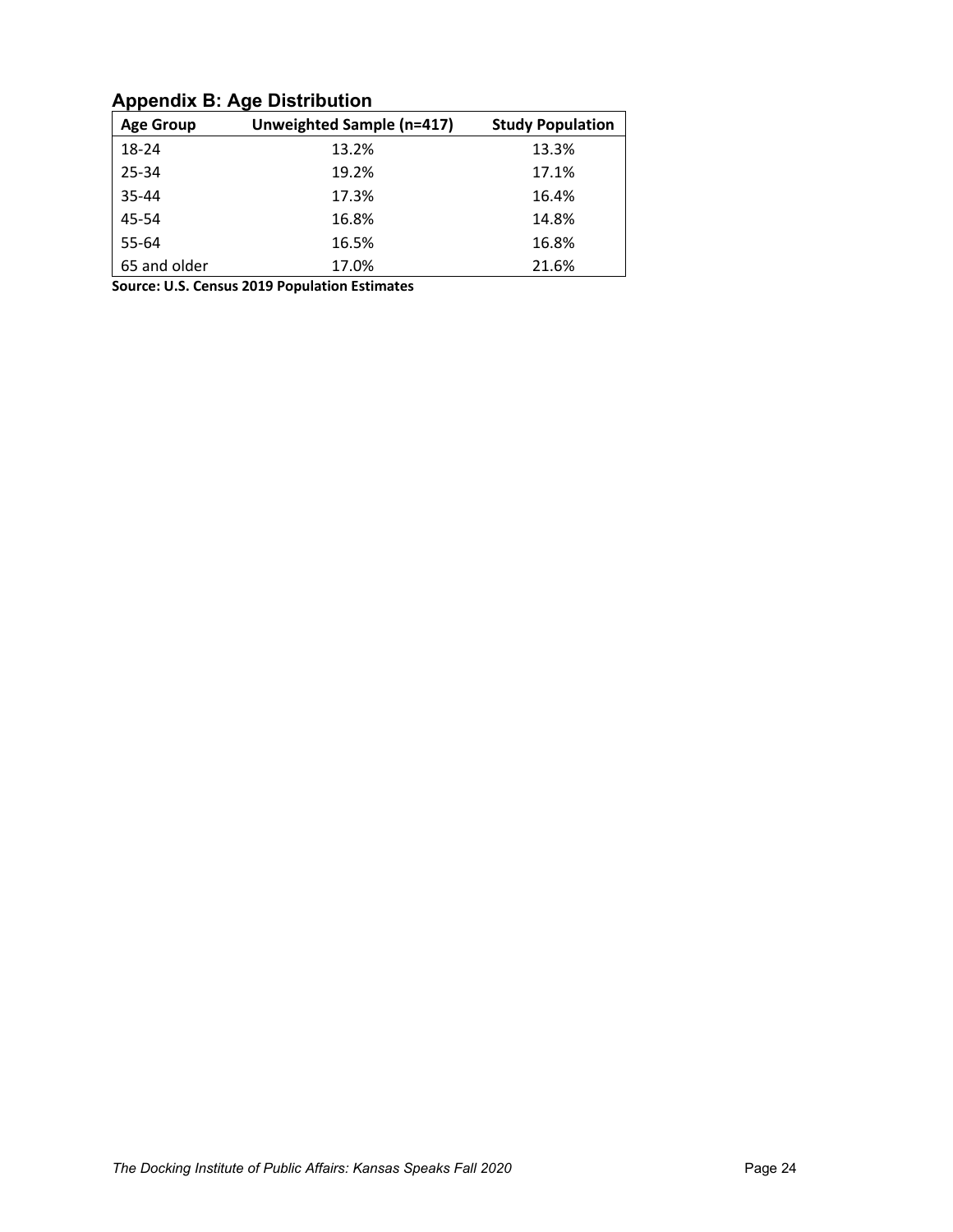## Appendix B: Age Distribution

| Age Group | Unweighted Sample (n=417) | Study Population |
|---|---|---|
| 18-24 | 13.2% | 13.3% |
| 25-34 | 19.2% | 17.1% |
| 35-44 | 17.3% | 16.4% |
| 45-54 | 16.8% | 14.8% |
| 55-64 | 16.5% | 16.8% |
| 65 and older | 17.0% | 21.6% |

**Source: U.S. Census 2019 Population Estimates**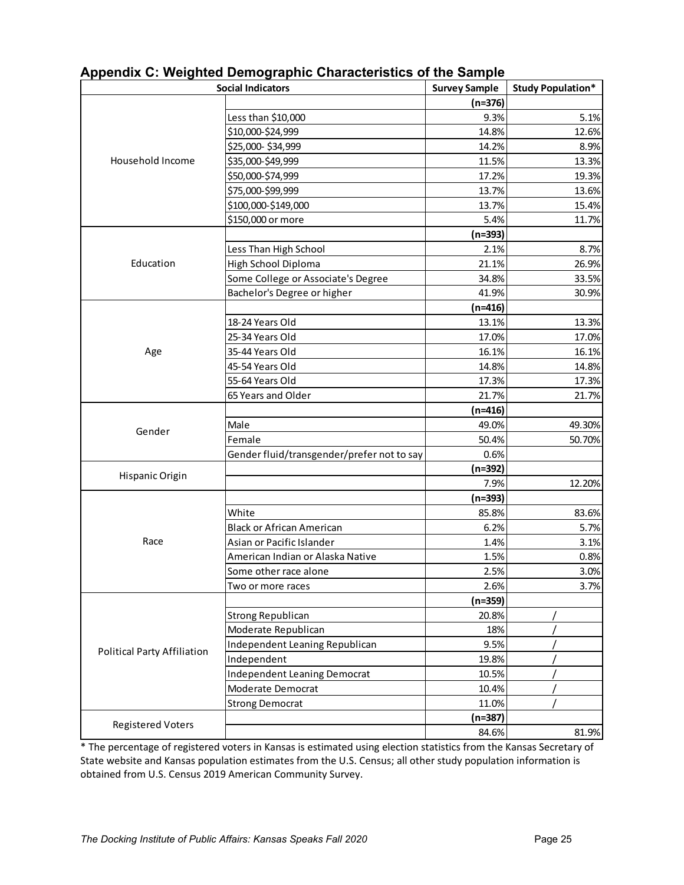## Appendix C: Weighted Demographic Characteristics of the Sample

| Social Indicators | | Survey Sample | Study Population* |
|---|---|---|---|
| Household Income | | (n=376) | |
| | Less than $10,000 | 9.3% | 5.1% |
| | $10,000-$24,999 | 14.8% | 12.6% |
| | $25,000- $34,999 | 14.2% | 8.9% |
| | $35,000-$49,999 | 11.5% | 13.3% |
| | $50,000-$74,999 | 17.2% | 19.3% |
| | $75,000-$99,999 | 13.7% | 13.6% |
| | $100,000-$149,000 | 13.7% | 15.4% |
| | $150,000 or more | 5.4% | 11.7% |
| Education | | (n=393) | |
| | Less Than High School | 2.1% | 8.7% |
| | High School Diploma | 21.1% | 26.9% |
| | Some College or Associate's Degree | 34.8% | 33.5% |
| | Bachelor's Degree or higher | 41.9% | 30.9% |
| Age | | (n=416) | |
| | 18-24 Years Old | 13.1% | 13.3% |
| | 25-34 Years Old | 17.0% | 17.0% |
| | 35-44 Years Old | 16.1% | 16.1% |
| | 45-54 Years Old | 14.8% | 14.8% |
| | 55-64 Years Old | 17.3% | 17.3% |
| | 65 Years and Older | 21.7% | 21.7% |
| Gender | | (n=416) | |
| | Male | 49.0% | 49.30% |
| | Female | 50.4% | 50.70% |
| | Gender fluid/transgender/prefer not to say | 0.6% | |
| Hispanic Origin | | (n=392) | |
| | | 7.9% | 12.20% |
| Race | | (n=393) | |
| | White | 85.8% | 83.6% |
| | Black or African American | 6.2% | 5.7% |
| | Asian or Pacific Islander | 1.4% | 3.1% |
| | American Indian or Alaska Native | 1.5% | 0.8% |
| | Some other race alone | 2.5% | 3.0% |
| | Two or more races | 2.6% | 3.7% |
| Political Party Affiliation | | (n=359) | |
| | Strong Republican | 20.8% | / |
| | Moderate Republican | 18% | / |
| | Independent Leaning Republican | 9.5% | / |
| | Independent | 19.8% | / |
| | Independent Leaning Democrat | 10.5% | / |
| | Moderate Democrat | 10.4% | / |
| | Strong Democrat | 11.0% | / |
| Registered Voters | | (n=387) | |
| | | 84.6% | 81.9% |

* The percentage of registered voters in Kansas is estimated using election statistics from the Kansas Secretary of State website and Kansas population estimates from the U.S. Census; all other study population information is obtained from U.S. Census 2019 American Community Survey.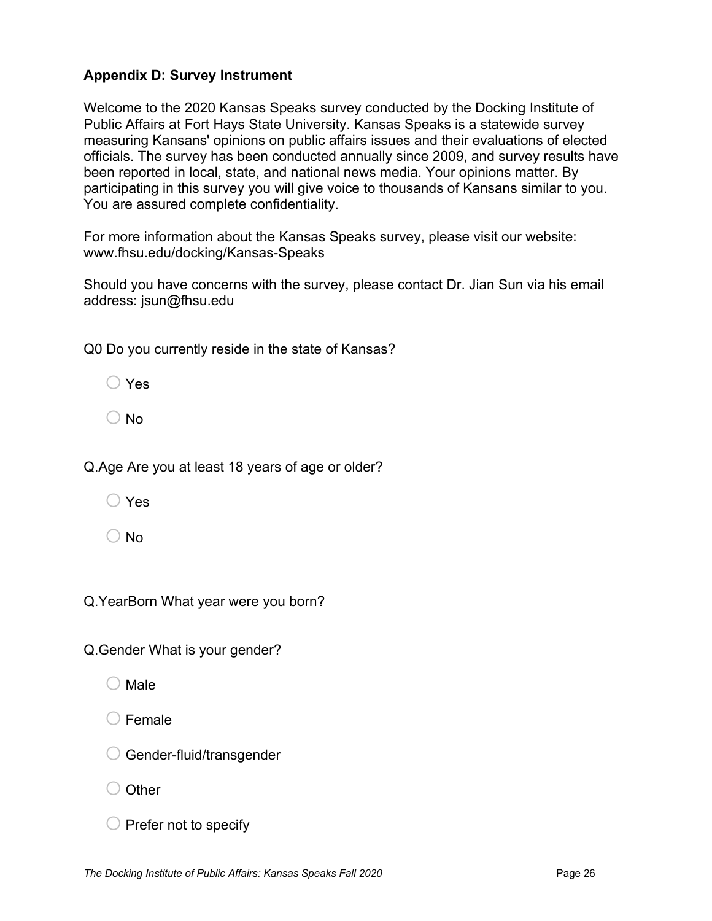## Appendix D: Survey Instrument

Welcome to the 2020 Kansas Speaks survey conducted by the Docking Institute of Public Affairs at Fort Hays State University. Kansas Speaks is a statewide survey measuring Kansans' opinions on public affairs issues and their evaluations of elected officials. The survey has been conducted annually since 2009, and survey results have been reported in local, state, and national news media. Your opinions matter. By participating in this survey you will give voice to thousands of Kansans similar to you. You are assured complete confidentiality.

For more information about the Kansas Speaks survey, please visit our website: www.fhsu.edu/docking/Kansas-Speaks

Should you have concerns with the survey, please contact Dr. Jian Sun via his email address: jsun@fhsu.edu

Q0 Do you currently reside in the state of Kansas?

- ○ Yes
- ○ No

Q.Age Are you at least 18 years of age or older?

- ○ Yes
- ○ No

Q.YearBorn What year were you born?

Q.Gender What is your gender?

- ○ Male
- ○ Female
- ○ Gender-fluid/transgender
- ○ Other
- ○ Prefer not to specify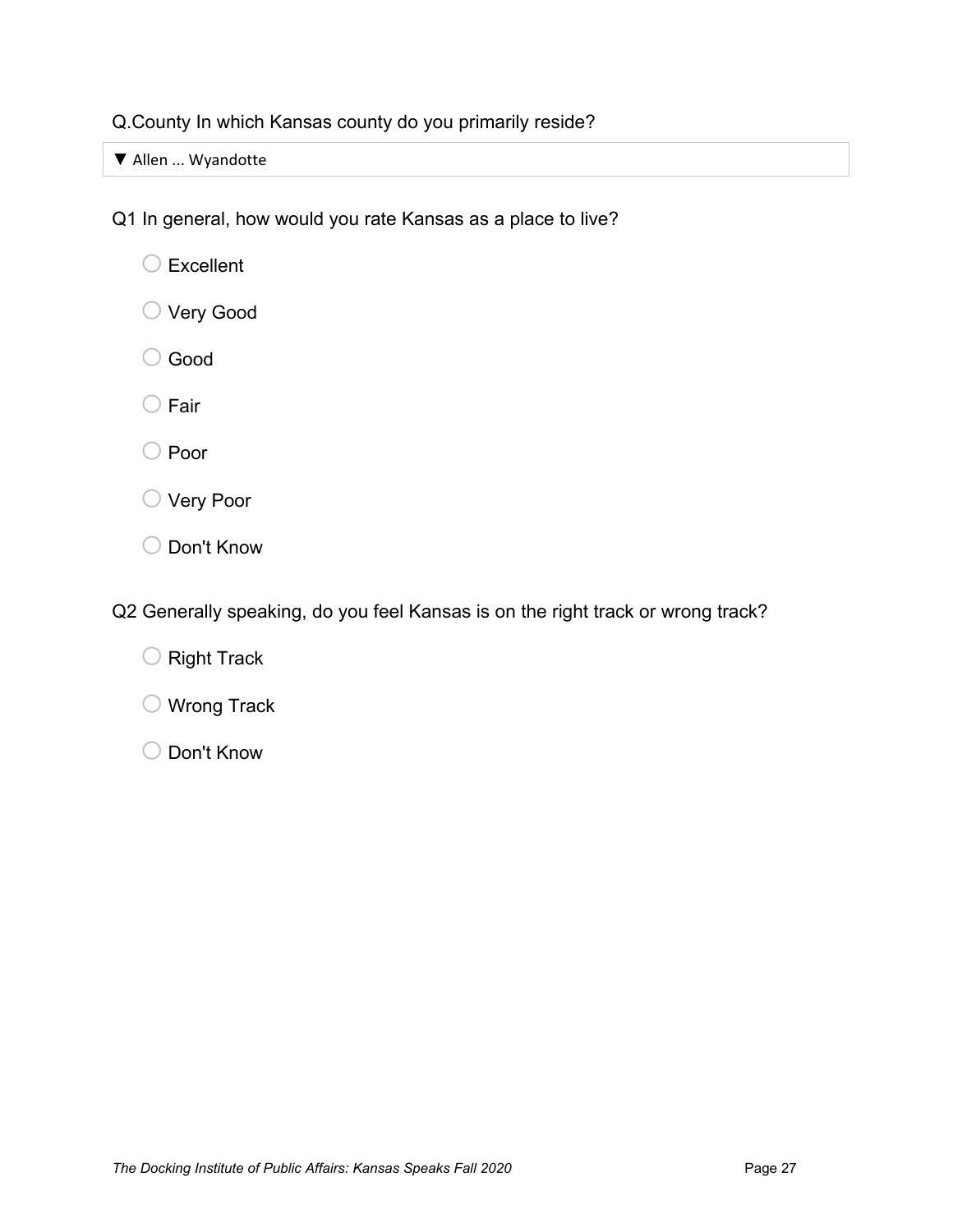Q.County In which Kansas county do you primarily reside?

▼ Allen ... Wyandotte

Q1 In general, how would you rate Kansas as a place to live?

- ○ Excellent
- ○ Very Good
- ○ Good
- ○ Fair
- ○ Poor
- ○ Very Poor
- ○ Don't Know

Q2 Generally speaking, do you feel Kansas is on the right track or wrong track?

- ○ Right Track
- ○ Wrong Track
- ○ Don't Know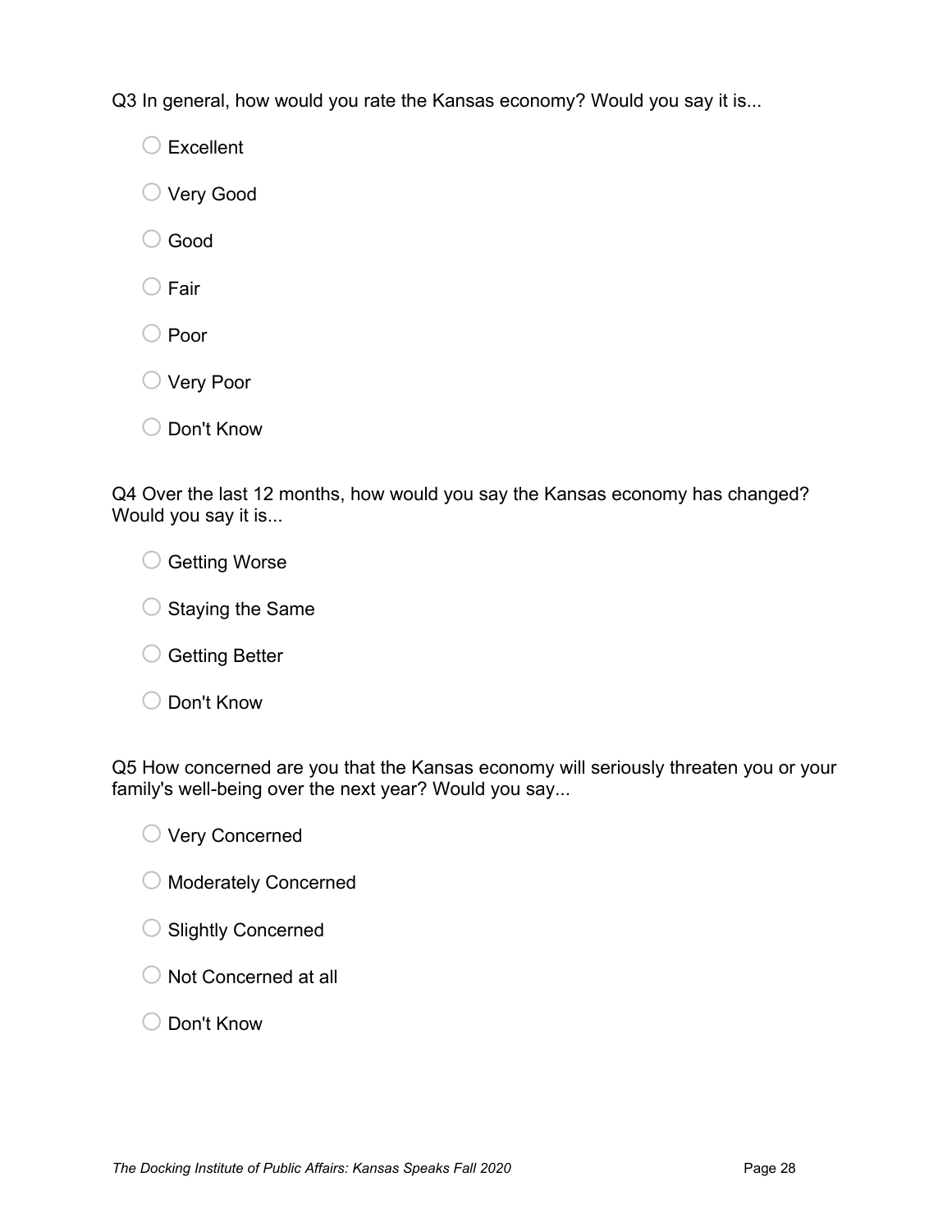Q3 In general, how would you rate the Kansas economy? Would you say it is...

- ○ Excellent
- ○ Very Good
- ○ Good
- ○ Fair
- ○ Poor
- ○ Very Poor
- ○ Don't Know

Q4 Over the last 12 months, how would you say the Kansas economy has changed? Would you say it is...

- ○ Getting Worse
- ○ Staying the Same
- ○ Getting Better
- ○ Don't Know

Q5 How concerned are you that the Kansas economy will seriously threaten you or your family's well-being over the next year? Would you say...

- ○ Very Concerned
- ○ Moderately Concerned
- ○ Slightly Concerned
- ○ Not Concerned at all
- ○ Don't Know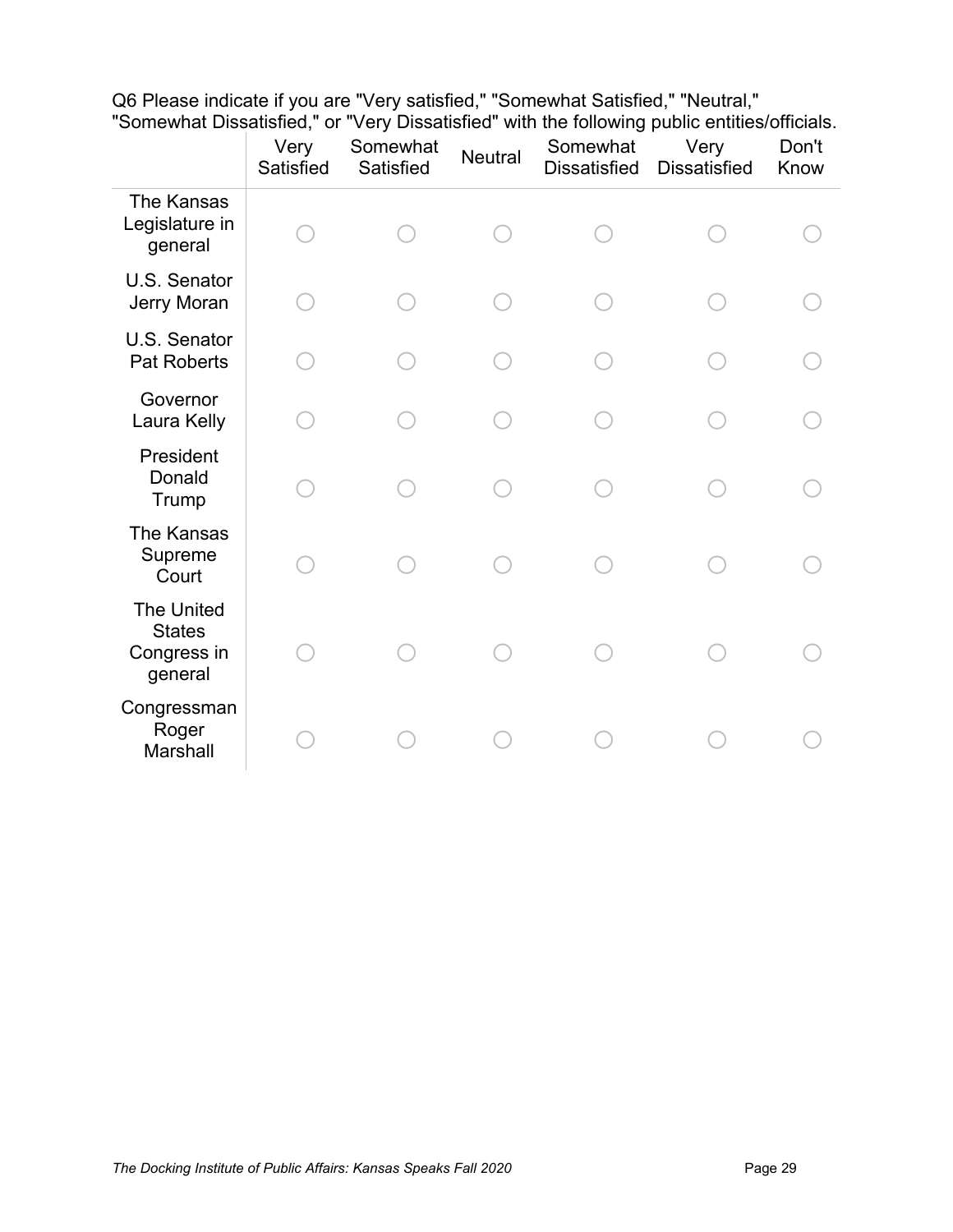Q6 Please indicate if you are "Very satisfied," "Somewhat Satisfied," "Neutral," "Somewhat Dissatisfied," or "Very Dissatisfied" with the following public entities/officials.

| | Very Satisfied | Somewhat Satisfied | Neutral | Somewhat Dissatisfied | Very Dissatisfied | Don't Know |
|---|---|---|---|---|---|---|
| The Kansas Legislature in general | ◯ | ◯ | ◯ | ◯ | ◯ | ◯ |
| U.S. Senator Jerry Moran | ◯ | ◯ | ◯ | ◯ | ◯ | ◯ |
| U.S. Senator Pat Roberts | ◯ | ◯ | ◯ | ◯ | ◯ | ◯ |
| Governor Laura Kelly | ◯ | ◯ | ◯ | ◯ | ◯ | ◯ |
| President Donald Trump | ◯ | ◯ | ◯ | ◯ | ◯ | ◯ |
| The Kansas Supreme Court | ◯ | ◯ | ◯ | ◯ | ◯ | ◯ |
| The United States Congress in general | ◯ | ◯ | ◯ | ◯ | ◯ | ◯ |
| Congressman Roger Marshall | ◯ | ◯ | ◯ | ◯ | ◯ | ◯ |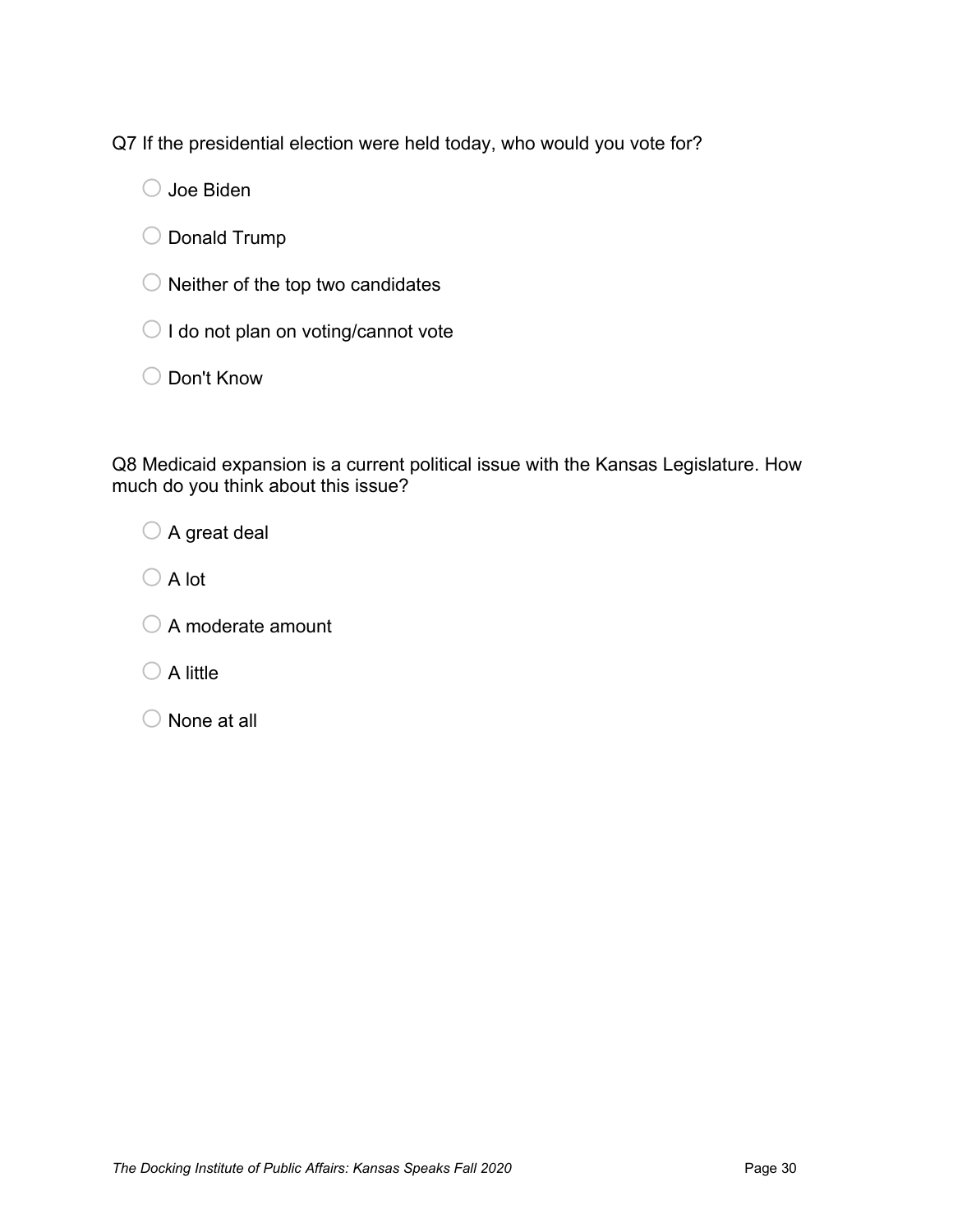Q7 If the presidential election were held today, who would you vote for?

- ○ Joe Biden
- ○ Donald Trump
- ○ Neither of the top two candidates
- ○ I do not plan on voting/cannot vote
- ○ Don't Know

Q8 Medicaid expansion is a current political issue with the Kansas Legislature. How much do you think about this issue?

- ○ A great deal
- ○ A lot
- ○ A moderate amount
- ○ A little
- ○ None at all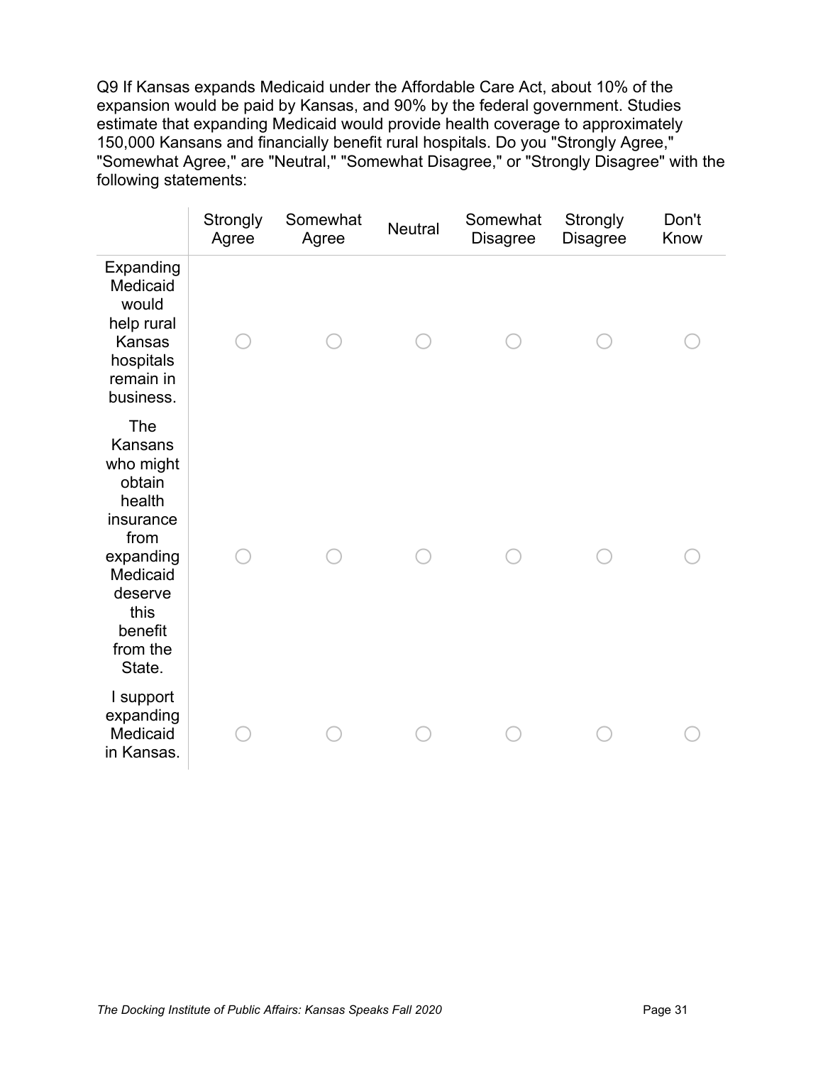Q9 If Kansas expands Medicaid under the Affordable Care Act, about 10% of the expansion would be paid by Kansas, and 90% by the federal government. Studies estimate that expanding Medicaid would provide health coverage to approximately 150,000 Kansans and financially benefit rural hospitals. Do you "Strongly Agree," "Somewhat Agree," are "Neutral," "Somewhat Disagree," or "Strongly Disagree" with the following statements:

| | Strongly Agree | Somewhat Agree | Neutral | Somewhat Disagree | Strongly Disagree | Don't Know |
|---|---|---|---|---|---|---|
| Expanding Medicaid would help rural Kansas hospitals remain in business. | ○ | ○ | ○ | ○ | ○ | ○ |
| The Kansans who might obtain health insurance from expanding Medicaid deserve this benefit from the State. | ○ | ○ | ○ | ○ | ○ | ○ |
| I support expanding Medicaid in Kansas. | ○ | ○ | ○ | ○ | ○ | ○ |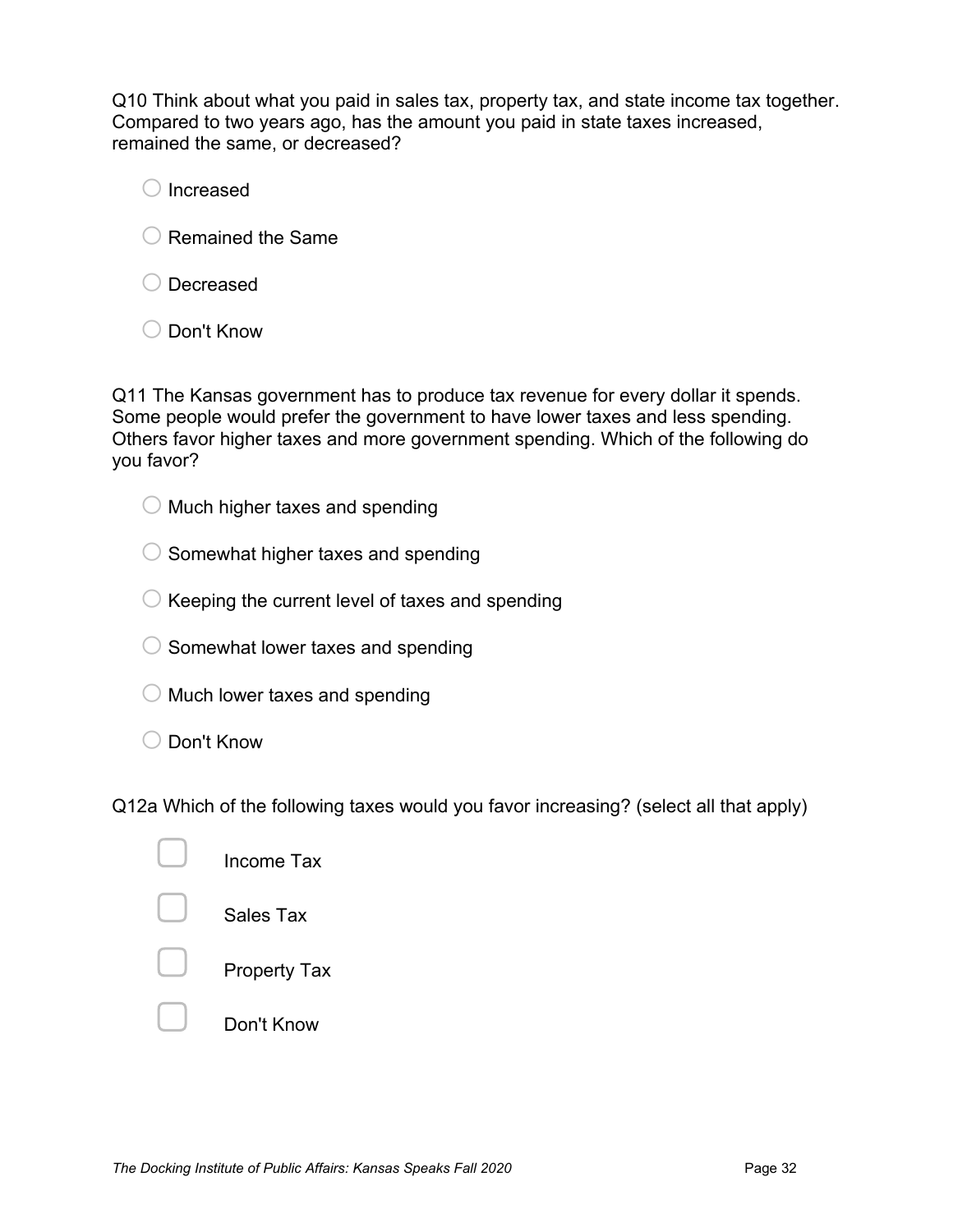Q10 Think about what you paid in sales tax, property tax, and state income tax together. Compared to two years ago, has the amount you paid in state taxes increased, remained the same, or decreased?

- ○ Increased
- ○ Remained the Same
- ○ Decreased
- ○ Don't Know

Q11 The Kansas government has to produce tax revenue for every dollar it spends. Some people would prefer the government to have lower taxes and less spending. Others favor higher taxes and more government spending. Which of the following do you favor?

- ○ Much higher taxes and spending
- ○ Somewhat higher taxes and spending
- ○ Keeping the current level of taxes and spending
- ○ Somewhat lower taxes and spending
- ○ Much lower taxes and spending
- ○ Don't Know

Q12a Which of the following taxes would you favor increasing? (select all that apply)

- ☐ Income Tax
- ☐ Sales Tax
- ☐ Property Tax
- ☐ Don't Know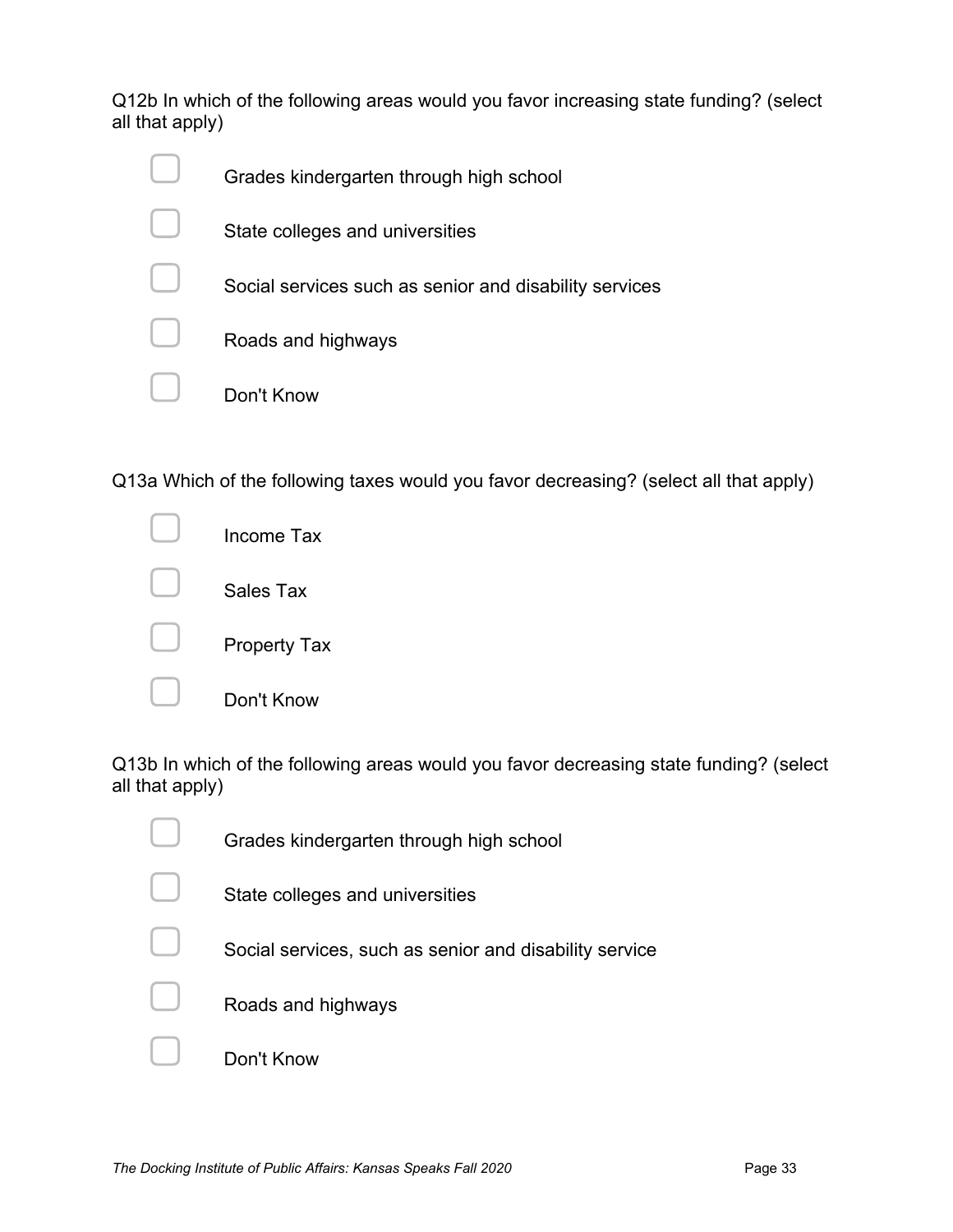Q12b In which of the following areas would you favor increasing state funding? (select all that apply)

- ☐ Grades kindergarten through high school
- ☐ State colleges and universities
- ☐ Social services such as senior and disability services
- ☐ Roads and highways
- ☐ Don't Know

Q13a Which of the following taxes would you favor decreasing? (select all that apply)

- ☐ Income Tax
- ☐ Sales Tax
- ☐ Property Tax
- ☐ Don't Know

Q13b In which of the following areas would you favor decreasing state funding? (select all that apply)

- ☐ Grades kindergarten through high school
- ☐ State colleges and universities
- ☐ Social services, such as senior and disability service
- ☐ Roads and highways
- ☐ Don't Know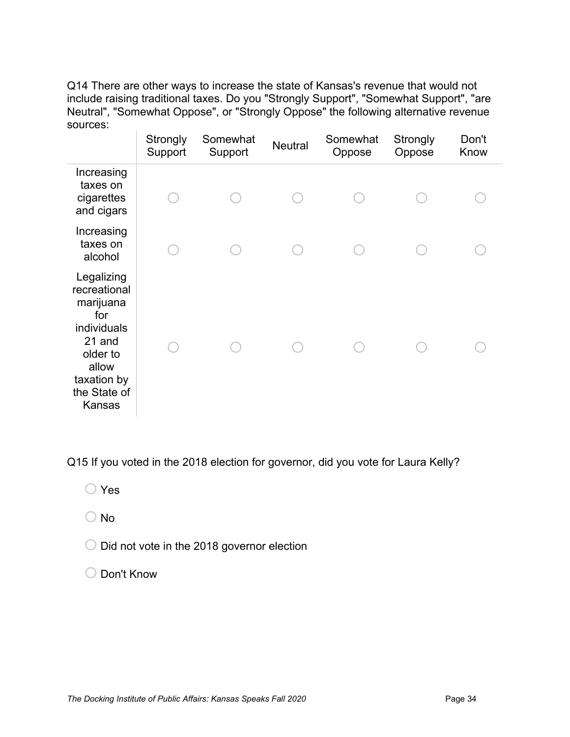Q14 There are other ways to increase the state of Kansas's revenue that would not include raising traditional taxes. Do you "Strongly Support", "Somewhat Support", "are Neutral", "Somewhat Oppose", or "Strongly Oppose" the following alternative revenue sources:

| | Strongly Support | Somewhat Support | Neutral | Somewhat Oppose | Strongly Oppose | Don't Know |
|---|---|---|---|---|---|---|
| Increasing taxes on cigarettes and cigars | ○ | ○ | ○ | ○ | ○ | ○ |
| Increasing taxes on alcohol | ○ | ○ | ○ | ○ | ○ | ○ |
| Legalizing recreational marijuana for individuals 21 and older to allow taxation by the State of Kansas | ○ | ○ | ○ | ○ | ○ | ○ |

Q15 If you voted in the 2018 election for governor, did you vote for Laura Kelly?

- ○ Yes
- ○ No
- ○ Did not vote in the 2018 governor election
- ○ Don't Know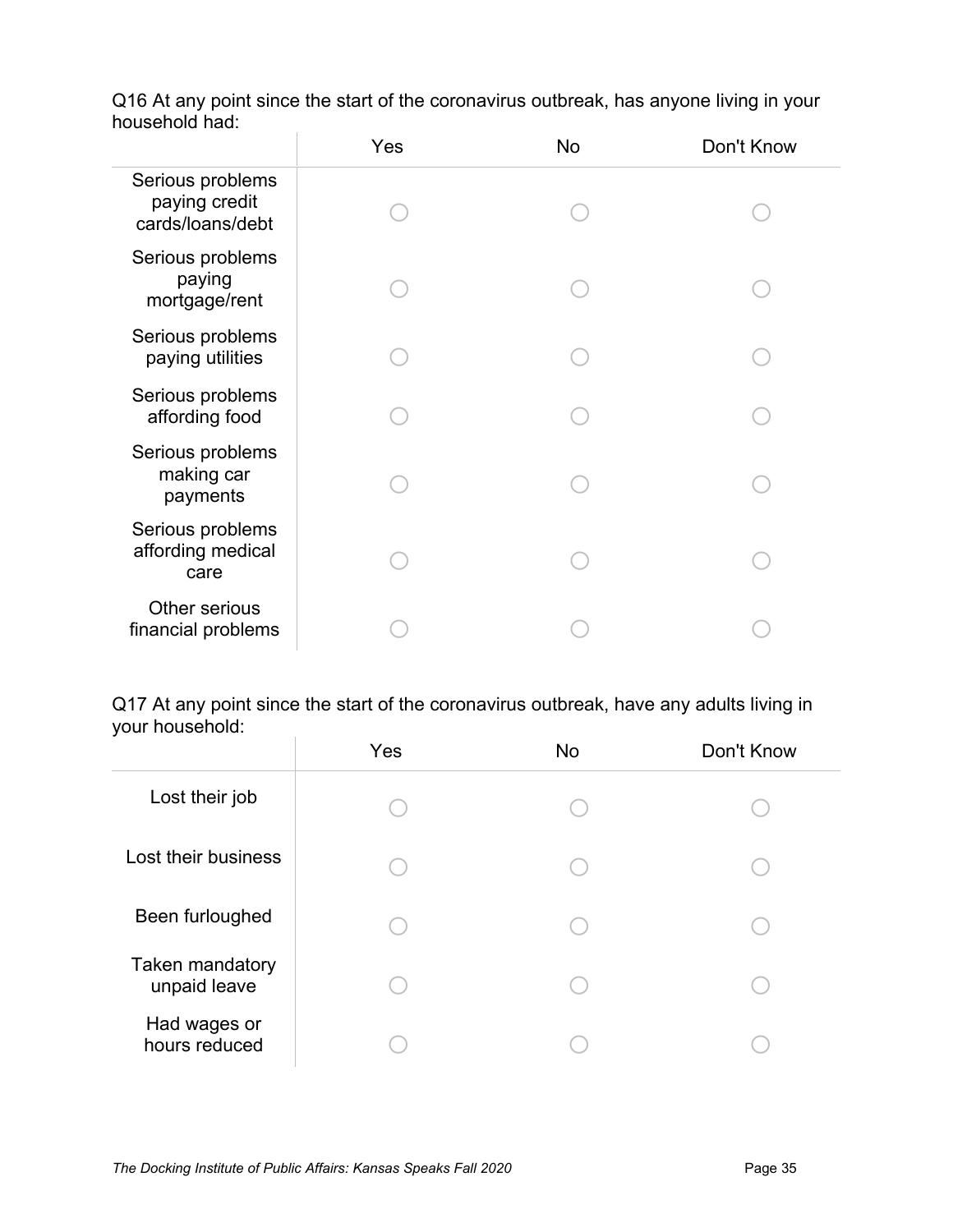Q16 At any point since the start of the coronavirus outbreak, has anyone living in your household had:

| | Yes | No | Don't Know |
|---|---|---|---|
| Serious problems paying credit cards/loans/debt | ◯ | ◯ | ◯ |
| Serious problems paying mortgage/rent | ◯ | ◯ | ◯ |
| Serious problems paying utilities | ◯ | ◯ | ◯ |
| Serious problems affording food | ◯ | ◯ | ◯ |
| Serious problems making car payments | ◯ | ◯ | ◯ |
| Serious problems affording medical care | ◯ | ◯ | ◯ |
| Other serious financial problems | ◯ | ◯ | ◯ |

Q17 At any point since the start of the coronavirus outbreak, have any adults living in your household:

| | Yes | No | Don't Know |
|---|---|---|---|
| Lost their job | ◯ | ◯ | ◯ |
| Lost their business | ◯ | ◯ | ◯ |
| Been furloughed | ◯ | ◯ | ◯ |
| Taken mandatory unpaid leave | ◯ | ◯ | ◯ |
| Had wages or hours reduced | ◯ | ◯ | ◯ |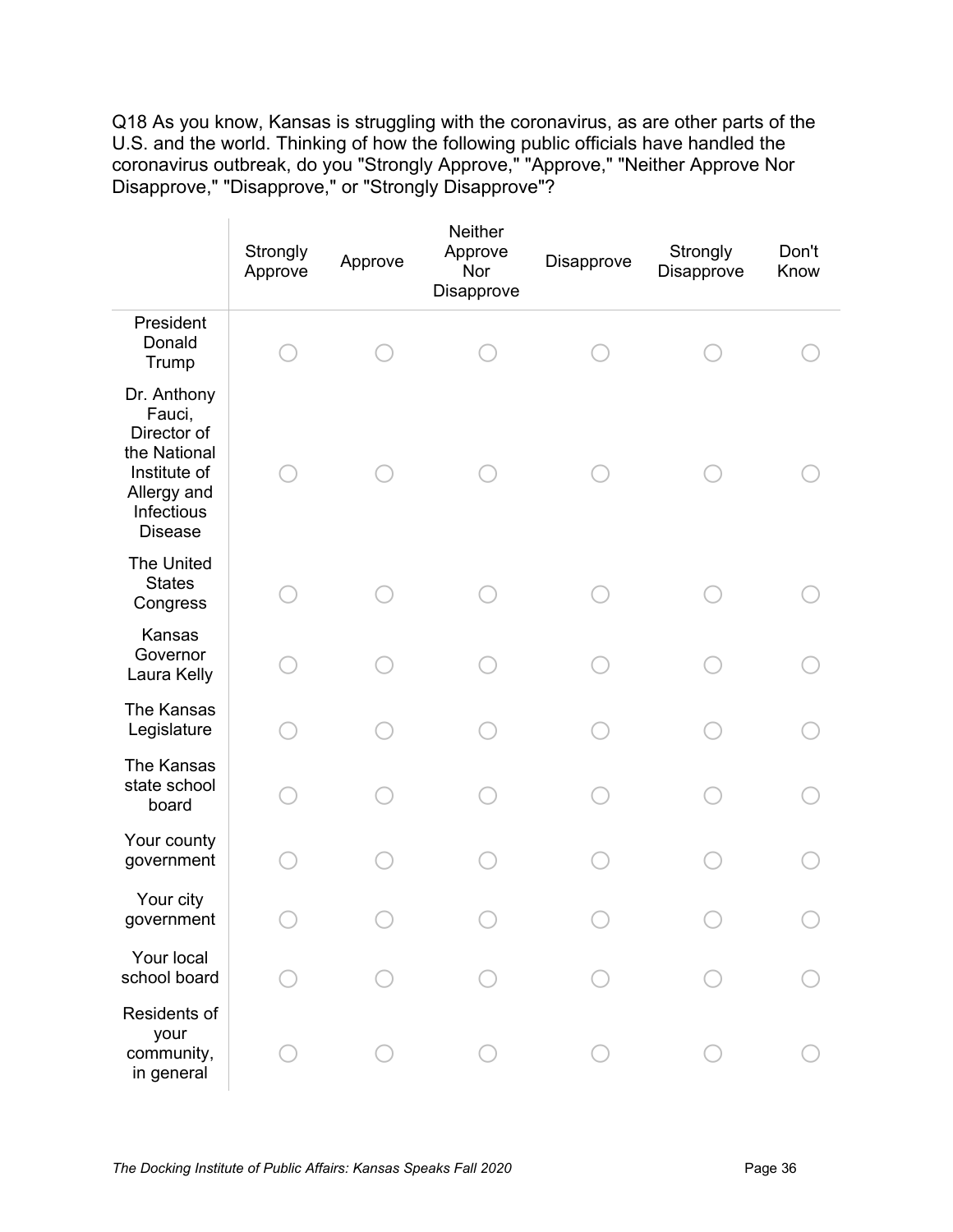Q18 As you know, Kansas is struggling with the coronavirus, as are other parts of the U.S. and the world. Thinking of how the following public officials have handled the coronavirus outbreak, do you "Strongly Approve," "Approve," "Neither Approve Nor Disapprove," "Disapprove," or "Strongly Disapprove"?

| | Strongly Approve | Approve | Neither Approve Nor Disapprove | Disapprove | Strongly Disapprove | Don't Know |
|---|---|---|---|---|---|---|
| President Donald Trump | ◯ | ◯ | ◯ | ◯ | ◯ | ◯ |
| Dr. Anthony Fauci, Director of the National Institute of Allergy and Infectious Disease | ◯ | ◯ | ◯ | ◯ | ◯ | ◯ |
| The United States Congress | ◯ | ◯ | ◯ | ◯ | ◯ | ◯ |
| Kansas Governor Laura Kelly | ◯ | ◯ | ◯ | ◯ | ◯ | ◯ |
| The Kansas Legislature | ◯ | ◯ | ◯ | ◯ | ◯ | ◯ |
| The Kansas state school board | ◯ | ◯ | ◯ | ◯ | ◯ | ◯ |
| Your county government | ◯ | ◯ | ◯ | ◯ | ◯ | ◯ |
| Your city government | ◯ | ◯ | ◯ | ◯ | ◯ | ◯ |
| Your local school board | ◯ | ◯ | ◯ | ◯ | ◯ | ◯ |
| Residents of your community, in general | ◯ | ◯ | ◯ | ◯ | ◯ | ◯ |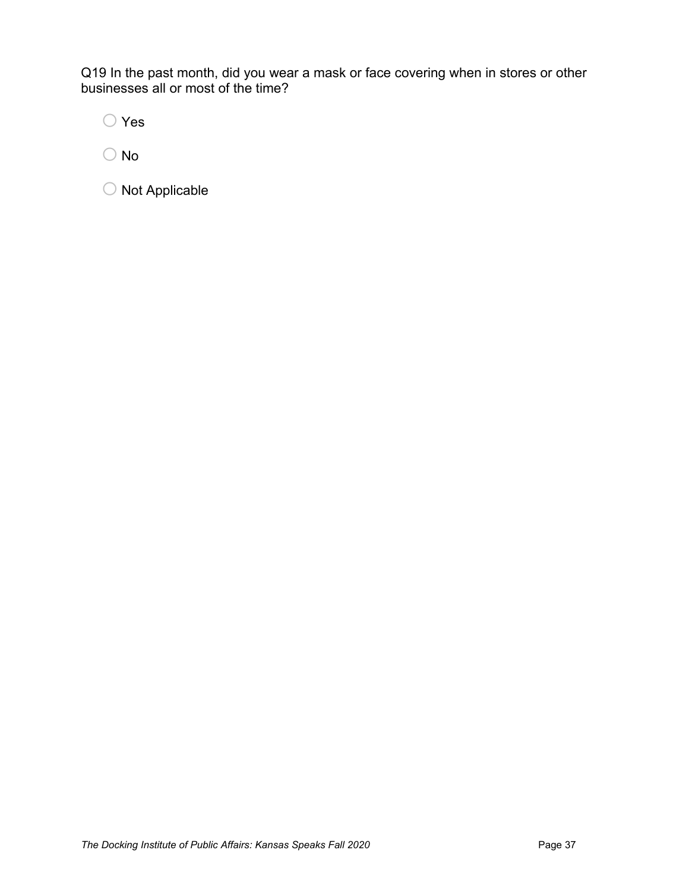Q19 In the past month, did you wear a mask or face covering when in stores or other businesses all or most of the time?

- ◯ Yes
- ◯ No
- ◯ Not Applicable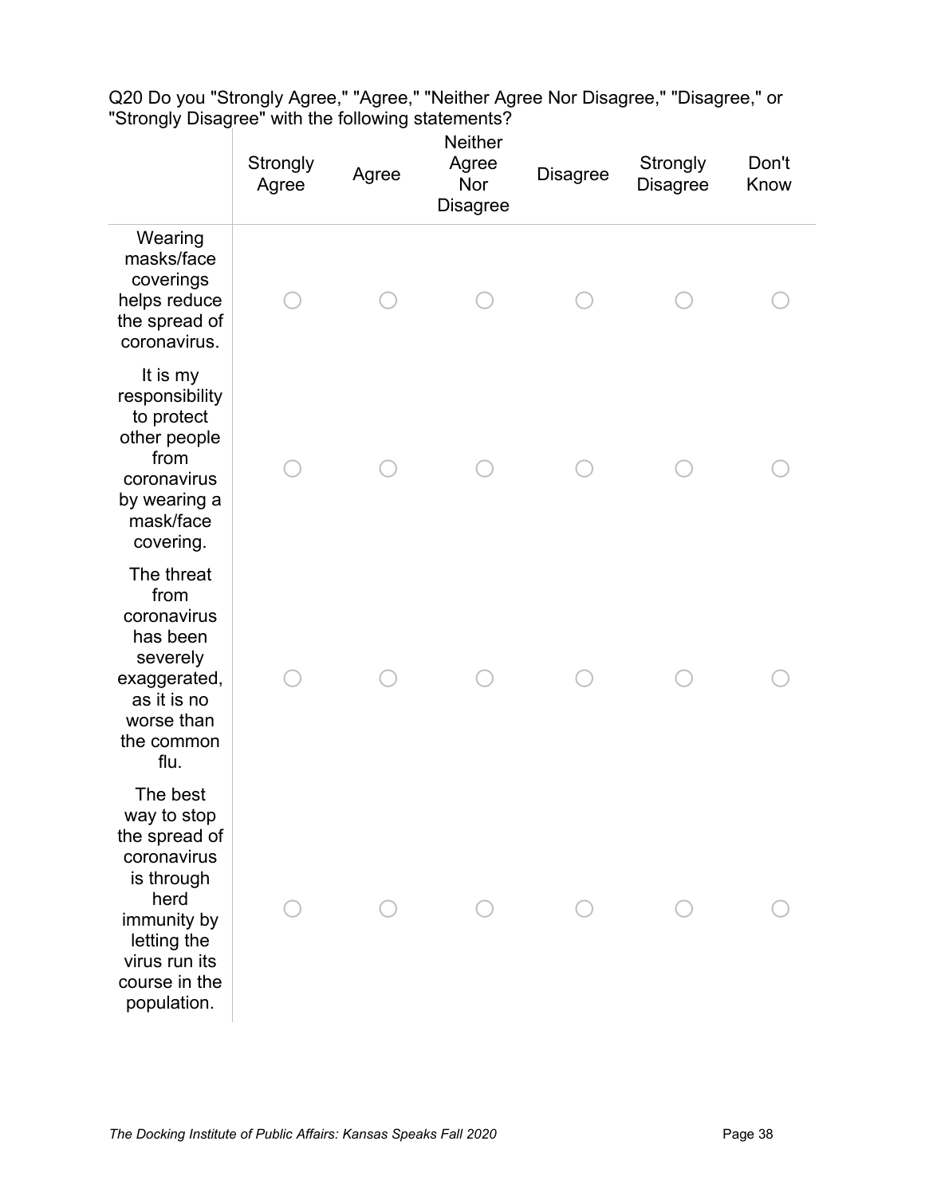Q20 Do you "Strongly Agree," "Agree," "Neither Agree Nor Disagree," "Disagree," or "Strongly Disagree" with the following statements?

| | Strongly Agree | Agree | Neither Agree Nor Disagree | Disagree | Strongly Disagree | Don't Know |
|---|---|---|---|---|---|---|
| Wearing masks/face coverings helps reduce the spread of coronavirus. | ○ | ○ | ○ | ○ | ○ | ○ |
| It is my responsibility to protect other people from coronavirus by wearing a mask/face covering. | ○ | ○ | ○ | ○ | ○ | ○ |
| The threat from coronavirus has been severely exaggerated, as it is no worse than the common flu. | ○ | ○ | ○ | ○ | ○ | ○ |
| The best way to stop the spread of coronavirus is through herd immunity by letting the virus run its course in the population. | ○ | ○ | ○ | ○ | ○ | ○ |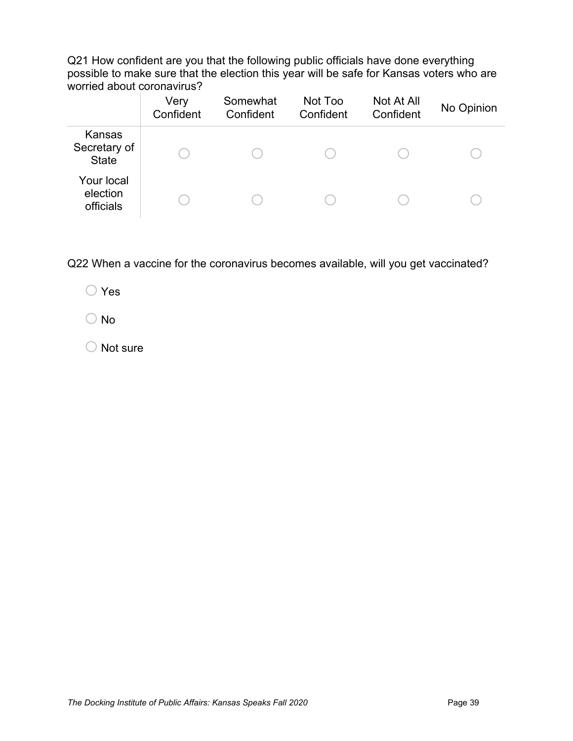Q21 How confident are you that the following public officials have done everything possible to make sure that the election this year will be safe for Kansas voters who are worried about coronavirus?

| | Very Confident | Somewhat Confident | Not Too Confident | Not At All Confident | No Opinion |
|---|---|---|---|---|---|
| Kansas Secretary of State | ○ | ○ | ○ | ○ | ○ |
| Your local election officials | ○ | ○ | ○ | ○ | ○ |

Q22 When a vaccine for the coronavirus becomes available, will you get vaccinated?

○ Yes

○ No

○ Not sure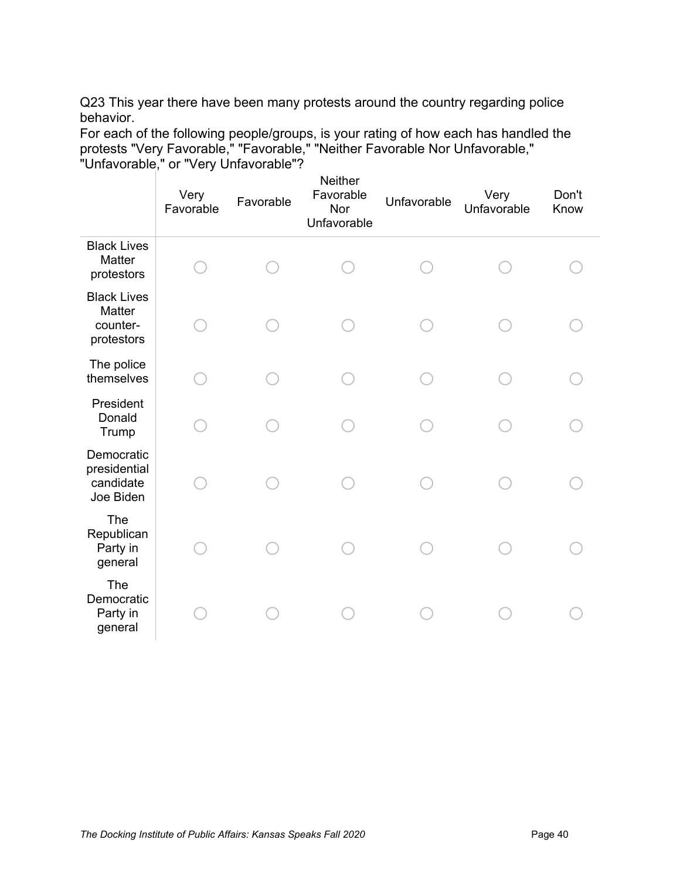Q23 This year there have been many protests around the country regarding police behavior.
For each of the following people/groups, is your rating of how each has handled the protests "Very Favorable," "Favorable," "Neither Favorable Nor Unfavorable," "Unfavorable," or "Very Unfavorable"?

| | Very Favorable | Favorable | Neither Favorable Nor Unfavorable | Unfavorable | Very Unfavorable | Don't Know |
|---|---|---|---|---|---|---|
| Black Lives Matter protestors | ○ | ○ | ○ | ○ | ○ | ○ |
| Black Lives Matter counter-protestors | ○ | ○ | ○ | ○ | ○ | ○ |
| The police themselves | ○ | ○ | ○ | ○ | ○ | ○ |
| President Donald Trump | ○ | ○ | ○ | ○ | ○ | ○ |
| Democratic presidential candidate Joe Biden | ○ | ○ | ○ | ○ | ○ | ○ |
| The Republican Party in general | ○ | ○ | ○ | ○ | ○ | ○ |
| The Democratic Party in general | ○ | ○ | ○ | ○ | ○ | ○ |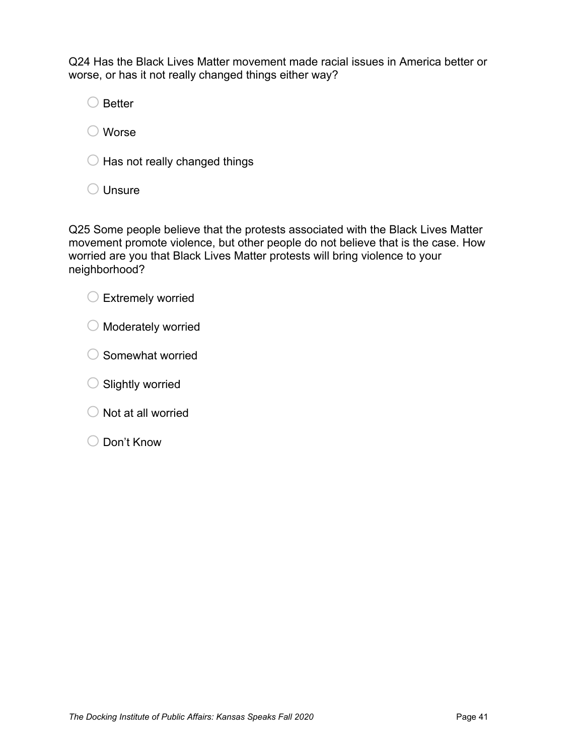Q24 Has the Black Lives Matter movement made racial issues in America better or worse, or has it not really changed things either way?

- ○ Better
- ○ Worse
- ○ Has not really changed things
- ○ Unsure

Q25 Some people believe that the protests associated with the Black Lives Matter movement promote violence, but other people do not believe that is the case. How worried are you that Black Lives Matter protests will bring violence to your neighborhood?

- ○ Extremely worried
- ○ Moderately worried
- ○ Somewhat worried
- ○ Slightly worried
- ○ Not at all worried
- ○ Don't Know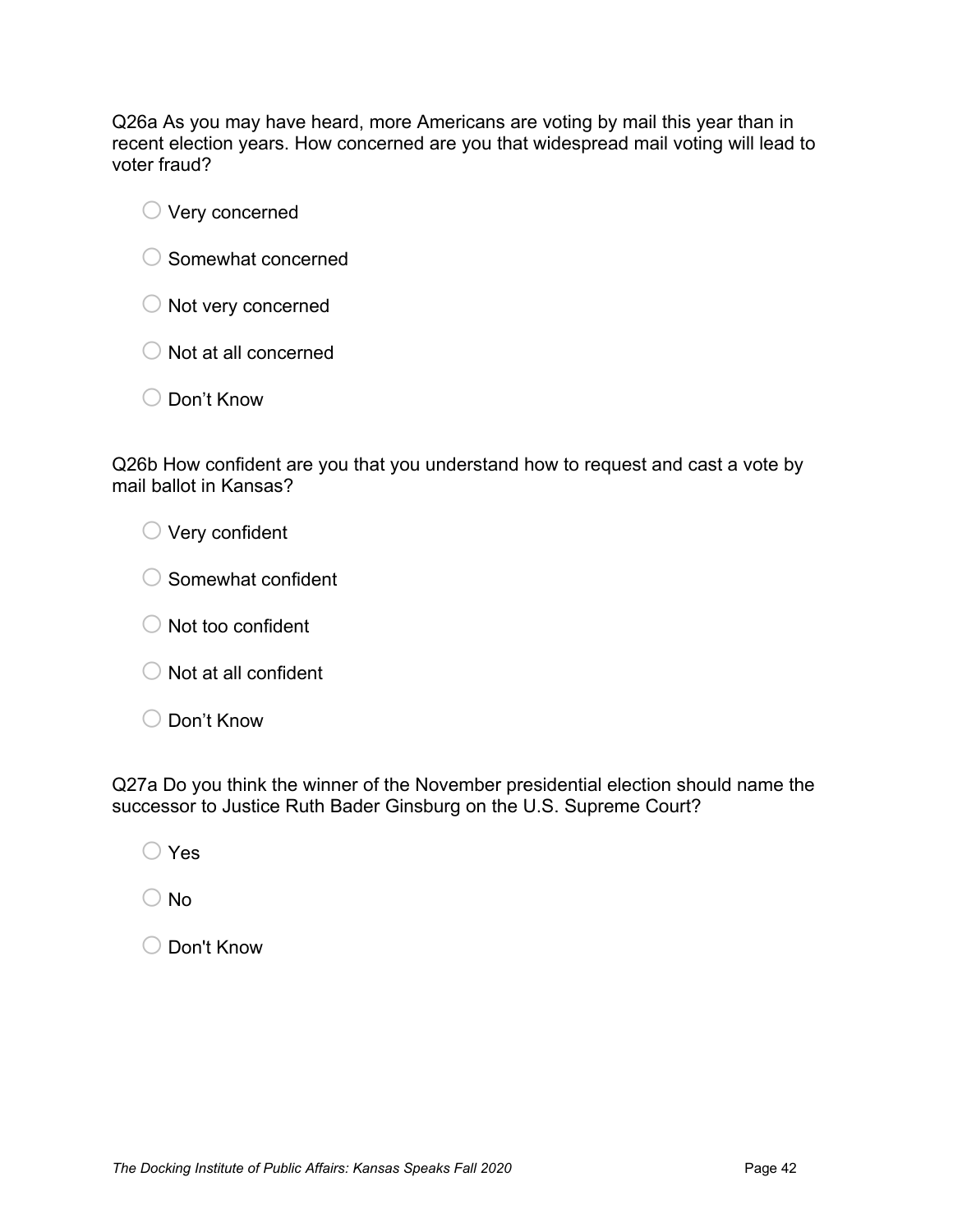Q26a As you may have heard, more Americans are voting by mail this year than in recent election years. How concerned are you that widespread mail voting will lead to voter fraud?

- ◯ Very concerned
- ◯ Somewhat concerned
- ◯ Not very concerned
- ◯ Not at all concerned
- ◯ Don’t Know

Q26b How confident are you that you understand how to request and cast a vote by mail ballot in Kansas?

- ◯ Very confident
- ◯ Somewhat confident
- ◯ Not too confident
- ◯ Not at all confident
- ◯ Don’t Know

Q27a Do you think the winner of the November presidential election should name the successor to Justice Ruth Bader Ginsburg on the U.S. Supreme Court?

- ◯ Yes
- ◯ No
- ◯ Don't Know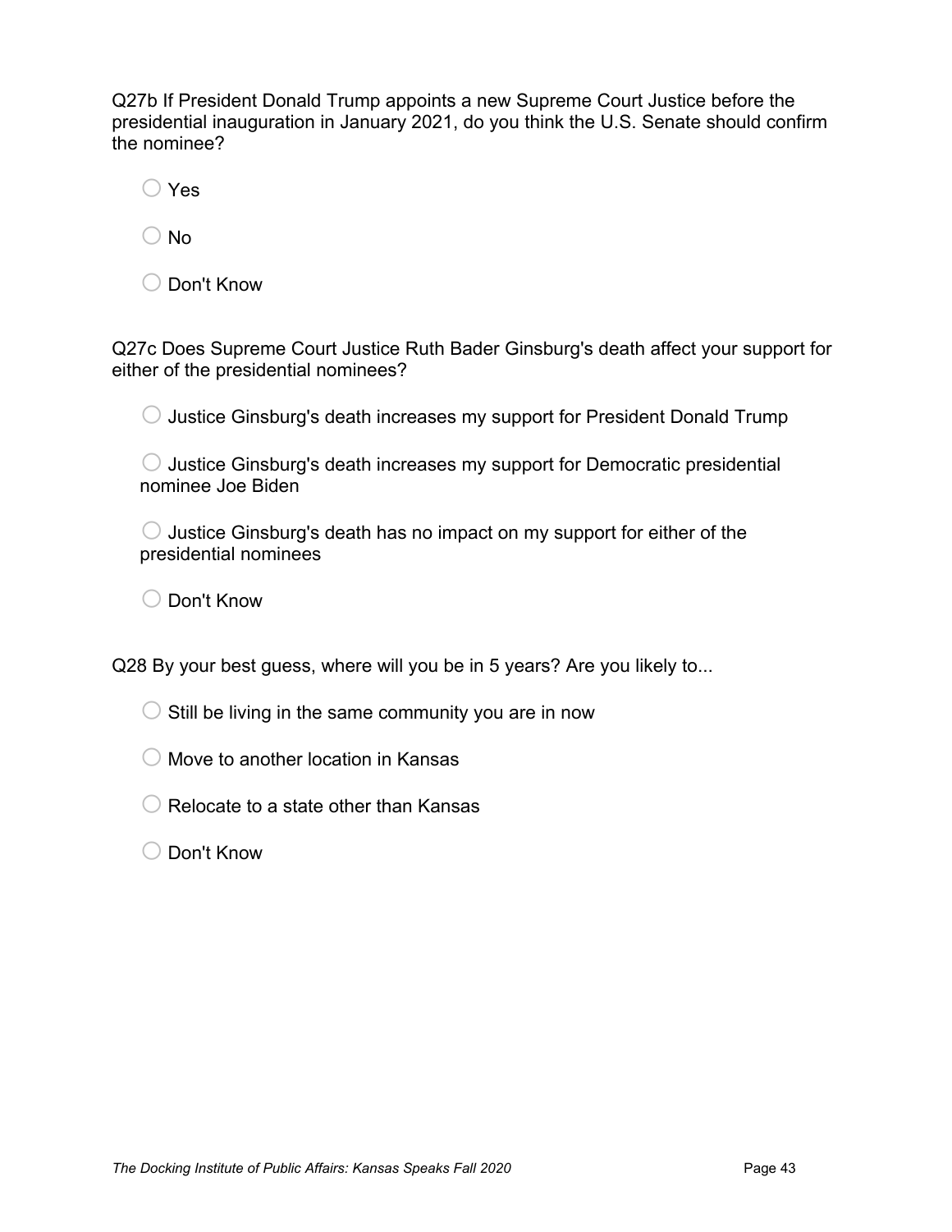Q27b If President Donald Trump appoints a new Supreme Court Justice before the presidential inauguration in January 2021, do you think the U.S. Senate should confirm the nominee?

- ○ Yes
- ○ No
- ○ Don't Know

Q27c Does Supreme Court Justice Ruth Bader Ginsburg's death affect your support for either of the presidential nominees?

- ○ Justice Ginsburg's death increases my support for President Donald Trump
- ○ Justice Ginsburg's death increases my support for Democratic presidential nominee Joe Biden
- ○ Justice Ginsburg's death has no impact on my support for either of the presidential nominees
- ○ Don't Know

Q28 By your best guess, where will you be in 5 years? Are you likely to...

- ○ Still be living in the same community you are in now
- ○ Move to another location in Kansas
- ○ Relocate to a state other than Kansas
- ○ Don't Know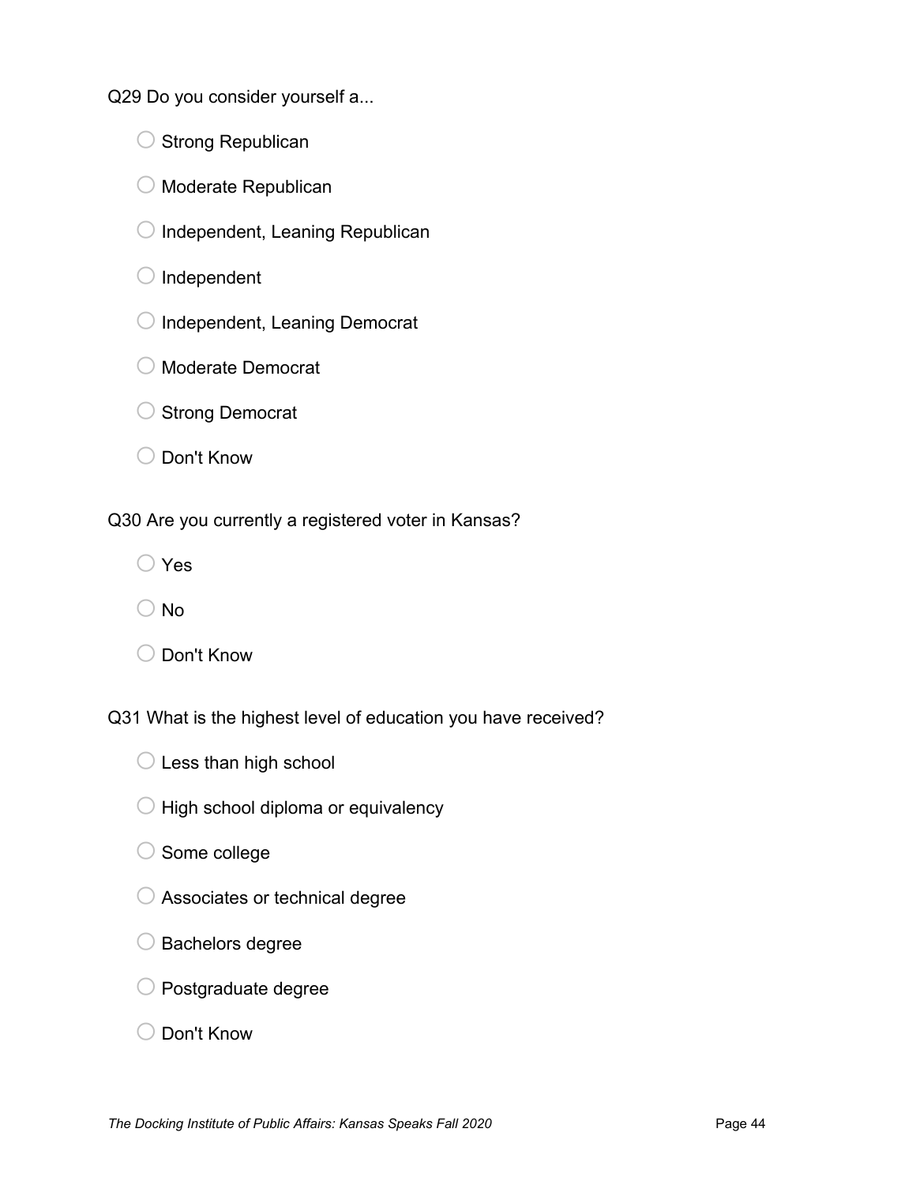Q29 Do you consider yourself a...

- Strong Republican
- Moderate Republican
- Independent, Leaning Republican
- Independent
- Independent, Leaning Democrat
- Moderate Democrat
- Strong Democrat
- Don't Know

Q30 Are you currently a registered voter in Kansas?

- Yes
- No
- Don't Know

Q31 What is the highest level of education you have received?

- Less than high school
- High school diploma or equivalency
- Some college
- Associates or technical degree
- Bachelors degree
- Postgraduate degree
- Don't Know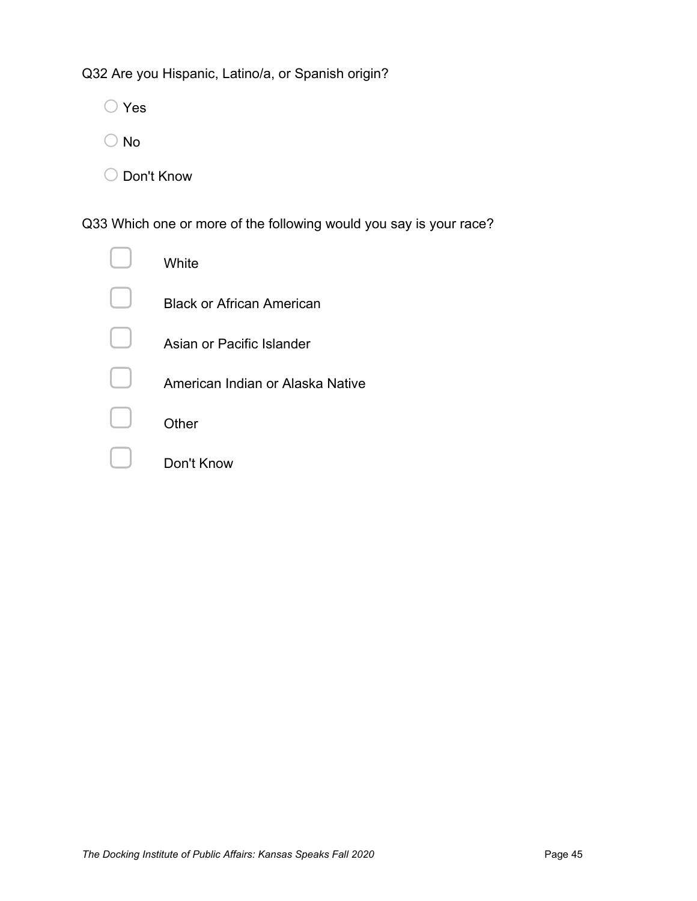Q32 Are you Hispanic, Latino/a, or Spanish origin?

- ○ Yes
- ○ No
- ○ Don't Know

Q33 Which one or more of the following would you say is your race?

- ☐ White
- ☐ Black or African American
- ☐ Asian or Pacific Islander
- ☐ American Indian or Alaska Native
- ☐ Other
- ☐ Don't Know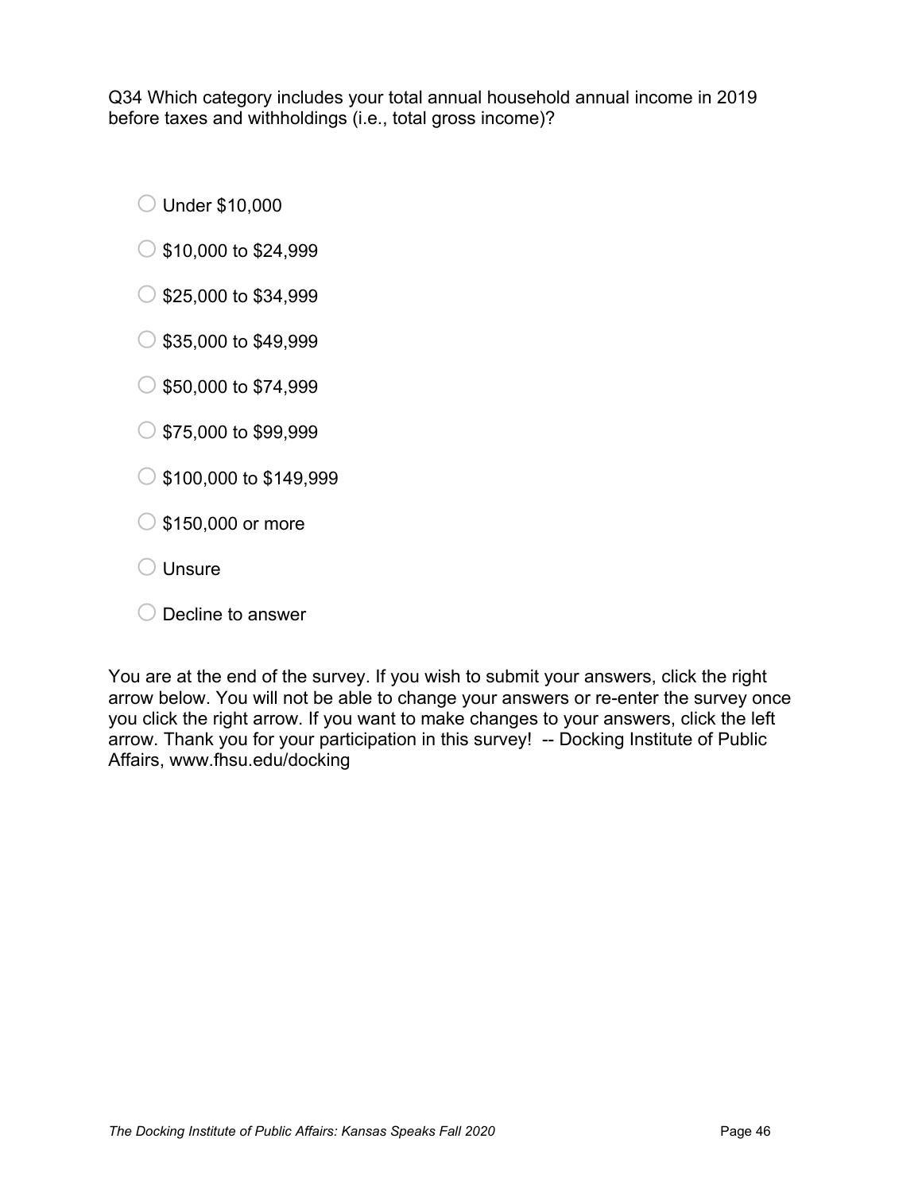Q34 Which category includes your total annual household annual income in 2019 before taxes and withholdings (i.e., total gross income)?

- Under $10,000
- $10,000 to $24,999
- $25,000 to $34,999
- $35,000 to $49,999
- $50,000 to $74,999
- $75,000 to $99,999
- $100,000 to $149,999
- $150,000 or more
- Unsure
- Decline to answer

You are at the end of the survey. If you wish to submit your answers, click the right arrow below. You will not be able to change your answers or re-enter the survey once you click the right arrow. If you want to make changes to your answers, click the left arrow. Thank you for your participation in this survey! -- Docking Institute of Public Affairs, www.fhsu.edu/docking